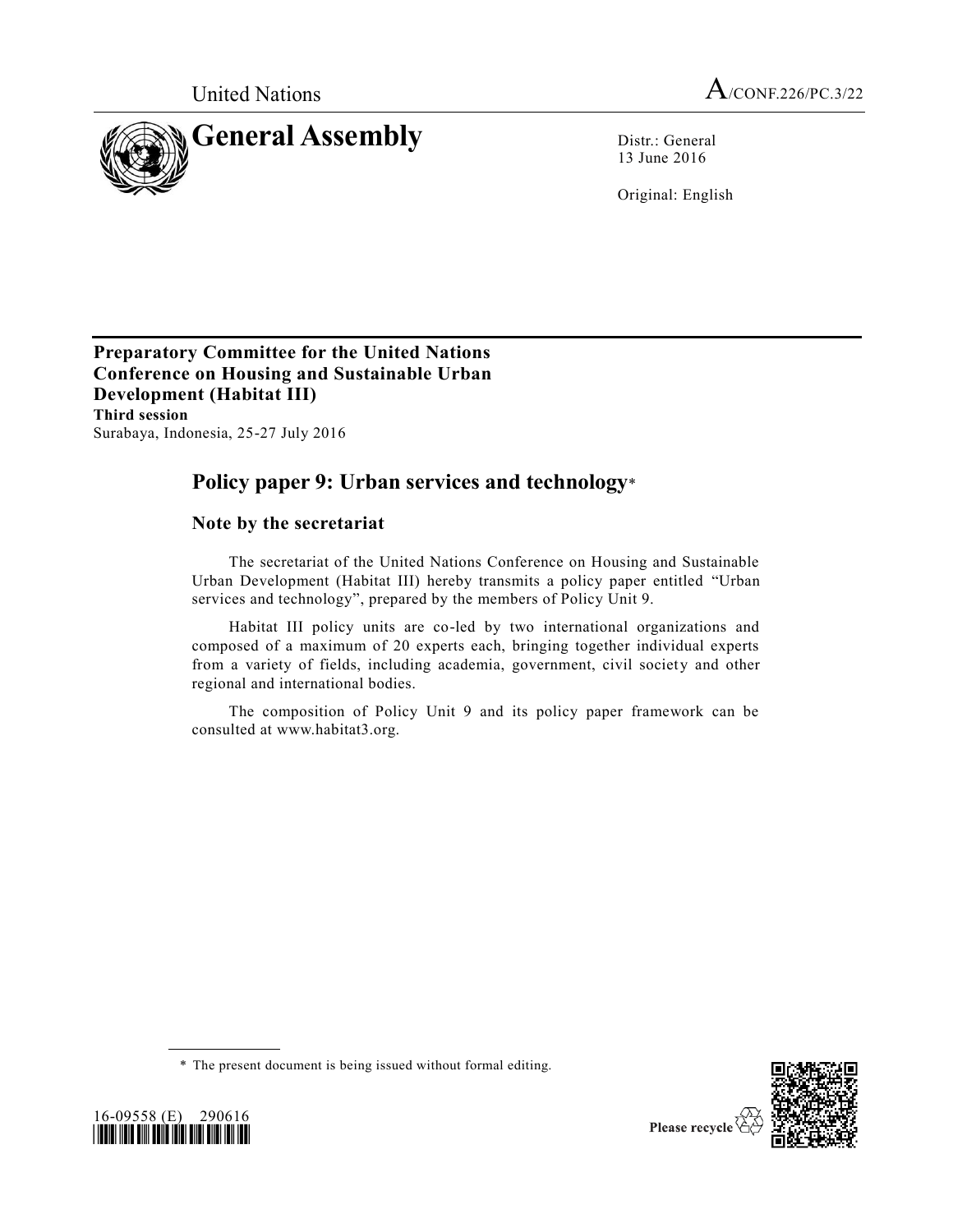United Nations

A/CONF.226/PC.3/22

# General Assembly

Distr.: General
13 June 2016

Original: English

**Preparatory Committee for the United Nations Conference on Housing and Sustainable Urban Development (Habitat III)**
**Third session**
Surabaya, Indonesia, 25-27 July 2016

## Policy paper 9: Urban services and technology*

### Note by the secretariat

The secretariat of the United Nations Conference on Housing and Sustainable Urban Development (Habitat III) hereby transmits a policy paper entitled "Urban services and technology", prepared by the members of Policy Unit 9.

Habitat III policy units are co-led by two international organizations and composed of a maximum of 20 experts each, bringing together individual experts from a variety of fields, including academia, government, civil society and other regional and international bodies.

The composition of Policy Unit 9 and its policy paper framework can be consulted at www.habitat3.org.

\* The present document is being issued without formal editing.

16-09558 (E) 290616

Please recycle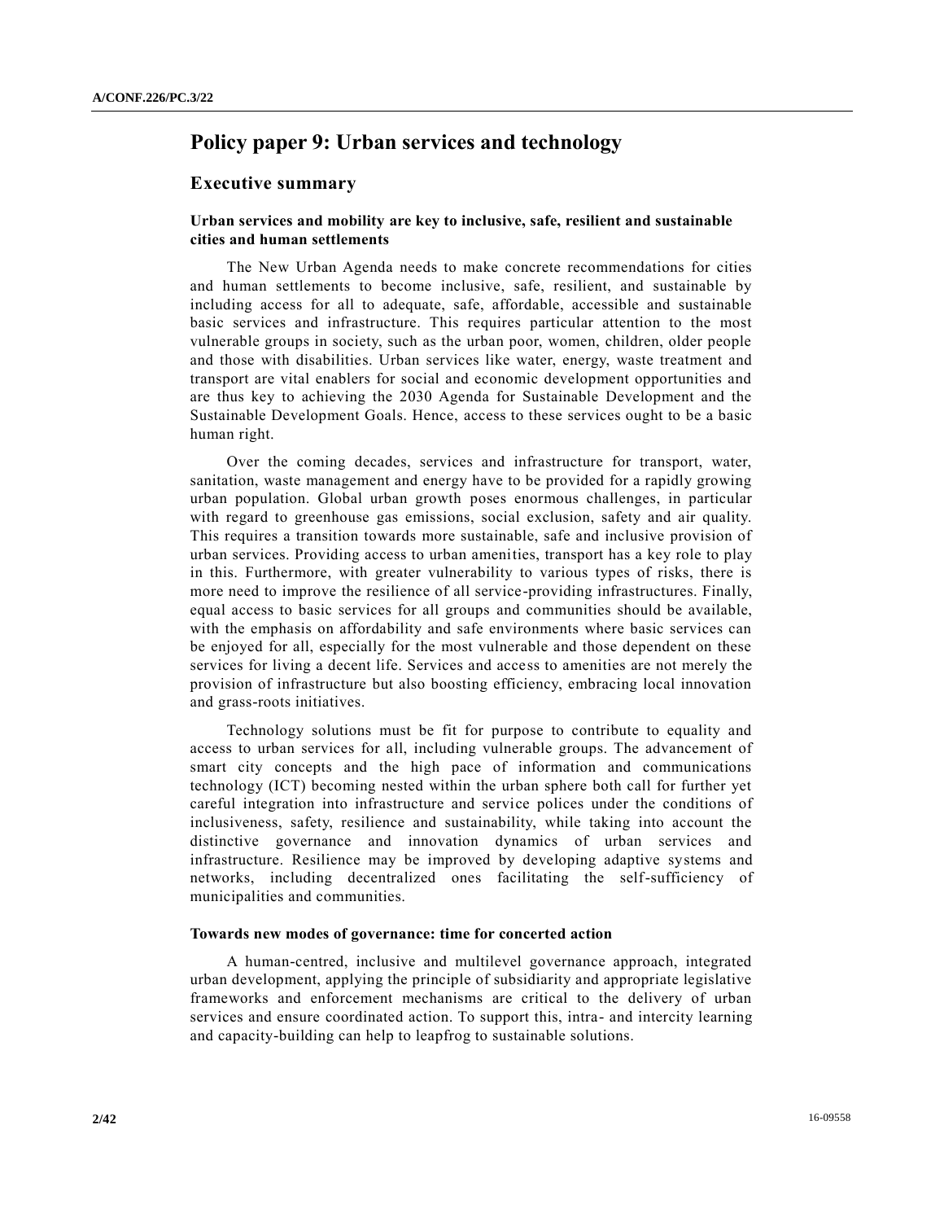# Policy paper 9: Urban services and technology

## Executive summary

### Urban services and mobility are key to inclusive, safe, resilient and sustainable cities and human settlements

The New Urban Agenda needs to make concrete recommendations for cities and human settlements to become inclusive, safe, resilient, and sustainable by including access for all to adequate, safe, affordable, accessible and sustainable basic services and infrastructure. This requires particular attention to the most vulnerable groups in society, such as the urban poor, women, children, older people and those with disabilities. Urban services like water, energy, waste treatment and transport are vital enablers for social and economic development opportunities and are thus key to achieving the 2030 Agenda for Sustainable Development and the Sustainable Development Goals. Hence, access to these services ought to be a basic human right.

Over the coming decades, services and infrastructure for transport, water, sanitation, waste management and energy have to be provided for a rapidly growing urban population. Global urban growth poses enormous challenges, in particular with regard to greenhouse gas emissions, social exclusion, safety and air quality. This requires a transition towards more sustainable, safe and inclusive provision of urban services. Providing access to urban amenities, transport has a key role to play in this. Furthermore, with greater vulnerability to various types of risks, there is more need to improve the resilience of all service-providing infrastructures. Finally, equal access to basic services for all groups and communities should be available, with the emphasis on affordability and safe environments where basic services can be enjoyed for all, especially for the most vulnerable and those dependent on these services for living a decent life. Services and access to amenities are not merely the provision of infrastructure but also boosting efficiency, embracing local innovation and grass-roots initiatives.

Technology solutions must be fit for purpose to contribute to equality and access to urban services for all, including vulnerable groups. The advancement of smart city concepts and the high pace of information and communications technology (ICT) becoming nested within the urban sphere both call for further yet careful integration into infrastructure and service polices under the conditions of inclusiveness, safety, resilience and sustainability, while taking into account the distinctive governance and innovation dynamics of urban services and infrastructure. Resilience may be improved by developing adaptive systems and networks, including decentralized ones facilitating the self-sufficiency of municipalities and communities.

### Towards new modes of governance: time for concerted action

A human-centred, inclusive and multilevel governance approach, integrated urban development, applying the principle of subsidiarity and appropriate legislative frameworks and enforcement mechanisms are critical to the delivery of urban services and ensure coordinated action. To support this, intra- and intercity learning and capacity-building can help to leapfrog to sustainable solutions.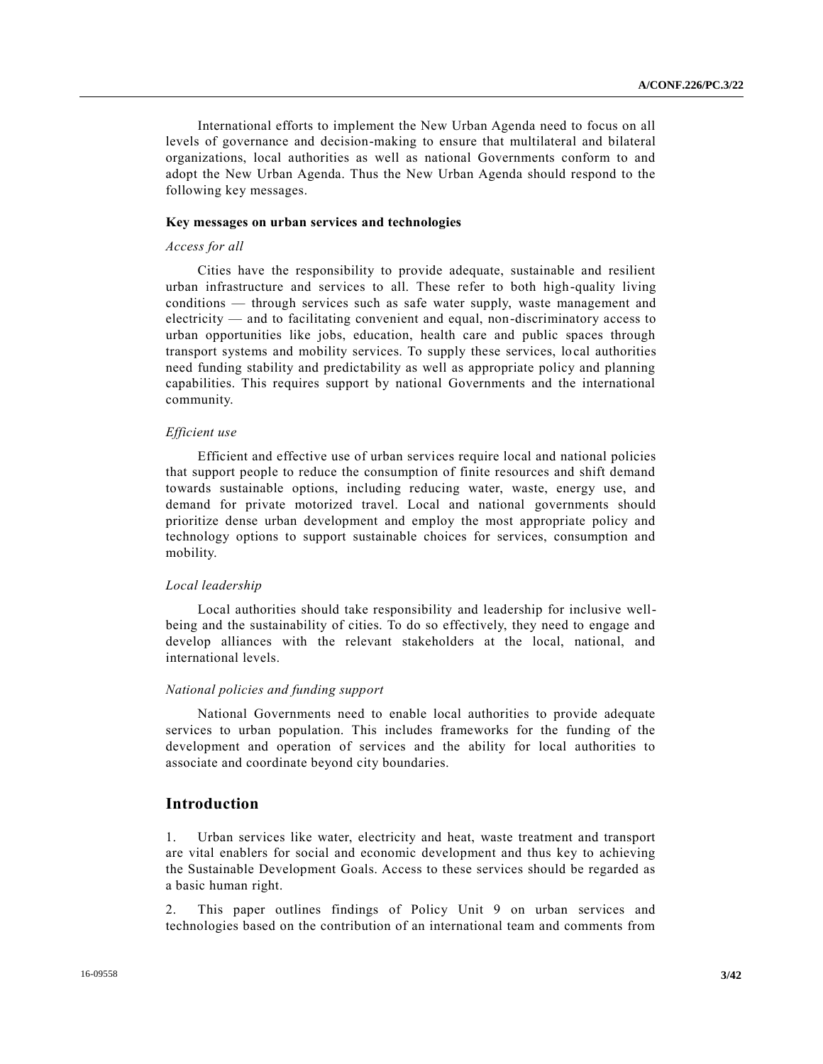International efforts to implement the New Urban Agenda need to focus on all levels of governance and decision-making to ensure that multilateral and bilateral organizations, local authorities as well as national Governments conform to and adopt the New Urban Agenda. Thus the New Urban Agenda should respond to the following key messages.

**Key messages on urban services and technologies**

*Access for all*

Cities have the responsibility to provide adequate, sustainable and resilient urban infrastructure and services to all. These refer to both high-quality living conditions — through services such as safe water supply, waste management and electricity — and to facilitating convenient and equal, non-discriminatory access to urban opportunities like jobs, education, health care and public spaces through transport systems and mobility services. To supply these services, local authorities need funding stability and predictability as well as appropriate policy and planning capabilities. This requires support by national Governments and the international community.

*Efficient use*

Efficient and effective use of urban services require local and national policies that support people to reduce the consumption of finite resources and shift demand towards sustainable options, including reducing water, waste, energy use, and demand for private motorized travel. Local and national governments should prioritize dense urban development and employ the most appropriate policy and technology options to support sustainable choices for services, consumption and mobility.

*Local leadership*

Local authorities should take responsibility and leadership for inclusive well-being and the sustainability of cities. To do so effectively, they need to engage and develop alliances with the relevant stakeholders at the local, national, and international levels.

*National policies and funding support*

National Governments need to enable local authorities to provide adequate services to urban population. This includes frameworks for the funding of the development and operation of services and the ability for local authorities to associate and coordinate beyond city boundaries.

## Introduction

1. Urban services like water, electricity and heat, waste treatment and transport are vital enablers for social and economic development and thus key to achieving the Sustainable Development Goals. Access to these services should be regarded as a basic human right.

2. This paper outlines findings of Policy Unit 9 on urban services and technologies based on the contribution of an international team and comments from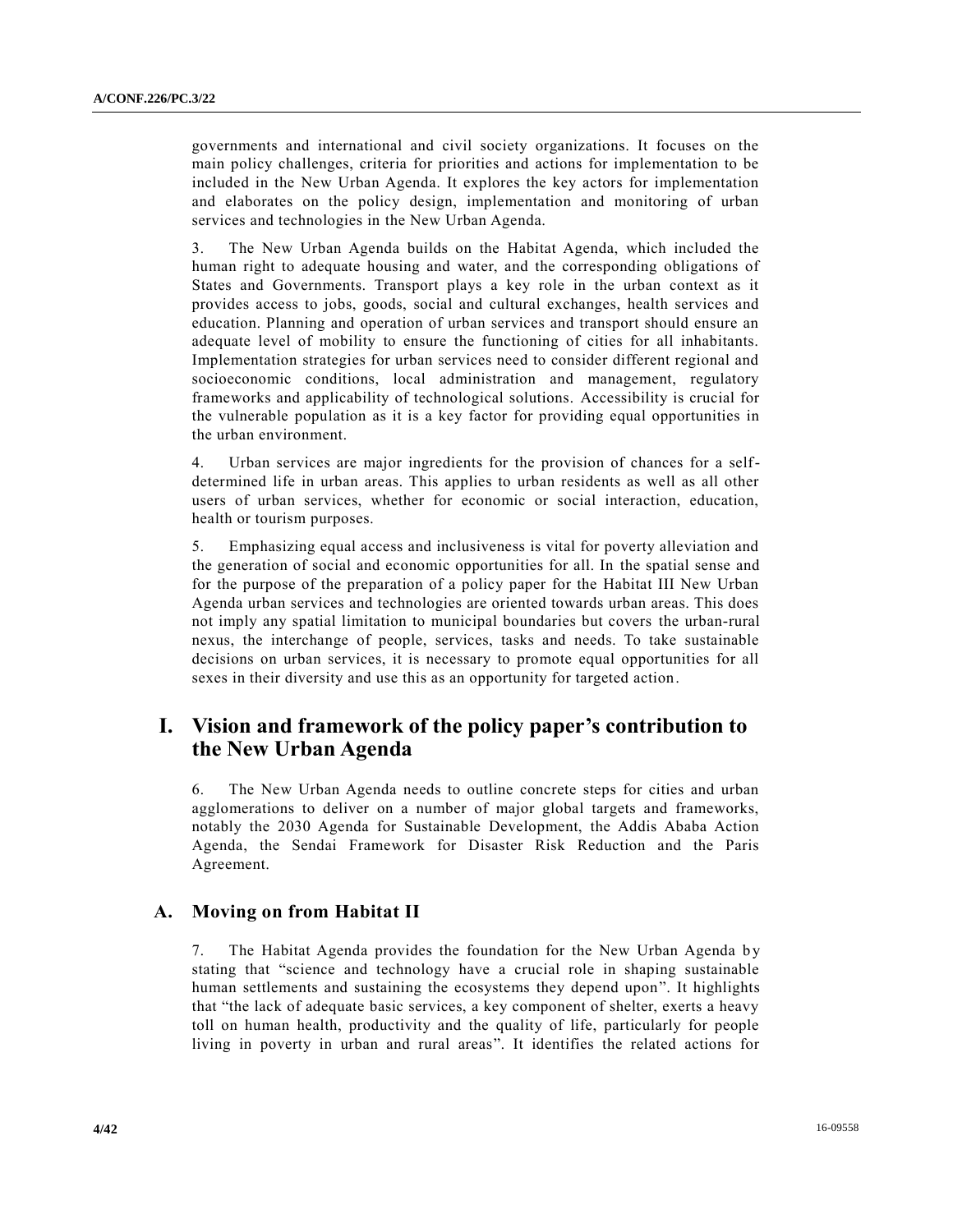governments and international and civil society organizations. It focuses on the main policy challenges, criteria for priorities and actions for implementation to be included in the New Urban Agenda. It explores the key actors for implementation and elaborates on the policy design, implementation and monitoring of urban services and technologies in the New Urban Agenda.

3. The New Urban Agenda builds on the Habitat Agenda, which included the human right to adequate housing and water, and the corresponding obligations of States and Governments. Transport plays a key role in the urban context as it provides access to jobs, goods, social and cultural exchanges, health services and education. Planning and operation of urban services and transport should ensure an adequate level of mobility to ensure the functioning of cities for all inhabitants. Implementation strategies for urban services need to consider different regional and socioeconomic conditions, local administration and management, regulatory frameworks and applicability of technological solutions. Accessibility is crucial for the vulnerable population as it is a key factor for providing equal opportunities in the urban environment.

4. Urban services are major ingredients for the provision of chances for a self-determined life in urban areas. This applies to urban residents as well as all other users of urban services, whether for economic or social interaction, education, health or tourism purposes.

5. Emphasizing equal access and inclusiveness is vital for poverty alleviation and the generation of social and economic opportunities for all. In the spatial sense and for the purpose of the preparation of a policy paper for the Habitat III New Urban Agenda urban services and technologies are oriented towards urban areas. This does not imply any spatial limitation to municipal boundaries but covers the urban-rural nexus, the interchange of people, services, tasks and needs. To take sustainable decisions on urban services, it is necessary to promote equal opportunities for all sexes in their diversity and use this as an opportunity for targeted action.

# I. Vision and framework of the policy paper's contribution to the New Urban Agenda

6. The New Urban Agenda needs to outline concrete steps for cities and urban agglomerations to deliver on a number of major global targets and frameworks, notably the 2030 Agenda for Sustainable Development, the Addis Ababa Action Agenda, the Sendai Framework for Disaster Risk Reduction and the Paris Agreement.

## A. Moving on from Habitat II

7. The Habitat Agenda provides the foundation for the New Urban Agenda by stating that "science and technology have a crucial role in shaping sustainable human settlements and sustaining the ecosystems they depend upon". It highlights that "the lack of adequate basic services, a key component of shelter, exerts a heavy toll on human health, productivity and the quality of life, particularly for people living in poverty in urban and rural areas". It identifies the related actions for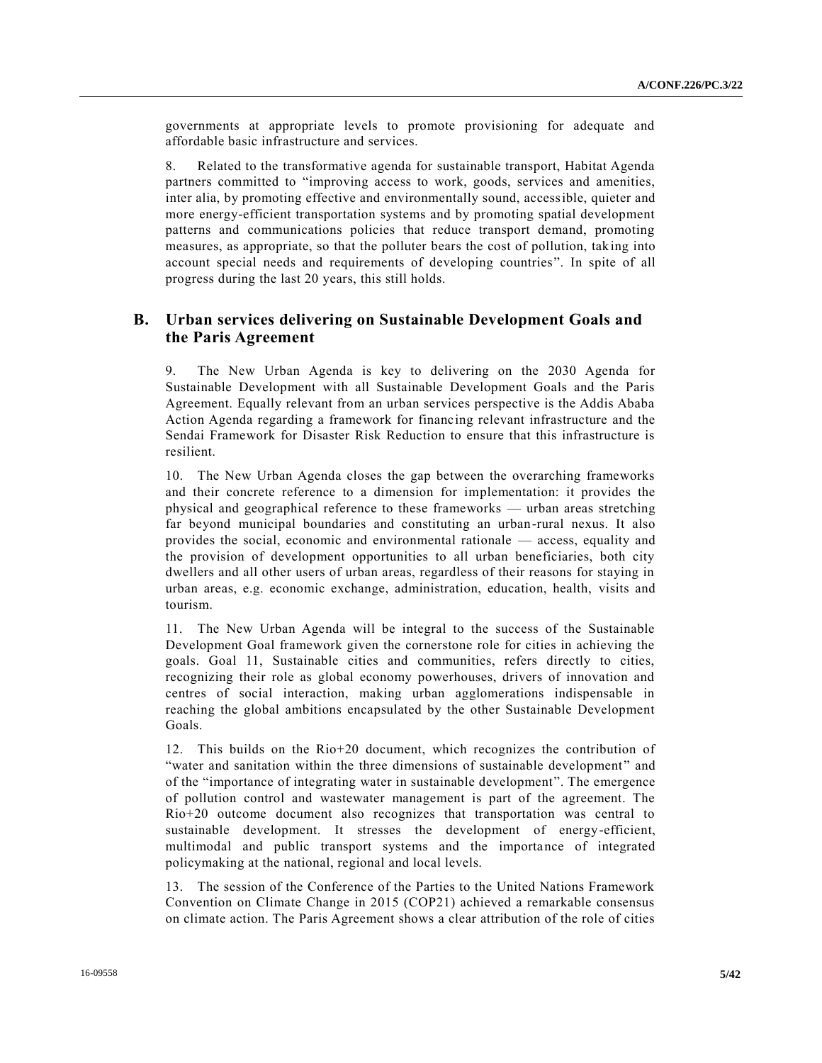governments at appropriate levels to promote provisioning for adequate and affordable basic infrastructure and services.

8. Related to the transformative agenda for sustainable transport, Habitat Agenda partners committed to "improving access to work, goods, services and amenities, inter alia, by promoting effective and environmentally sound, accessible, quieter and more energy-efficient transportation systems and by promoting spatial development patterns and communications policies that reduce transport demand, promoting measures, as appropriate, so that the polluter bears the cost of pollution, taking into account special needs and requirements of developing countries". In spite of all progress during the last 20 years, this still holds.

## B. Urban services delivering on Sustainable Development Goals and the Paris Agreement

9. The New Urban Agenda is key to delivering on the 2030 Agenda for Sustainable Development with all Sustainable Development Goals and the Paris Agreement. Equally relevant from an urban services perspective is the Addis Ababa Action Agenda regarding a framework for financing relevant infrastructure and the Sendai Framework for Disaster Risk Reduction to ensure that this infrastructure is resilient.

10. The New Urban Agenda closes the gap between the overarching frameworks and their concrete reference to a dimension for implementation: it provides the physical and geographical reference to these frameworks — urban areas stretching far beyond municipal boundaries and constituting an urban-rural nexus. It also provides the social, economic and environmental rationale — access, equality and the provision of development opportunities to all urban beneficiaries, both city dwellers and all other users of urban areas, regardless of their reasons for staying in urban areas, e.g. economic exchange, administration, education, health, visits and tourism.

11. The New Urban Agenda will be integral to the success of the Sustainable Development Goal framework given the cornerstone role for cities in achieving the goals. Goal 11, Sustainable cities and communities, refers directly to cities, recognizing their role as global economy powerhouses, drivers of innovation and centres of social interaction, making urban agglomerations indispensable in reaching the global ambitions encapsulated by the other Sustainable Development Goals.

12. This builds on the Rio+20 document, which recognizes the contribution of "water and sanitation within the three dimensions of sustainable development" and of the "importance of integrating water in sustainable development". The emergence of pollution control and wastewater management is part of the agreement. The Rio+20 outcome document also recognizes that transportation was central to sustainable development. It stresses the development of energy-efficient, multimodal and public transport systems and the importance of integrated policymaking at the national, regional and local levels.

13. The session of the Conference of the Parties to the United Nations Framework Convention on Climate Change in 2015 (COP21) achieved a remarkable consensus on climate action. The Paris Agreement shows a clear attribution of the role of cities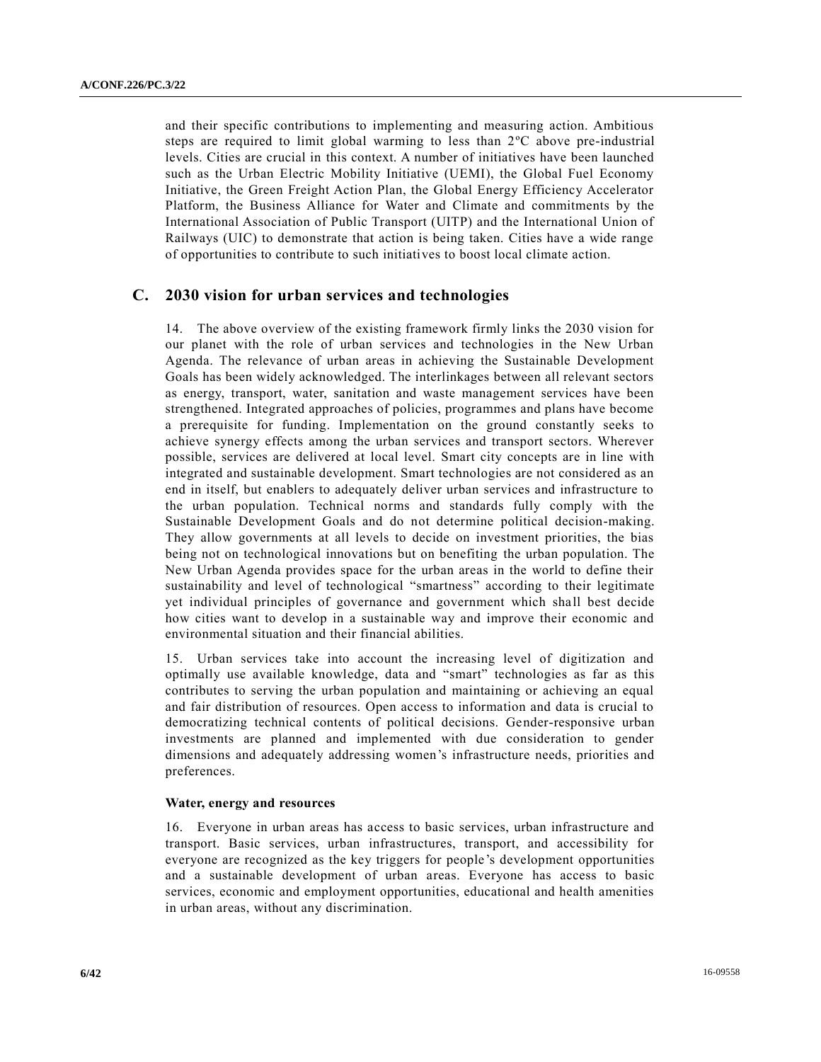and their specific contributions to implementing and measuring action. Ambitious steps are required to limit global warming to less than 2ºC above pre-industrial levels. Cities are crucial in this context. A number of initiatives have been launched such as the Urban Electric Mobility Initiative (UEMI), the Global Fuel Economy Initiative, the Green Freight Action Plan, the Global Energy Efficiency Accelerator Platform, the Business Alliance for Water and Climate and commitments by the International Association of Public Transport (UITP) and the International Union of Railways (UIC) to demonstrate that action is being taken. Cities have a wide range of opportunities to contribute to such initiatives to boost local climate action.

## C. 2030 vision for urban services and technologies

14. The above overview of the existing framework firmly links the 2030 vision for our planet with the role of urban services and technologies in the New Urban Agenda. The relevance of urban areas in achieving the Sustainable Development Goals has been widely acknowledged. The interlinkages between all relevant sectors as energy, transport, water, sanitation and waste management services have been strengthened. Integrated approaches of policies, programmes and plans have become a prerequisite for funding. Implementation on the ground constantly seeks to achieve synergy effects among the urban services and transport sectors. Wherever possible, services are delivered at local level. Smart city concepts are in line with integrated and sustainable development. Smart technologies are not considered as an end in itself, but enablers to adequately deliver urban services and infrastructure to the urban population. Technical norms and standards fully comply with the Sustainable Development Goals and do not determine political decision-making. They allow governments at all levels to decide on investment priorities, the bias being not on technological innovations but on benefiting the urban population. The New Urban Agenda provides space for the urban areas in the world to define their sustainability and level of technological "smartness" according to their legitimate yet individual principles of governance and government which shall best decide how cities want to develop in a sustainable way and improve their economic and environmental situation and their financial abilities.

15. Urban services take into account the increasing level of digitization and optimally use available knowledge, data and "smart" technologies as far as this contributes to serving the urban population and maintaining or achieving an equal and fair distribution of resources. Open access to information and data is crucial to democratizing technical contents of political decisions. Gender-responsive urban investments are planned and implemented with due consideration to gender dimensions and adequately addressing women's infrastructure needs, priorities and preferences.

### Water, energy and resources

16. Everyone in urban areas has access to basic services, urban infrastructure and transport. Basic services, urban infrastructures, transport, and accessibility for everyone are recognized as the key triggers for people's development opportunities and a sustainable development of urban areas. Everyone has access to basic services, economic and employment opportunities, educational and health amenities in urban areas, without any discrimination.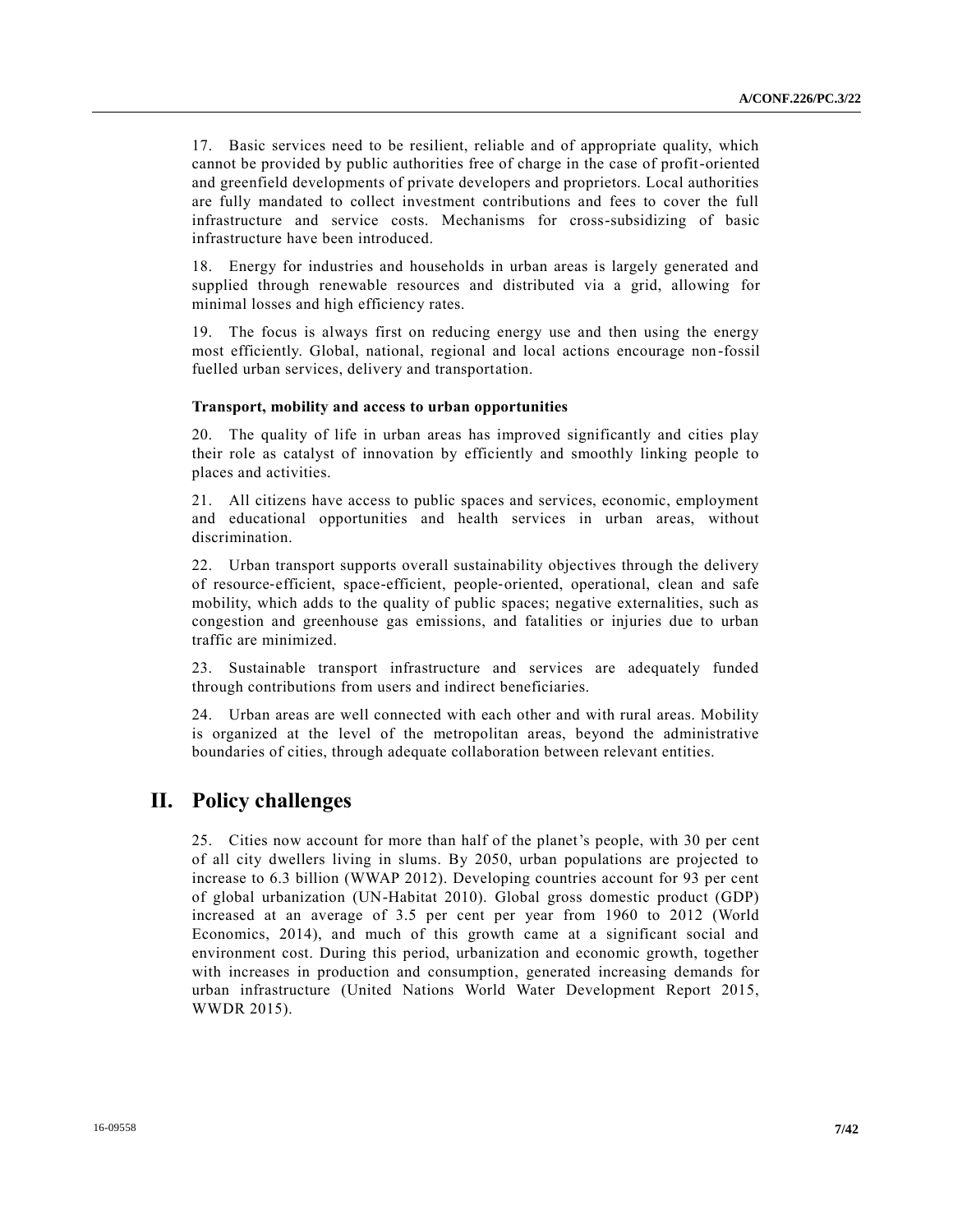17. Basic services need to be resilient, reliable and of appropriate quality, which cannot be provided by public authorities free of charge in the case of profit-oriented and greenfield developments of private developers and proprietors. Local authorities are fully mandated to collect investment contributions and fees to cover the full infrastructure and service costs. Mechanisms for cross-subsidizing of basic infrastructure have been introduced.

18. Energy for industries and households in urban areas is largely generated and supplied through renewable resources and distributed via a grid, allowing for minimal losses and high efficiency rates.

19. The focus is always first on reducing energy use and then using the energy most efficiently. Global, national, regional and local actions encourage non-fossil fuelled urban services, delivery and transportation.

**Transport, mobility and access to urban opportunities**

20. The quality of life in urban areas has improved significantly and cities play their role as catalyst of innovation by efficiently and smoothly linking people to places and activities.

21. All citizens have access to public spaces and services, economic, employment and educational opportunities and health services in urban areas, without discrimination.

22. Urban transport supports overall sustainability objectives through the delivery of resource-efficient, space-efficient, people-oriented, operational, clean and safe mobility, which adds to the quality of public spaces; negative externalities, such as congestion and greenhouse gas emissions, and fatalities or injuries due to urban traffic are minimized.

23. Sustainable transport infrastructure and services are adequately funded through contributions from users and indirect beneficiaries.

24. Urban areas are well connected with each other and with rural areas. Mobility is organized at the level of the metropolitan areas, beyond the administrative boundaries of cities, through adequate collaboration between relevant entities.

# II. Policy challenges

25. Cities now account for more than half of the planet's people, with 30 per cent of all city dwellers living in slums. By 2050, urban populations are projected to increase to 6.3 billion (WWAP 2012). Developing countries account for 93 per cent of global urbanization (UN-Habitat 2010). Global gross domestic product (GDP) increased at an average of 3.5 per cent per year from 1960 to 2012 (World Economics, 2014), and much of this growth came at a significant social and environment cost. During this period, urbanization and economic growth, together with increases in production and consumption, generated increasing demands for urban infrastructure (United Nations World Water Development Report 2015, WWDR 2015).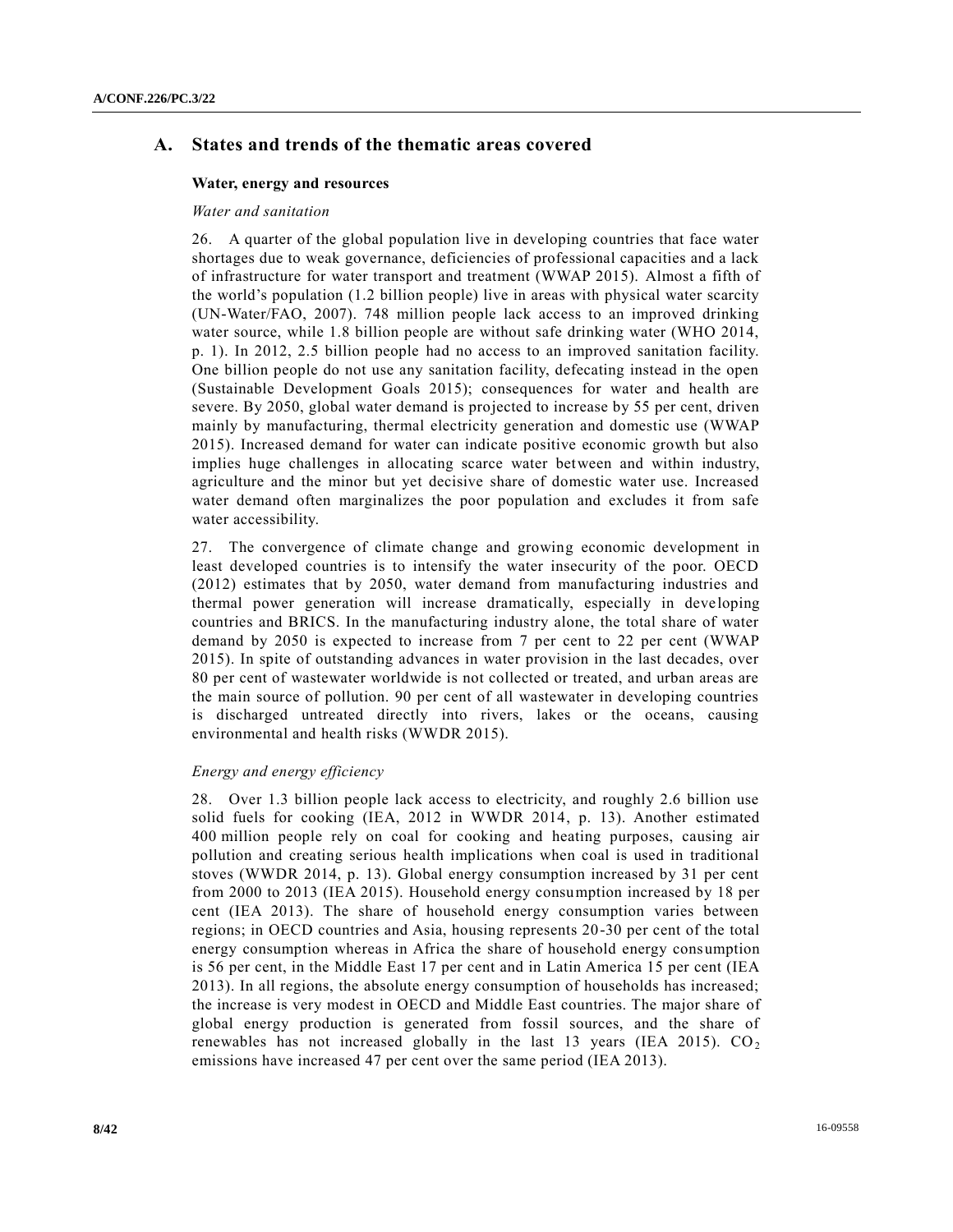## A. States and trends of the thematic areas covered

### Water, energy and resources

*Water and sanitation*

26. A quarter of the global population live in developing countries that face water shortages due to weak governance, deficiencies of professional capacities and a lack of infrastructure for water transport and treatment (WWAP 2015). Almost a fifth of the world's population (1.2 billion people) live in areas with physical water scarcity (UN-Water/FAO, 2007). 748 million people lack access to an improved drinking water source, while 1.8 billion people are without safe drinking water (WHO 2014, p. 1). In 2012, 2.5 billion people had no access to an improved sanitation facility. One billion people do not use any sanitation facility, defecating instead in the open (Sustainable Development Goals 2015); consequences for water and health are severe. By 2050, global water demand is projected to increase by 55 per cent, driven mainly by manufacturing, thermal electricity generation and domestic use (WWAP 2015). Increased demand for water can indicate positive economic growth but also implies huge challenges in allocating scarce water between and within industry, agriculture and the minor but yet decisive share of domestic water use. Increased water demand often marginalizes the poor population and excludes it from safe water accessibility.

27. The convergence of climate change and growing economic development in least developed countries is to intensify the water insecurity of the poor. OECD (2012) estimates that by 2050, water demand from manufacturing industries and thermal power generation will increase dramatically, especially in developing countries and BRICS. In the manufacturing industry alone, the total share of water demand by 2050 is expected to increase from 7 per cent to 22 per cent (WWAP 2015). In spite of outstanding advances in water provision in the last decades, over 80 per cent of wastewater worldwide is not collected or treated, and urban areas are the main source of pollution. 90 per cent of all wastewater in developing countries is discharged untreated directly into rivers, lakes or the oceans, causing environmental and health risks (WWDR 2015).

*Energy and energy efficiency*

28. Over 1.3 billion people lack access to electricity, and roughly 2.6 billion use solid fuels for cooking (IEA, 2012 in WWDR 2014, p. 13). Another estimated 400 million people rely on coal for cooking and heating purposes, causing air pollution and creating serious health implications when coal is used in traditional stoves (WWDR 2014, p. 13). Global energy consumption increased by 31 per cent from 2000 to 2013 (IEA 2015). Household energy consumption increased by 18 per cent (IEA 2013). The share of household energy consumption varies between regions; in OECD countries and Asia, housing represents 20-30 per cent of the total energy consumption whereas in Africa the share of household energy consumption is 56 per cent, in the Middle East 17 per cent and in Latin America 15 per cent (IEA 2013). In all regions, the absolute energy consumption of households has increased; the increase is very modest in OECD and Middle East countries. The major share of global energy production is generated from fossil sources, and the share of renewables has not increased globally in the last 13 years (IEA 2015). $CO_2$ emissions have increased 47 per cent over the same period (IEA 2013).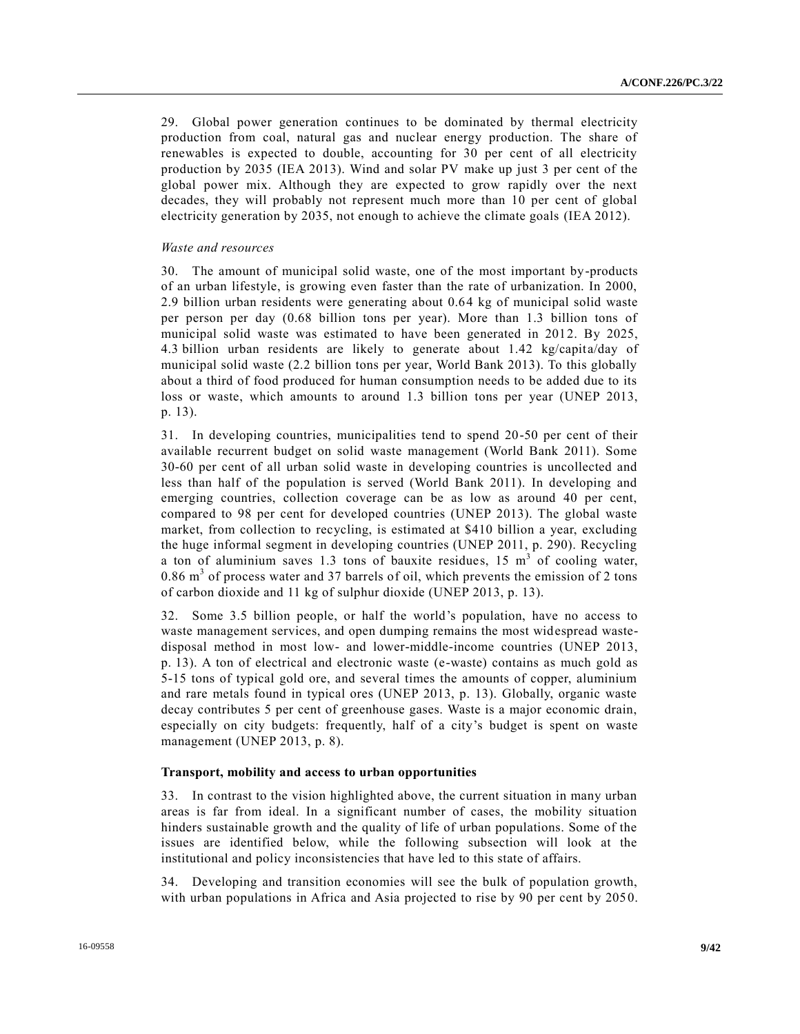29. Global power generation continues to be dominated by thermal electricity production from coal, natural gas and nuclear energy production. The share of renewables is expected to double, accounting for 30 per cent of all electricity production by 2035 (IEA 2013). Wind and solar PV make up just 3 per cent of the global power mix. Although they are expected to grow rapidly over the next decades, they will probably not represent much more than 10 per cent of global electricity generation by 2035, not enough to achieve the climate goals (IEA 2012).

*Waste and resources*

30. The amount of municipal solid waste, one of the most important by-products of an urban lifestyle, is growing even faster than the rate of urbanization. In 2000, 2.9 billion urban residents were generating about 0.64 kg of municipal solid waste per person per day (0.68 billion tons per year). More than 1.3 billion tons of municipal solid waste was estimated to have been generated in 2012. By 2025, 4.3 billion urban residents are likely to generate about 1.42 kg/capita/day of municipal solid waste (2.2 billion tons per year, World Bank 2013). To this globally about a third of food produced for human consumption needs to be added due to its loss or waste, which amounts to around 1.3 billion tons per year (UNEP 2013, p. 13).

31. In developing countries, municipalities tend to spend 20-50 per cent of their available recurrent budget on solid waste management (World Bank 2011). Some 30-60 per cent of all urban solid waste in developing countries is uncollected and less than half of the population is served (World Bank 2011). In developing and emerging countries, collection coverage can be as low as around 40 per cent, compared to 98 per cent for developed countries (UNEP 2013). The global waste market, from collection to recycling, is estimated at $410 billion a year, excluding the huge informal segment in developing countries (UNEP 2011, p. 290). Recycling a ton of aluminium saves 1.3 tons of bauxite residues, 15 $m^3$ of cooling water, 0.86 $m^3$ of process water and 37 barrels of oil, which prevents the emission of 2 tons of carbon dioxide and 11 kg of sulphur dioxide (UNEP 2013, p. 13).

32. Some 3.5 billion people, or half the world's population, have no access to waste management services, and open dumping remains the most widespread waste-disposal method in most low- and lower-middle-income countries (UNEP 2013, p. 13). A ton of electrical and electronic waste (e-waste) contains as much gold as 5-15 tons of typical gold ore, and several times the amounts of copper, aluminium and rare metals found in typical ores (UNEP 2013, p. 13). Globally, organic waste decay contributes 5 per cent of greenhouse gases. Waste is a major economic drain, especially on city budgets: frequently, half of a city's budget is spent on waste management (UNEP 2013, p. 8).

**Transport, mobility and access to urban opportunities**

33. In contrast to the vision highlighted above, the current situation in many urban areas is far from ideal. In a significant number of cases, the mobility situation hinders sustainable growth and the quality of life of urban populations. Some of the issues are identified below, while the following subsection will look at the institutional and policy inconsistencies that have led to this state of affairs.

34. Developing and transition economies will see the bulk of population growth, with urban populations in Africa and Asia projected to rise by 90 per cent by 2050.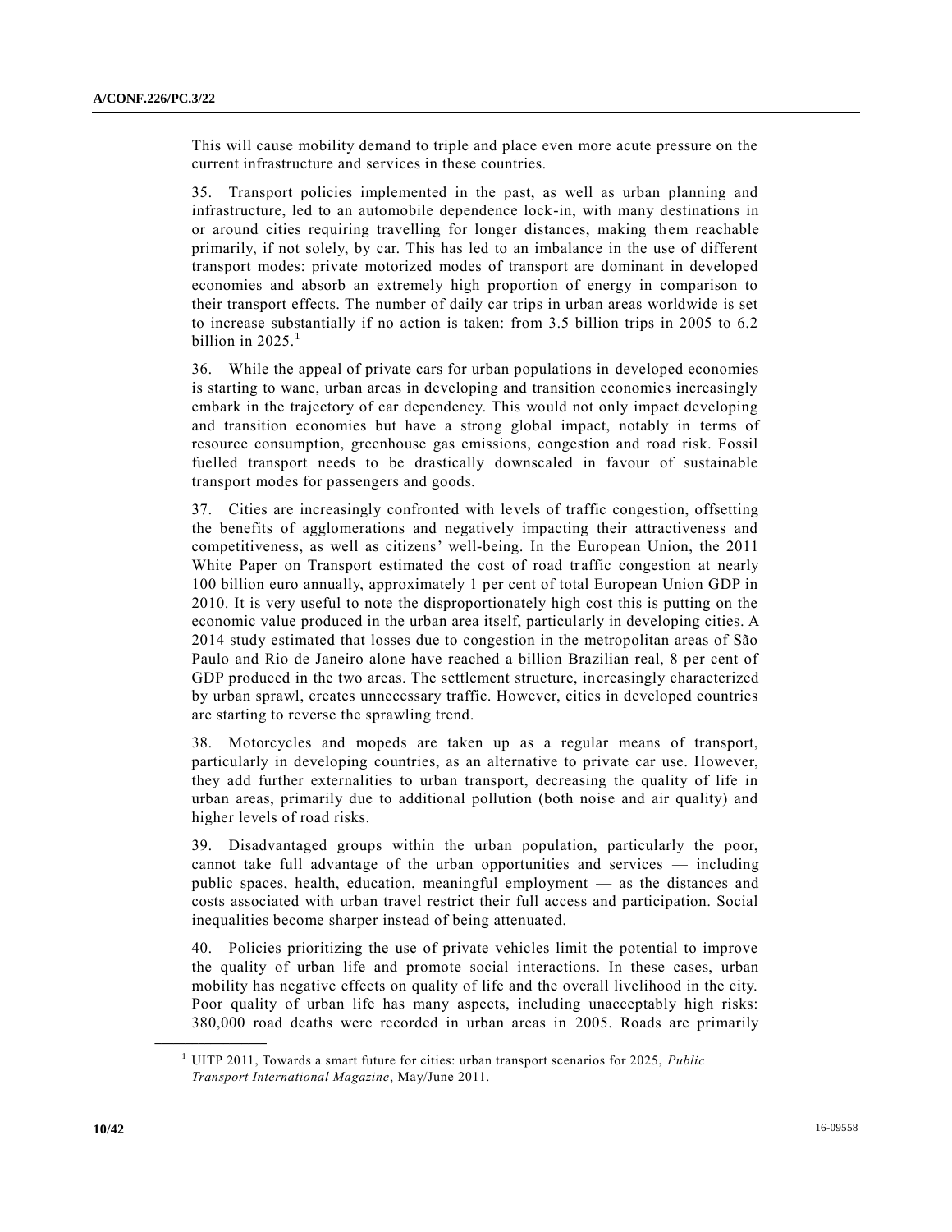This will cause mobility demand to triple and place even more acute pressure on the current infrastructure and services in these countries.

35. Transport policies implemented in the past, as well as urban planning and infrastructure, led to an automobile dependence lock-in, with many destinations in or around cities requiring travelling for longer distances, making them reachable primarily, if not solely, by car. This has led to an imbalance in the use of different transport modes: private motorized modes of transport are dominant in developed economies and absorb an extremely high proportion of energy in comparison to their transport effects. The number of daily car trips in urban areas worldwide is set to increase substantially if no action is taken: from 3.5 billion trips in 2005 to 6.2 billion in 2025.[1]

36. While the appeal of private cars for urban populations in developed economies is starting to wane, urban areas in developing and transition economies increasingly embark in the trajectory of car dependency. This would not only impact developing and transition economies but have a strong global impact, notably in terms of resource consumption, greenhouse gas emissions, congestion and road risk. Fossil fuelled transport needs to be drastically downscaled in favour of sustainable transport modes for passengers and goods.

37. Cities are increasingly confronted with levels of traffic congestion, offsetting the benefits of agglomerations and negatively impacting their attractiveness and competitiveness, as well as citizens' well-being. In the European Union, the 2011 White Paper on Transport estimated the cost of road traffic congestion at nearly 100 billion euro annually, approximately 1 per cent of total European Union GDP in 2010. It is very useful to note the disproportionately high cost this is putting on the economic value produced in the urban area itself, particularly in developing cities. A 2014 study estimated that losses due to congestion in the metropolitan areas of São Paulo and Rio de Janeiro alone have reached a billion Brazilian real, 8 per cent of GDP produced in the two areas. The settlement structure, increasingly characterized by urban sprawl, creates unnecessary traffic. However, cities in developed countries are starting to reverse the sprawling trend.

38. Motorcycles and mopeds are taken up as a regular means of transport, particularly in developing countries, as an alternative to private car use. However, they add further externalities to urban transport, decreasing the quality of life in urban areas, primarily due to additional pollution (both noise and air quality) and higher levels of road risks.

39. Disadvantaged groups within the urban population, particularly the poor, cannot take full advantage of the urban opportunities and services — including public spaces, health, education, meaningful employment — as the distances and costs associated with urban travel restrict their full access and participation. Social inequalities become sharper instead of being attenuated.

40. Policies prioritizing the use of private vehicles limit the potential to improve the quality of urban life and promote social interactions. In these cases, urban mobility has negative effects on quality of life and the overall livelihood in the city. Poor quality of urban life has many aspects, including unacceptably high risks: 380,000 road deaths were recorded in urban areas in 2005. Roads are primarily

[1] UITP 2011, Towards a smart future for cities: urban transport scenarios for 2025, *Public Transport International Magazine*, May/June 2011.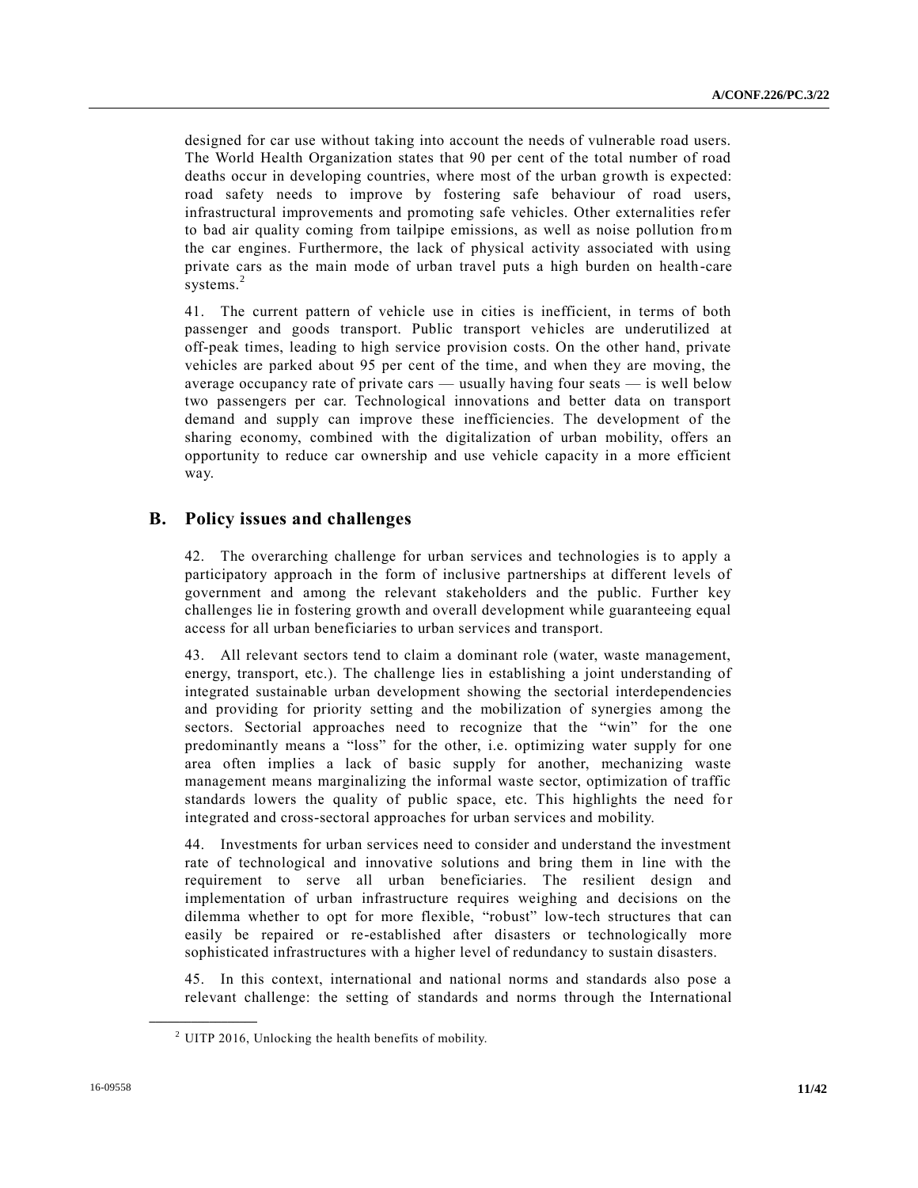designed for car use without taking into account the needs of vulnerable road users. The World Health Organization states that 90 per cent of the total number of road deaths occur in developing countries, where most of the urban growth is expected: road safety needs to improve by fostering safe behaviour of road users, infrastructural improvements and promoting safe vehicles. Other externalities refer to bad air quality coming from tailpipe emissions, as well as noise pollution from the car engines. Furthermore, the lack of physical activity associated with using private cars as the main mode of urban travel puts a high burden on health-care systems.[2]

41. The current pattern of vehicle use in cities is inefficient, in terms of both passenger and goods transport. Public transport vehicles are underutilized at off-peak times, leading to high service provision costs. On the other hand, private vehicles are parked about 95 per cent of the time, and when they are moving, the average occupancy rate of private cars — usually having four seats — is well below two passengers per car. Technological innovations and better data on transport demand and supply can improve these inefficiencies. The development of the sharing economy, combined with the digitalization of urban mobility, offers an opportunity to reduce car ownership and use vehicle capacity in a more efficient way.

## B. Policy issues and challenges

42. The overarching challenge for urban services and technologies is to apply a participatory approach in the form of inclusive partnerships at different levels of government and among the relevant stakeholders and the public. Further key challenges lie in fostering growth and overall development while guaranteeing equal access for all urban beneficiaries to urban services and transport.

43. All relevant sectors tend to claim a dominant role (water, waste management, energy, transport, etc.). The challenge lies in establishing a joint understanding of integrated sustainable urban development showing the sectorial interdependencies and providing for priority setting and the mobilization of synergies among the sectors. Sectorial approaches need to recognize that the "win" for the one predominantly means a "loss" for the other, i.e. optimizing water supply for one area often implies a lack of basic supply for another, mechanizing waste management means marginalizing the informal waste sector, optimization of traffic standards lowers the quality of public space, etc. This highlights the need for integrated and cross-sectoral approaches for urban services and mobility.

44. Investments for urban services need to consider and understand the investment rate of technological and innovative solutions and bring them in line with the requirement to serve all urban beneficiaries. The resilient design and implementation of urban infrastructure requires weighing and decisions on the dilemma whether to opt for more flexible, "robust" low-tech structures that can easily be repaired or re-established after disasters or technologically more sophisticated infrastructures with a higher level of redundancy to sustain disasters.

45. In this context, international and national norms and standards also pose a relevant challenge: the setting of standards and norms through the International

---

[2] UITP 2016, Unlocking the health benefits of mobility.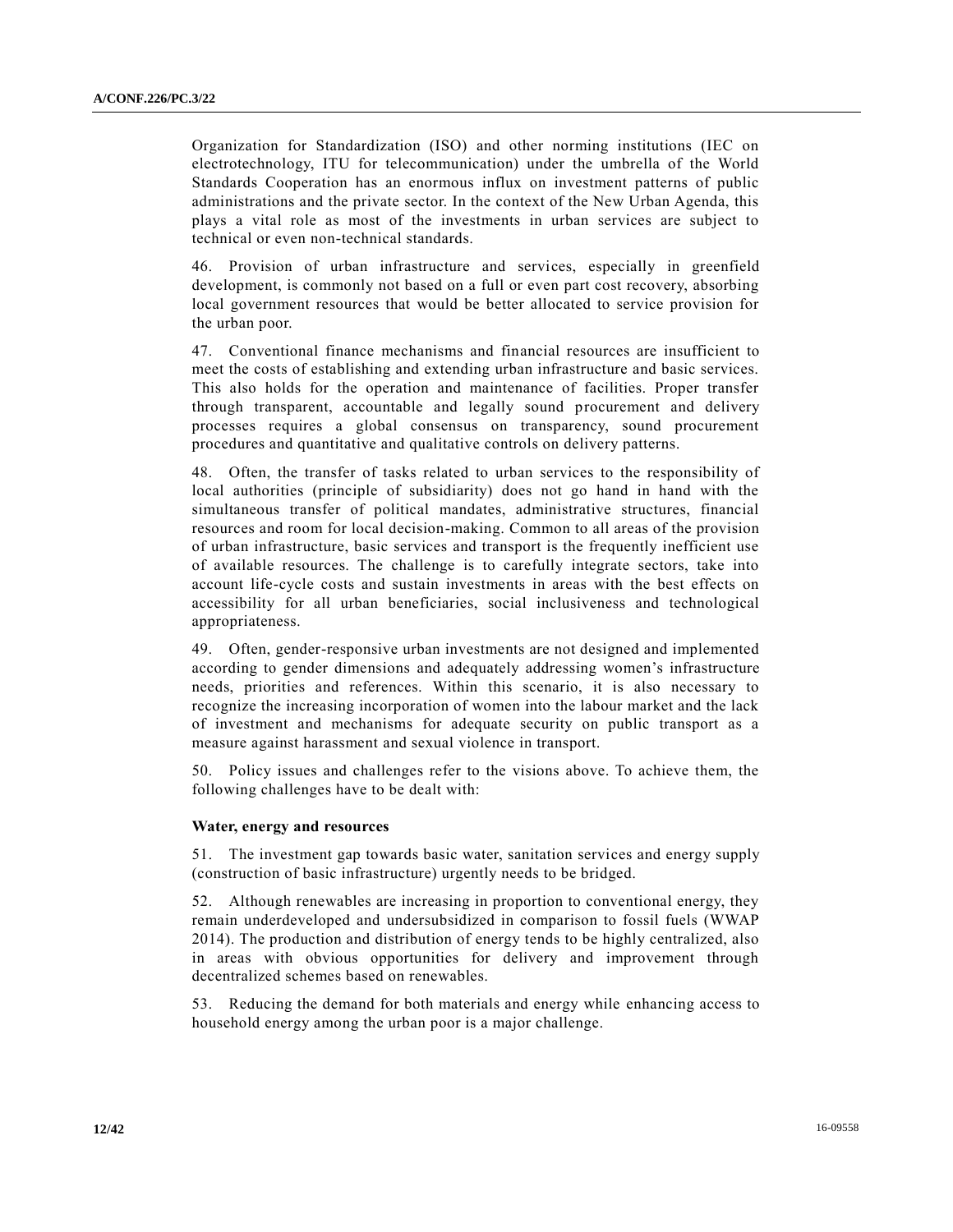Organization for Standardization (ISO) and other norming institutions (IEC on electrotechnology, ITU for telecommunication) under the umbrella of the World Standards Cooperation has an enormous influx on investment patterns of public administrations and the private sector. In the context of the New Urban Agenda, this plays a vital role as most of the investments in urban services are subject to technical or even non-technical standards.

46. Provision of urban infrastructure and services, especially in greenfield development, is commonly not based on a full or even part cost recovery, absorbing local government resources that would be better allocated to service provision for the urban poor.

47. Conventional finance mechanisms and financial resources are insufficient to meet the costs of establishing and extending urban infrastructure and basic services. This also holds for the operation and maintenance of facilities. Proper transfer through transparent, accountable and legally sound procurement and delivery processes requires a global consensus on transparency, sound procurement procedures and quantitative and qualitative controls on delivery patterns.

48. Often, the transfer of tasks related to urban services to the responsibility of local authorities (principle of subsidiarity) does not go hand in hand with the simultaneous transfer of political mandates, administrative structures, financial resources and room for local decision-making. Common to all areas of the provision of urban infrastructure, basic services and transport is the frequently inefficient use of available resources. The challenge is to carefully integrate sectors, take into account life-cycle costs and sustain investments in areas with the best effects on accessibility for all urban beneficiaries, social inclusiveness and technological appropriateness.

49. Often, gender-responsive urban investments are not designed and implemented according to gender dimensions and adequately addressing women's infrastructure needs, priorities and references. Within this scenario, it is also necessary to recognize the increasing incorporation of women into the labour market and the lack of investment and mechanisms for adequate security on public transport as a measure against harassment and sexual violence in transport.

50. Policy issues and challenges refer to the visions above. To achieve them, the following challenges have to be dealt with:

**Water, energy and resources**

51. The investment gap towards basic water, sanitation services and energy supply (construction of basic infrastructure) urgently needs to be bridged.

52. Although renewables are increasing in proportion to conventional energy, they remain underdeveloped and undersubsidized in comparison to fossil fuels (WWAP 2014). The production and distribution of energy tends to be highly centralized, also in areas with obvious opportunities for delivery and improvement through decentralized schemes based on renewables.

53. Reducing the demand for both materials and energy while enhancing access to household energy among the urban poor is a major challenge.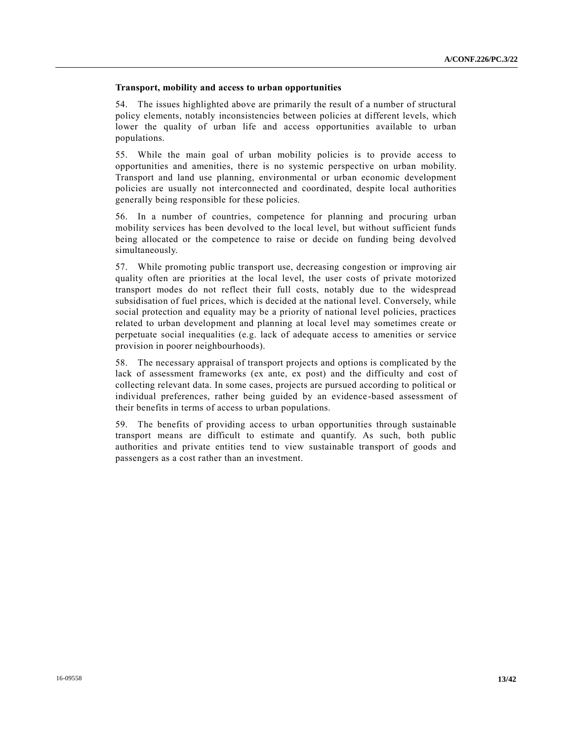**Transport, mobility and access to urban opportunities**

54. The issues highlighted above are primarily the result of a number of structural policy elements, notably inconsistencies between policies at different levels, which lower the quality of urban life and access opportunities available to urban populations.

55. While the main goal of urban mobility policies is to provide access to opportunities and amenities, there is no systemic perspective on urban mobility. Transport and land use planning, environmental or urban economic development policies are usually not interconnected and coordinated, despite local authorities generally being responsible for these policies.

56. In a number of countries, competence for planning and procuring urban mobility services has been devolved to the local level, but without sufficient funds being allocated or the competence to raise or decide on funding being devolved simultaneously.

57. While promoting public transport use, decreasing congestion or improving air quality often are priorities at the local level, the user costs of private motorized transport modes do not reflect their full costs, notably due to the widespread subsidisation of fuel prices, which is decided at the national level. Conversely, while social protection and equality may be a priority of national level policies, practices related to urban development and planning at local level may sometimes create or perpetuate social inequalities (e.g. lack of adequate access to amenities or service provision in poorer neighbourhoods).

58. The necessary appraisal of transport projects and options is complicated by the lack of assessment frameworks (ex ante, ex post) and the difficulty and cost of collecting relevant data. In some cases, projects are pursued according to political or individual preferences, rather being guided by an evidence-based assessment of their benefits in terms of access to urban populations.

59. The benefits of providing access to urban opportunities through sustainable transport means are difficult to estimate and quantify. As such, both public authorities and private entities tend to view sustainable transport of goods and passengers as a cost rather than an investment.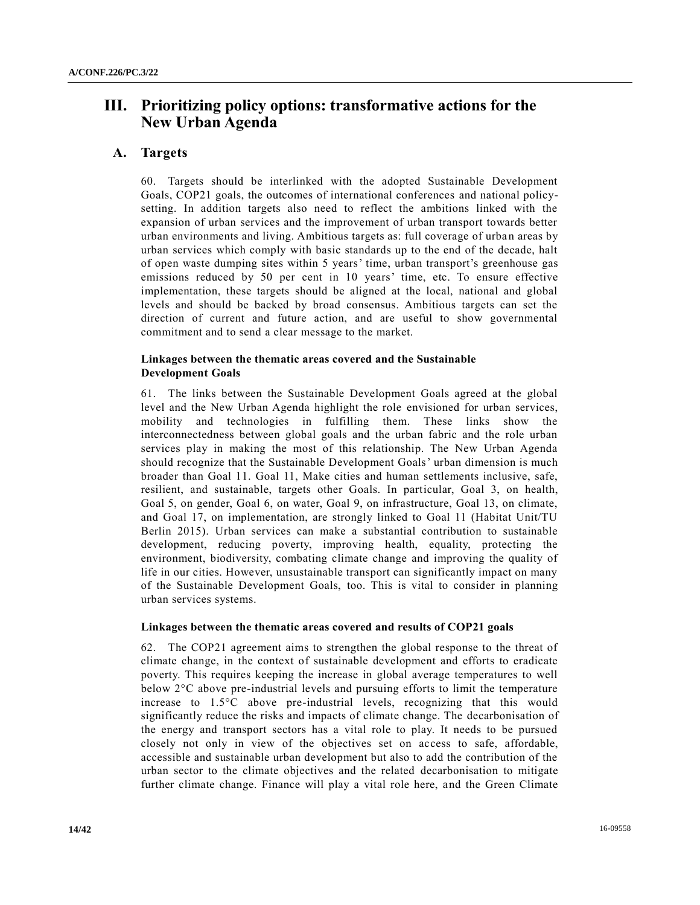# III. Prioritizing policy options: transformative actions for the New Urban Agenda

## A. Targets

60. Targets should be interlinked with the adopted Sustainable Development Goals, COP21 goals, the outcomes of international conferences and national policy-setting. In addition targets also need to reflect the ambitions linked with the expansion of urban services and the improvement of urban transport towards better urban environments and living. Ambitious targets as: full coverage of urban areas by urban services which comply with basic standards up to the end of the decade, halt of open waste dumping sites within 5 years' time, urban transport's greenhouse gas emissions reduced by 50 per cent in 10 years' time, etc. To ensure effective implementation, these targets should be aligned at the local, national and global levels and should be backed by broad consensus. Ambitious targets can set the direction of current and future action, and are useful to show governmental commitment and to send a clear message to the market.

### Linkages between the thematic areas covered and the Sustainable Development Goals

61. The links between the Sustainable Development Goals agreed at the global level and the New Urban Agenda highlight the role envisioned for urban services, mobility and technologies in fulfilling them. These links show the interconnectedness between global goals and the urban fabric and the role urban services play in making the most of this relationship. The New Urban Agenda should recognize that the Sustainable Development Goals' urban dimension is much broader than Goal 11. Goal 11, Make cities and human settlements inclusive, safe, resilient, and sustainable, targets other Goals. In particular, Goal 3, on health, Goal 5, on gender, Goal 6, on water, Goal 9, on infrastructure, Goal 13, on climate, and Goal 17, on implementation, are strongly linked to Goal 11 (Habitat Unit/TU Berlin 2015). Urban services can make a substantial contribution to sustainable development, reducing poverty, improving health, equality, protecting the environment, biodiversity, combating climate change and improving the quality of life in our cities. However, unsustainable transport can significantly impact on many of the Sustainable Development Goals, too. This is vital to consider in planning urban services systems.

### Linkages between the thematic areas covered and results of COP21 goals

62. The COP21 agreement aims to strengthen the global response to the threat of climate change, in the context of sustainable development and efforts to eradicate poverty. This requires keeping the increase in global average temperatures to well below 2°C above pre-industrial levels and pursuing efforts to limit the temperature increase to 1.5°C above pre-industrial levels, recognizing that this would significantly reduce the risks and impacts of climate change. The decarbonisation of the energy and transport sectors has a vital role to play. It needs to be pursued closely not only in view of the objectives set on access to safe, affordable, accessible and sustainable urban development but also to add the contribution of the urban sector to the climate objectives and the related decarbonisation to mitigate further climate change. Finance will play a vital role here, and the Green Climate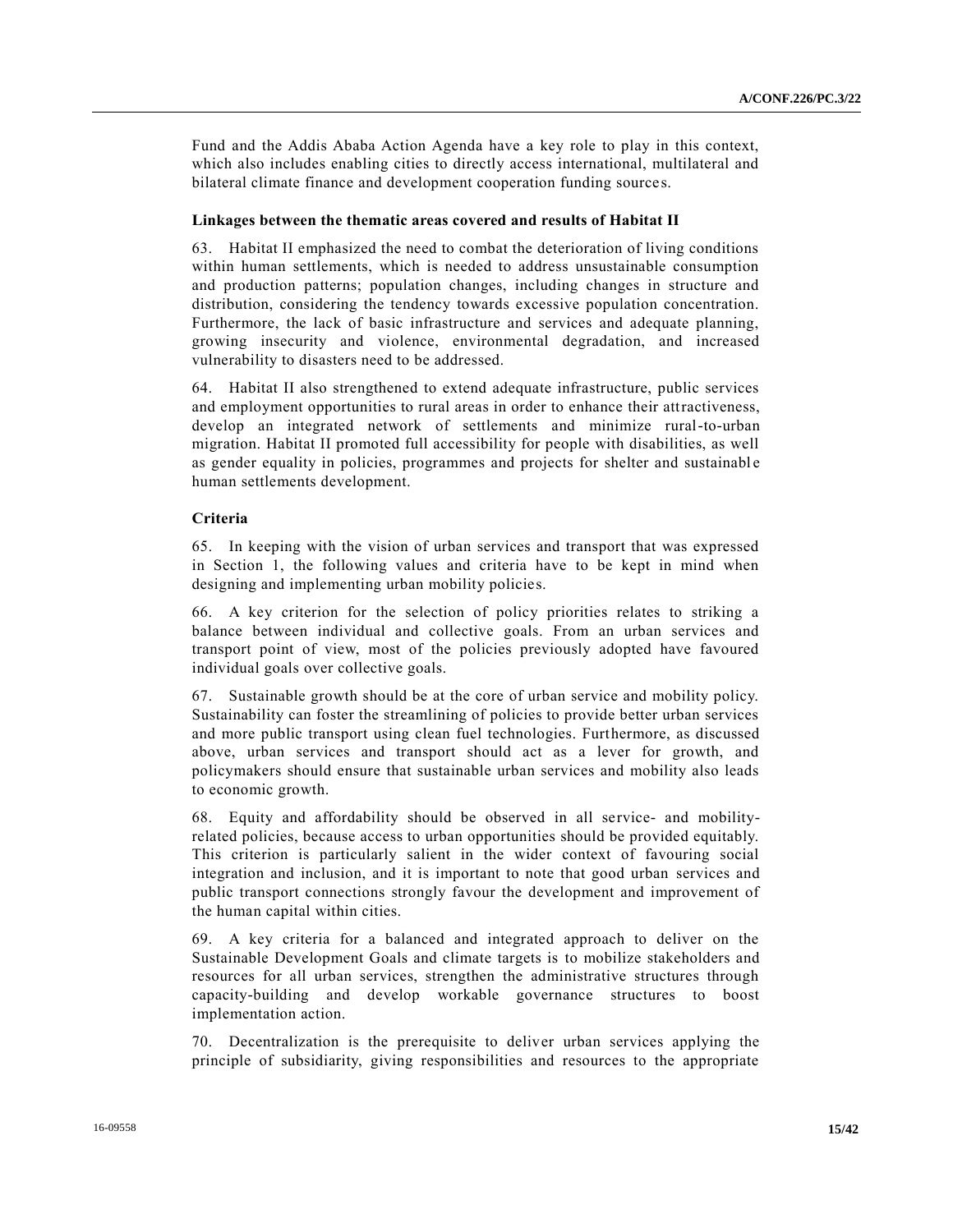Fund and the Addis Ababa Action Agenda have a key role to play in this context, which also includes enabling cities to directly access international, multilateral and bilateral climate finance and development cooperation funding sources.

### Linkages between the thematic areas covered and results of Habitat II

63. Habitat II emphasized the need to combat the deterioration of living conditions within human settlements, which is needed to address unsustainable consumption and production patterns; population changes, including changes in structure and distribution, considering the tendency towards excessive population concentration. Furthermore, the lack of basic infrastructure and services and adequate planning, growing insecurity and violence, environmental degradation, and increased vulnerability to disasters need to be addressed.

64. Habitat II also strengthened to extend adequate infrastructure, public services and employment opportunities to rural areas in order to enhance their attractiveness, develop an integrated network of settlements and minimize rural-to-urban migration. Habitat II promoted full accessibility for people with disabilities, as well as gender equality in policies, programmes and projects for shelter and sustainable human settlements development.

### Criteria

65. In keeping with the vision of urban services and transport that was expressed in Section 1, the following values and criteria have to be kept in mind when designing and implementing urban mobility policies.

66. A key criterion for the selection of policy priorities relates to striking a balance between individual and collective goals. From an urban services and transport point of view, most of the policies previously adopted have favoured individual goals over collective goals.

67. Sustainable growth should be at the core of urban service and mobility policy. Sustainability can foster the streamlining of policies to provide better urban services and more public transport using clean fuel technologies. Furthermore, as discussed above, urban services and transport should act as a lever for growth, and policymakers should ensure that sustainable urban services and mobility also leads to economic growth.

68. Equity and affordability should be observed in all service- and mobility-related policies, because access to urban opportunities should be provided equitably. This criterion is particularly salient in the wider context of favouring social integration and inclusion, and it is important to note that good urban services and public transport connections strongly favour the development and improvement of the human capital within cities.

69. A key criteria for a balanced and integrated approach to deliver on the Sustainable Development Goals and climate targets is to mobilize stakeholders and resources for all urban services, strengthen the administrative structures through capacity-building and develop workable governance structures to boost implementation action.

70. Decentralization is the prerequisite to deliver urban services applying the principle of subsidiarity, giving responsibilities and resources to the appropriate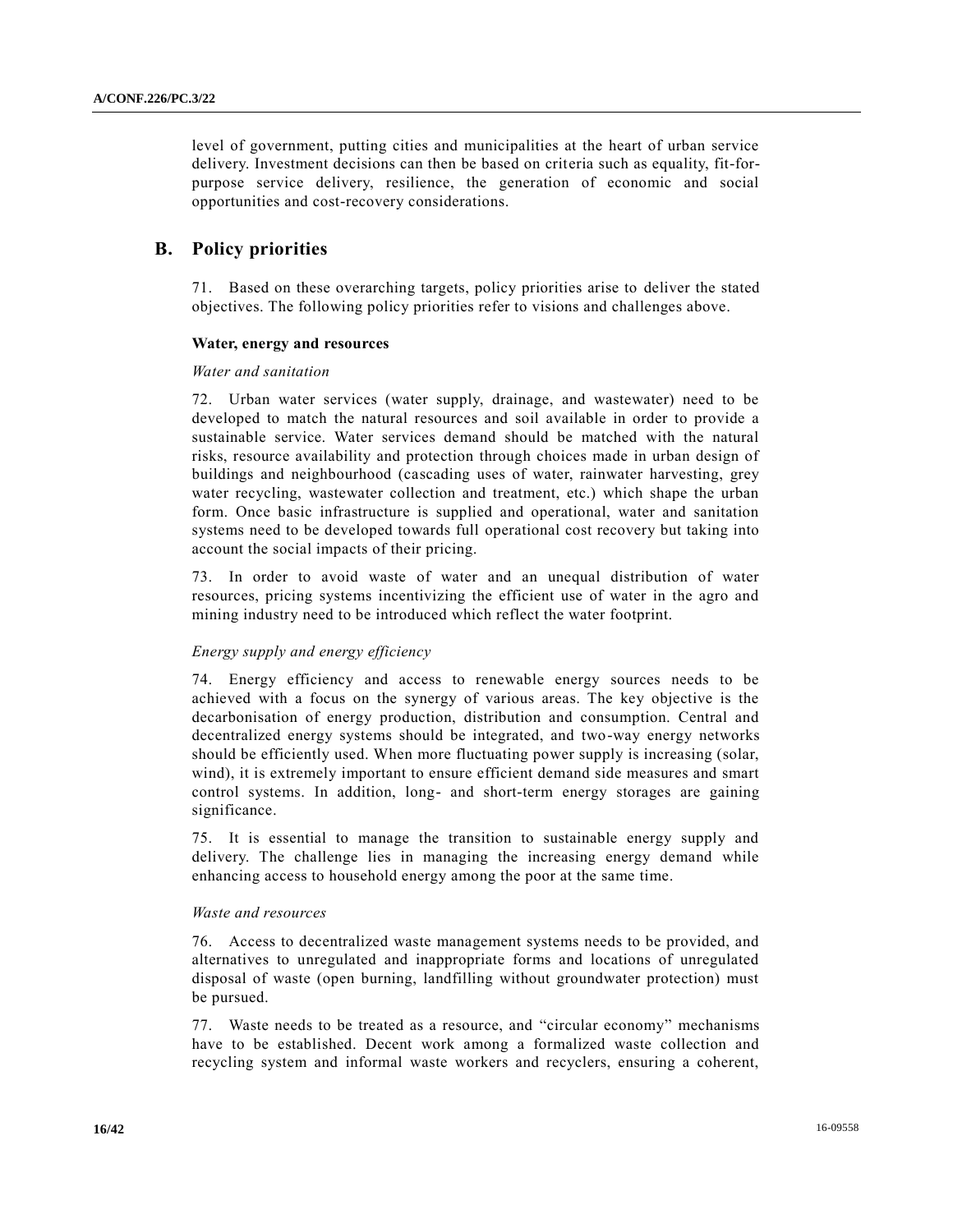level of government, putting cities and municipalities at the heart of urban service delivery. Investment decisions can then be based on criteria such as equality, fit-for-purpose service delivery, resilience, the generation of economic and social opportunities and cost-recovery considerations.

## B. Policy priorities

71. Based on these overarching targets, policy priorities arise to deliver the stated objectives. The following policy priorities refer to visions and challenges above.

**Water, energy and resources**

*Water and sanitation*

72. Urban water services (water supply, drainage, and wastewater) need to be developed to match the natural resources and soil available in order to provide a sustainable service. Water services demand should be matched with the natural risks, resource availability and protection through choices made in urban design of buildings and neighbourhood (cascading uses of water, rainwater harvesting, grey water recycling, wastewater collection and treatment, etc.) which shape the urban form. Once basic infrastructure is supplied and operational, water and sanitation systems need to be developed towards full operational cost recovery but taking into account the social impacts of their pricing.

73. In order to avoid waste of water and an unequal distribution of water resources, pricing systems incentivizing the efficient use of water in the agro and mining industry need to be introduced which reflect the water footprint.

*Energy supply and energy efficiency*

74. Energy efficiency and access to renewable energy sources needs to be achieved with a focus on the synergy of various areas. The key objective is the decarbonisation of energy production, distribution and consumption. Central and decentralized energy systems should be integrated, and two-way energy networks should be efficiently used. When more fluctuating power supply is increasing (solar, wind), it is extremely important to ensure efficient demand side measures and smart control systems. In addition, long- and short-term energy storages are gaining significance.

75. It is essential to manage the transition to sustainable energy supply and delivery. The challenge lies in managing the increasing energy demand while enhancing access to household energy among the poor at the same time.

*Waste and resources*

76. Access to decentralized waste management systems needs to be provided, and alternatives to unregulated and inappropriate forms and locations of unregulated disposal of waste (open burning, landfilling without groundwater protection) must be pursued.

77. Waste needs to be treated as a resource, and "circular economy" mechanisms have to be established. Decent work among a formalized waste collection and recycling system and informal waste workers and recyclers, ensuring a coherent,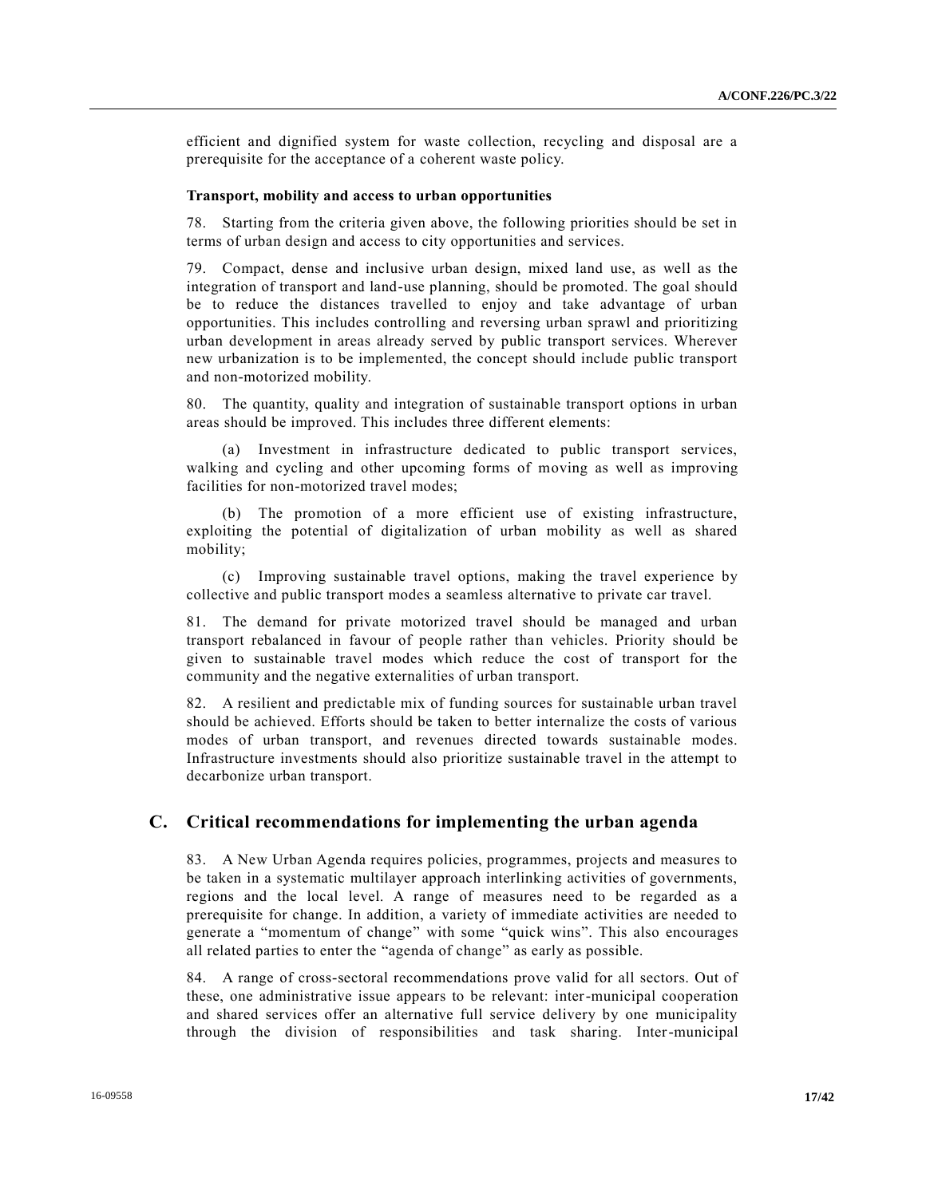efficient and dignified system for waste collection, recycling and disposal are a prerequisite for the acceptance of a coherent waste policy.

**Transport, mobility and access to urban opportunities**

78. Starting from the criteria given above, the following priorities should be set in terms of urban design and access to city opportunities and services.

79. Compact, dense and inclusive urban design, mixed land use, as well as the integration of transport and land-use planning, should be promoted. The goal should be to reduce the distances travelled to enjoy and take advantage of urban opportunities. This includes controlling and reversing urban sprawl and prioritizing urban development in areas already served by public transport services. Wherever new urbanization is to be implemented, the concept should include public transport and non-motorized mobility.

80. The quantity, quality and integration of sustainable transport options in urban areas should be improved. This includes three different elements:

(a) Investment in infrastructure dedicated to public transport services, walking and cycling and other upcoming forms of moving as well as improving facilities for non-motorized travel modes;

(b) The promotion of a more efficient use of existing infrastructure, exploiting the potential of digitalization of urban mobility as well as shared mobility;

(c) Improving sustainable travel options, making the travel experience by collective and public transport modes a seamless alternative to private car travel.

81. The demand for private motorized travel should be managed and urban transport rebalanced in favour of people rather than vehicles. Priority should be given to sustainable travel modes which reduce the cost of transport for the community and the negative externalities of urban transport.

82. A resilient and predictable mix of funding sources for sustainable urban travel should be achieved. Efforts should be taken to better internalize the costs of various modes of urban transport, and revenues directed towards sustainable modes. Infrastructure investments should also prioritize sustainable travel in the attempt to decarbonize urban transport.

## C. Critical recommendations for implementing the urban agenda

83. A New Urban Agenda requires policies, programmes, projects and measures to be taken in a systematic multilayer approach interlinking activities of governments, regions and the local level. A range of measures need to be regarded as a prerequisite for change. In addition, a variety of immediate activities are needed to generate a "momentum of change" with some "quick wins". This also encourages all related parties to enter the "agenda of change" as early as possible.

84. A range of cross-sectoral recommendations prove valid for all sectors. Out of these, one administrative issue appears to be relevant: inter-municipal cooperation and shared services offer an alternative full service delivery by one municipality through the division of responsibilities and task sharing. Inter-municipal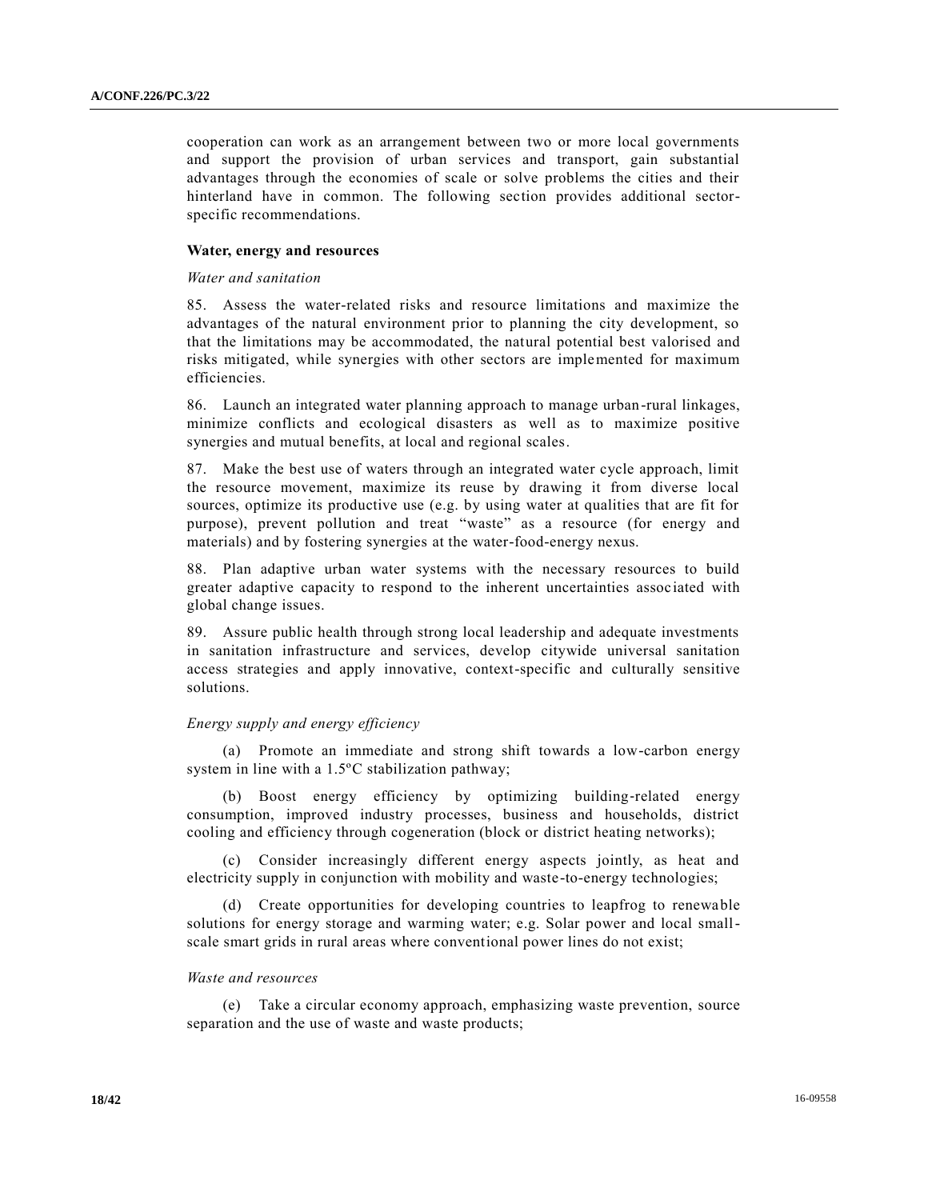cooperation can work as an arrangement between two or more local governments and support the provision of urban services and transport, gain substantial advantages through the economies of scale or solve problems the cities and their hinterland have in common. The following section provides additional sector-specific recommendations.

**Water, energy and resources**

*Water and sanitation*

85. Assess the water-related risks and resource limitations and maximize the advantages of the natural environment prior to planning the city development, so that the limitations may be accommodated, the natural potential best valorised and risks mitigated, while synergies with other sectors are implemented for maximum efficiencies.

86. Launch an integrated water planning approach to manage urban-rural linkages, minimize conflicts and ecological disasters as well as to maximize positive synergies and mutual benefits, at local and regional scales.

87. Make the best use of waters through an integrated water cycle approach, limit the resource movement, maximize its reuse by drawing it from diverse local sources, optimize its productive use (e.g. by using water at qualities that are fit for purpose), prevent pollution and treat "waste" as a resource (for energy and materials) and by fostering synergies at the water-food-energy nexus.

88. Plan adaptive urban water systems with the necessary resources to build greater adaptive capacity to respond to the inherent uncertainties associated with global change issues.

89. Assure public health through strong local leadership and adequate investments in sanitation infrastructure and services, develop citywide universal sanitation access strategies and apply innovative, context-specific and culturally sensitive solutions.

*Energy supply and energy efficiency*

(a) Promote an immediate and strong shift towards a low-carbon energy system in line with a 1.5ºC stabilization pathway;

(b) Boost energy efficiency by optimizing building-related energy consumption, improved industry processes, business and households, district cooling and efficiency through cogeneration (block or district heating networks);

(c) Consider increasingly different energy aspects jointly, as heat and electricity supply in conjunction with mobility and waste-to-energy technologies;

(d) Create opportunities for developing countries to leapfrog to renewable solutions for energy storage and warming water; e.g. Solar power and local small-scale smart grids in rural areas where conventional power lines do not exist;

*Waste and resources*

(e) Take a circular economy approach, emphasizing waste prevention, source separation and the use of waste and waste products;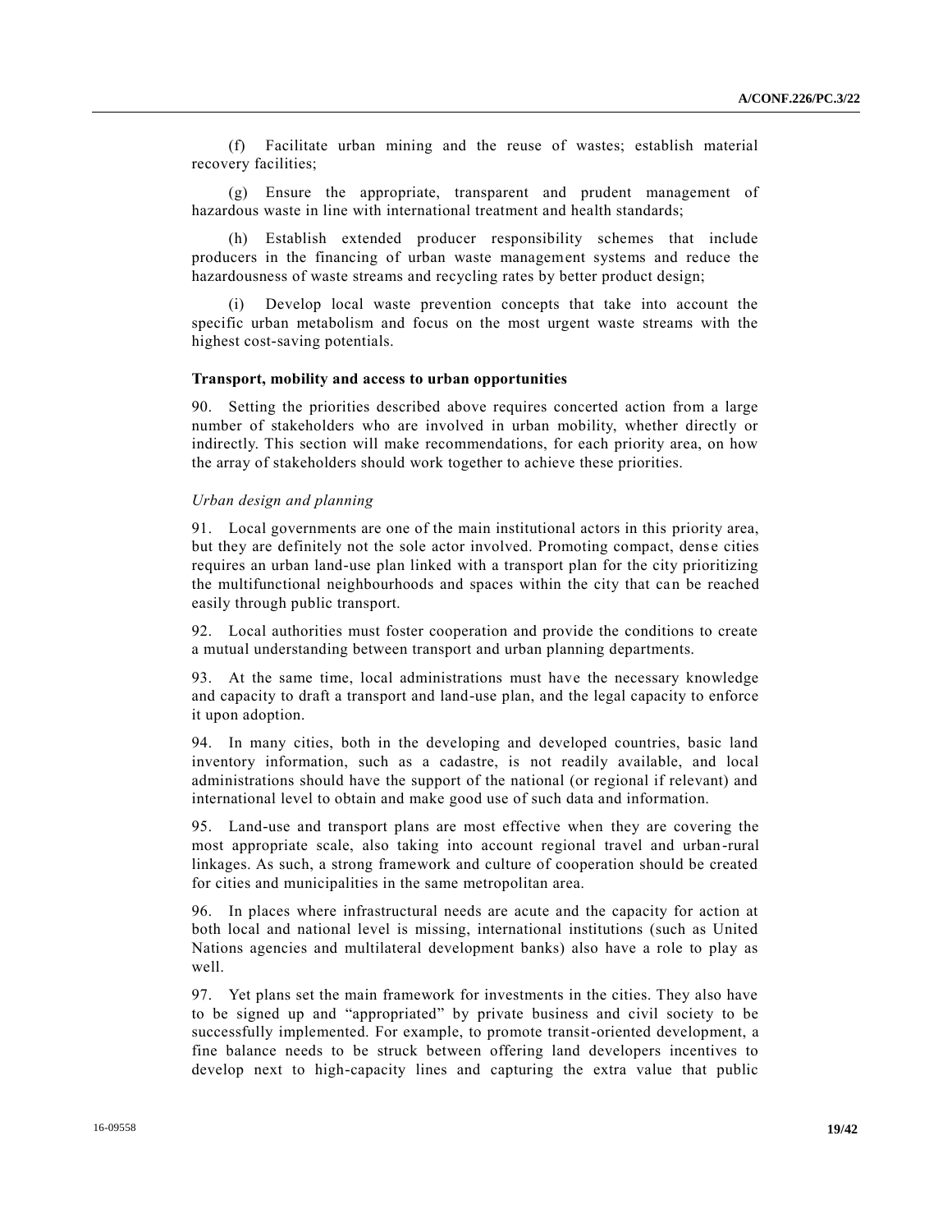(f) Facilitate urban mining and the reuse of wastes; establish material recovery facilities;

(g) Ensure the appropriate, transparent and prudent management of hazardous waste in line with international treatment and health standards;

(h) Establish extended producer responsibility schemes that include producers in the financing of urban waste management systems and reduce the hazardousness of waste streams and recycling rates by better product design;

(i) Develop local waste prevention concepts that take into account the specific urban metabolism and focus on the most urgent waste streams with the highest cost-saving potentials.

**Transport, mobility and access to urban opportunities**

90. Setting the priorities described above requires concerted action from a large number of stakeholders who are involved in urban mobility, whether directly or indirectly. This section will make recommendations, for each priority area, on how the array of stakeholders should work together to achieve these priorities.

*Urban design and planning*

91. Local governments are one of the main institutional actors in this priority area, but they are definitely not the sole actor involved. Promoting compact, dense cities requires an urban land-use plan linked with a transport plan for the city prioritizing the multifunctional neighbourhoods and spaces within the city that can be reached easily through public transport.

92. Local authorities must foster cooperation and provide the conditions to create a mutual understanding between transport and urban planning departments.

93. At the same time, local administrations must have the necessary knowledge and capacity to draft a transport and land-use plan, and the legal capacity to enforce it upon adoption.

94. In many cities, both in the developing and developed countries, basic land inventory information, such as a cadastre, is not readily available, and local administrations should have the support of the national (or regional if relevant) and international level to obtain and make good use of such data and information.

95. Land-use and transport plans are most effective when they are covering the most appropriate scale, also taking into account regional travel and urban-rural linkages. As such, a strong framework and culture of cooperation should be created for cities and municipalities in the same metropolitan area.

96. In places where infrastructural needs are acute and the capacity for action at both local and national level is missing, international institutions (such as United Nations agencies and multilateral development banks) also have a role to play as well.

97. Yet plans set the main framework for investments in the cities. They also have to be signed up and "appropriated" by private business and civil society to be successfully implemented. For example, to promote transit-oriented development, a fine balance needs to be struck between offering land developers incentives to develop next to high-capacity lines and capturing the extra value that public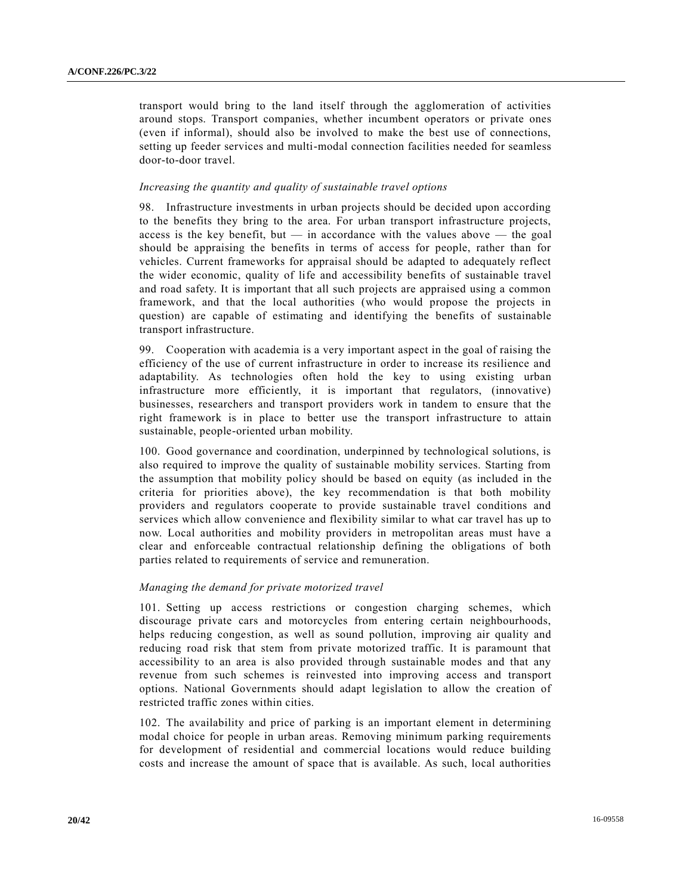transport would bring to the land itself through the agglomeration of activities around stops. Transport companies, whether incumbent operators or private ones (even if informal), should also be involved to make the best use of connections, setting up feeder services and multi-modal connection facilities needed for seamless door-to-door travel.

*Increasing the quantity and quality of sustainable travel options*

98. Infrastructure investments in urban projects should be decided upon according to the benefits they bring to the area. For urban transport infrastructure projects, access is the key benefit, but — in accordance with the values above — the goal should be appraising the benefits in terms of access for people, rather than for vehicles. Current frameworks for appraisal should be adapted to adequately reflect the wider economic, quality of life and accessibility benefits of sustainable travel and road safety. It is important that all such projects are appraised using a common framework, and that the local authorities (who would propose the projects in question) are capable of estimating and identifying the benefits of sustainable transport infrastructure.

99. Cooperation with academia is a very important aspect in the goal of raising the efficiency of the use of current infrastructure in order to increase its resilience and adaptability. As technologies often hold the key to using existing urban infrastructure more efficiently, it is important that regulators, (innovative) businesses, researchers and transport providers work in tandem to ensure that the right framework is in place to better use the transport infrastructure to attain sustainable, people-oriented urban mobility.

100. Good governance and coordination, underpinned by technological solutions, is also required to improve the quality of sustainable mobility services. Starting from the assumption that mobility policy should be based on equity (as included in the criteria for priorities above), the key recommendation is that both mobility providers and regulators cooperate to provide sustainable travel conditions and services which allow convenience and flexibility similar to what car travel has up to now. Local authorities and mobility providers in metropolitan areas must have a clear and enforceable contractual relationship defining the obligations of both parties related to requirements of service and remuneration.

*Managing the demand for private motorized travel*

101. Setting up access restrictions or congestion charging schemes, which discourage private cars and motorcycles from entering certain neighbourhoods, helps reducing congestion, as well as sound pollution, improving air quality and reducing road risk that stem from private motorized traffic. It is paramount that accessibility to an area is also provided through sustainable modes and that any revenue from such schemes is reinvested into improving access and transport options. National Governments should adapt legislation to allow the creation of restricted traffic zones within cities.

102. The availability and price of parking is an important element in determining modal choice for people in urban areas. Removing minimum parking requirements for development of residential and commercial locations would reduce building costs and increase the amount of space that is available. As such, local authorities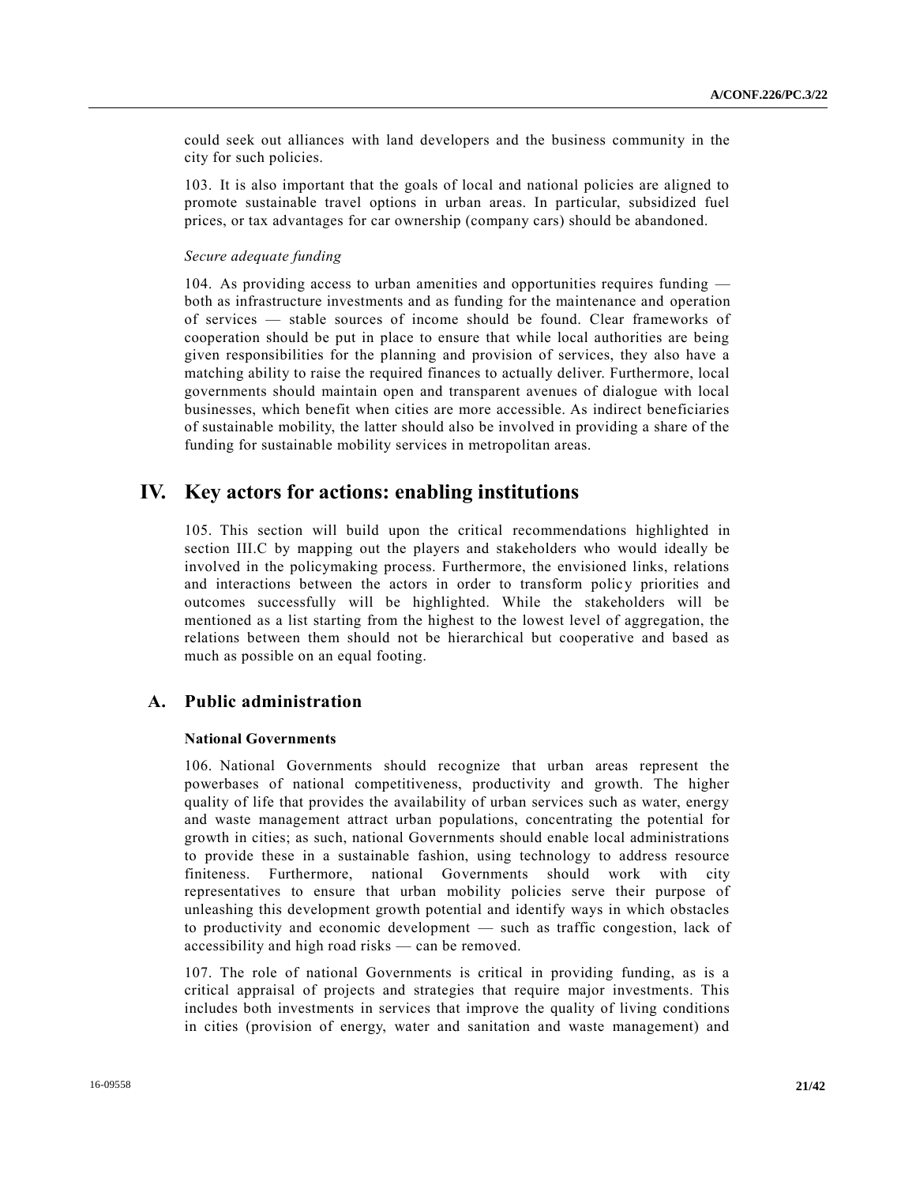could seek out alliances with land developers and the business community in the city for such policies.

103. It is also important that the goals of local and national policies are aligned to promote sustainable travel options in urban areas. In particular, subsidized fuel prices, or tax advantages for car ownership (company cars) should be abandoned.

*Secure adequate funding*

104. As providing access to urban amenities and opportunities requires funding — both as infrastructure investments and as funding for the maintenance and operation of services — stable sources of income should be found. Clear frameworks of cooperation should be put in place to ensure that while local authorities are being given responsibilities for the planning and provision of services, they also have a matching ability to raise the required finances to actually deliver. Furthermore, local governments should maintain open and transparent avenues of dialogue with local businesses, which benefit when cities are more accessible. As indirect beneficiaries of sustainable mobility, the latter should also be involved in providing a share of the funding for sustainable mobility services in metropolitan areas.

# IV. Key actors for actions: enabling institutions

105. This section will build upon the critical recommendations highlighted in section III.C by mapping out the players and stakeholders who would ideally be involved in the policymaking process. Furthermore, the envisioned links, relations and interactions between the actors in order to transform policy priorities and outcomes successfully will be highlighted. While the stakeholders will be mentioned as a list starting from the highest to the lowest level of aggregation, the relations between them should not be hierarchical but cooperative and based as much as possible on an equal footing.

## A. Public administration

### National Governments

106. National Governments should recognize that urban areas represent the powerbases of national competitiveness, productivity and growth. The higher quality of life that provides the availability of urban services such as water, energy and waste management attract urban populations, concentrating the potential for growth in cities; as such, national Governments should enable local administrations to provide these in a sustainable fashion, using technology to address resource finiteness. Furthermore, national Governments should work with city representatives to ensure that urban mobility policies serve their purpose of unleashing this development growth potential and identify ways in which obstacles to productivity and economic development — such as traffic congestion, lack of accessibility and high road risks — can be removed.

107. The role of national Governments is critical in providing funding, as is a critical appraisal of projects and strategies that require major investments. This includes both investments in services that improve the quality of living conditions in cities (provision of energy, water and sanitation and waste management) and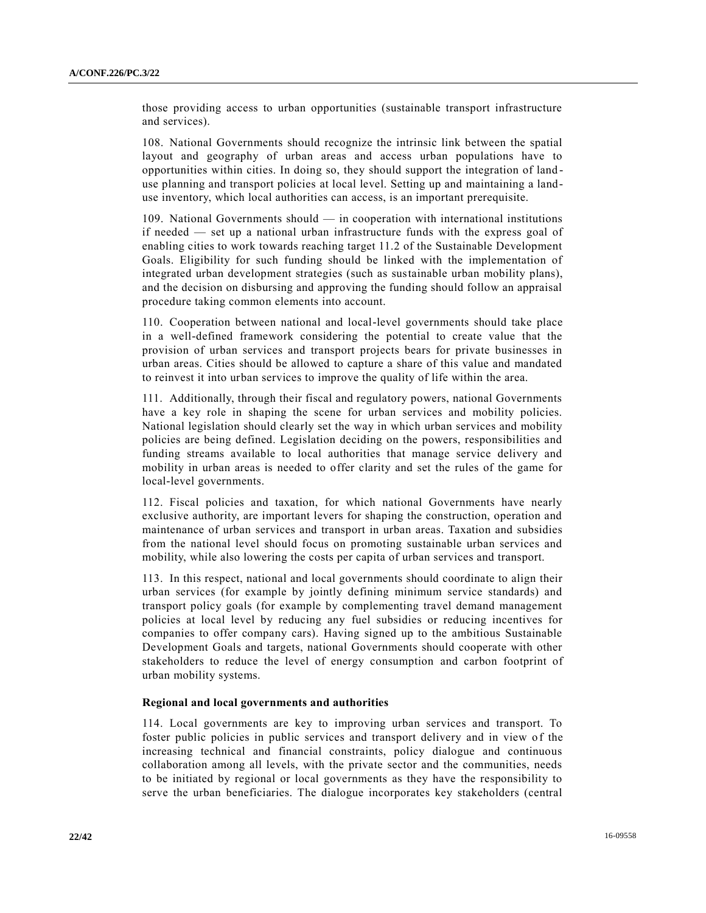those providing access to urban opportunities (sustainable transport infrastructure and services).

108. National Governments should recognize the intrinsic link between the spatial layout and geography of urban areas and access urban populations have to opportunities within cities. In doing so, they should support the integration of land-use planning and transport policies at local level. Setting up and maintaining a land-use inventory, which local authorities can access, is an important prerequisite.

109. National Governments should — in cooperation with international institutions if needed — set up a national urban infrastructure funds with the express goal of enabling cities to work towards reaching target 11.2 of the Sustainable Development Goals. Eligibility for such funding should be linked with the implementation of integrated urban development strategies (such as sustainable urban mobility plans), and the decision on disbursing and approving the funding should follow an appraisal procedure taking common elements into account.

110. Cooperation between national and local-level governments should take place in a well-defined framework considering the potential to create value that the provision of urban services and transport projects bears for private businesses in urban areas. Cities should be allowed to capture a share of this value and mandated to reinvest it into urban services to improve the quality of life within the area.

111. Additionally, through their fiscal and regulatory powers, national Governments have a key role in shaping the scene for urban services and mobility policies. National legislation should clearly set the way in which urban services and mobility policies are being defined. Legislation deciding on the powers, responsibilities and funding streams available to local authorities that manage service delivery and mobility in urban areas is needed to offer clarity and set the rules of the game for local-level governments.

112. Fiscal policies and taxation, for which national Governments have nearly exclusive authority, are important levers for shaping the construction, operation and maintenance of urban services and transport in urban areas. Taxation and subsidies from the national level should focus on promoting sustainable urban services and mobility, while also lowering the costs per capita of urban services and transport.

113. In this respect, national and local governments should coordinate to align their urban services (for example by jointly defining minimum service standards) and transport policy goals (for example by complementing travel demand management policies at local level by reducing any fuel subsidies or reducing incentives for companies to offer company cars). Having signed up to the ambitious Sustainable Development Goals and targets, national Governments should cooperate with other stakeholders to reduce the level of energy consumption and carbon footprint of urban mobility systems.

**Regional and local governments and authorities**

114. Local governments are key to improving urban services and transport. To foster public policies in public services and transport delivery and in view of the increasing technical and financial constraints, policy dialogue and continuous collaboration among all levels, with the private sector and the communities, needs to be initiated by regional or local governments as they have the responsibility to serve the urban beneficiaries. The dialogue incorporates key stakeholders (central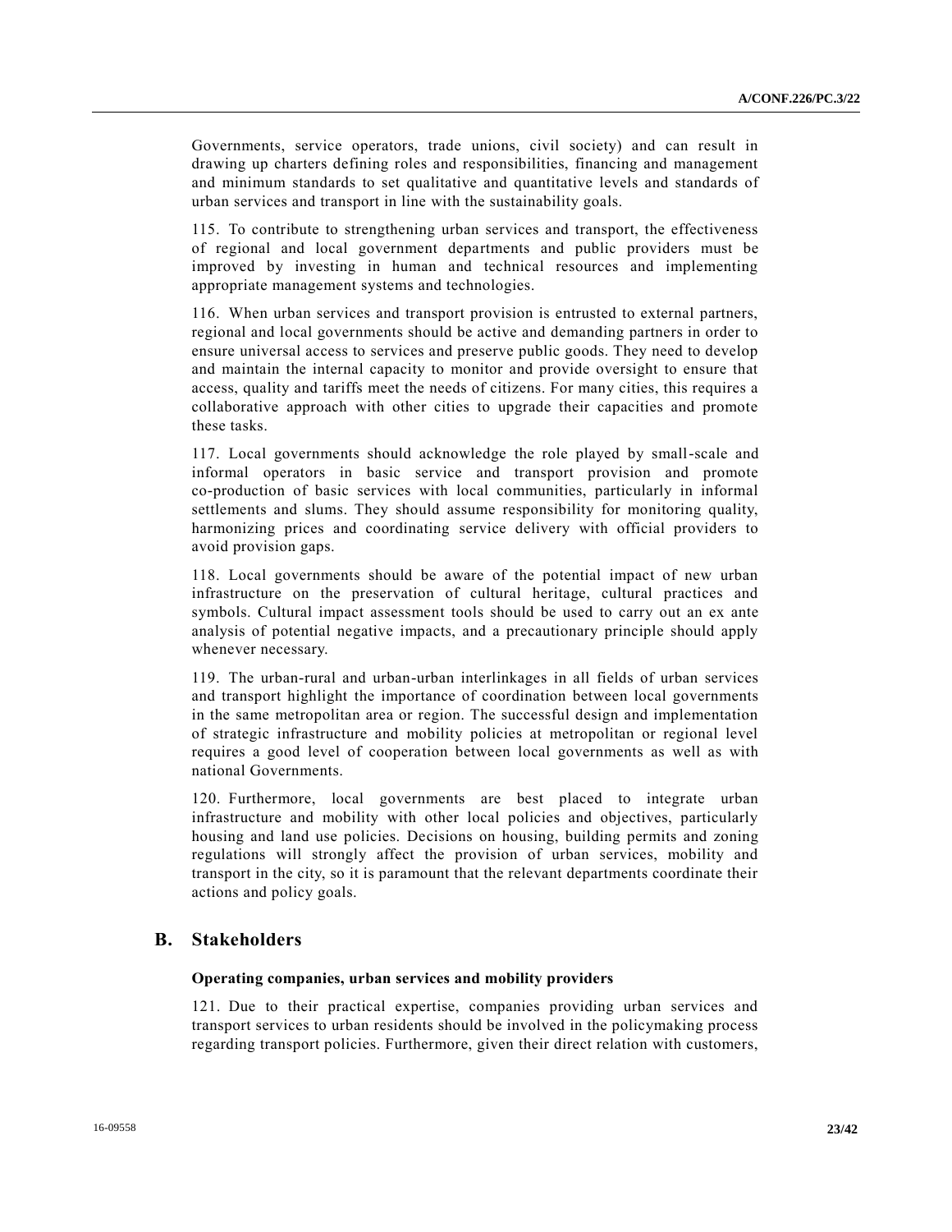Governments, service operators, trade unions, civil society) and can result in drawing up charters defining roles and responsibilities, financing and management and minimum standards to set qualitative and quantitative levels and standards of urban services and transport in line with the sustainability goals.

115. To contribute to strengthening urban services and transport, the effectiveness of regional and local government departments and public providers must be improved by investing in human and technical resources and implementing appropriate management systems and technologies.

116. When urban services and transport provision is entrusted to external partners, regional and local governments should be active and demanding partners in order to ensure universal access to services and preserve public goods. They need to develop and maintain the internal capacity to monitor and provide oversight to ensure that access, quality and tariffs meet the needs of citizens. For many cities, this requires a collaborative approach with other cities to upgrade their capacities and promote these tasks.

117. Local governments should acknowledge the role played by small-scale and informal operators in basic service and transport provision and promote co-production of basic services with local communities, particularly in informal settlements and slums. They should assume responsibility for monitoring quality, harmonizing prices and coordinating service delivery with official providers to avoid provision gaps.

118. Local governments should be aware of the potential impact of new urban infrastructure on the preservation of cultural heritage, cultural practices and symbols. Cultural impact assessment tools should be used to carry out an ex ante analysis of potential negative impacts, and a precautionary principle should apply whenever necessary.

119. The urban-rural and urban-urban interlinkages in all fields of urban services and transport highlight the importance of coordination between local governments in the same metropolitan area or region. The successful design and implementation of strategic infrastructure and mobility policies at metropolitan or regional level requires a good level of cooperation between local governments as well as with national Governments.

120. Furthermore, local governments are best placed to integrate urban infrastructure and mobility with other local policies and objectives, particularly housing and land use policies. Decisions on housing, building permits and zoning regulations will strongly affect the provision of urban services, mobility and transport in the city, so it is paramount that the relevant departments coordinate their actions and policy goals.

## B. Stakeholders

### Operating companies, urban services and mobility providers

121. Due to their practical expertise, companies providing urban services and transport services to urban residents should be involved in the policymaking process regarding transport policies. Furthermore, given their direct relation with customers,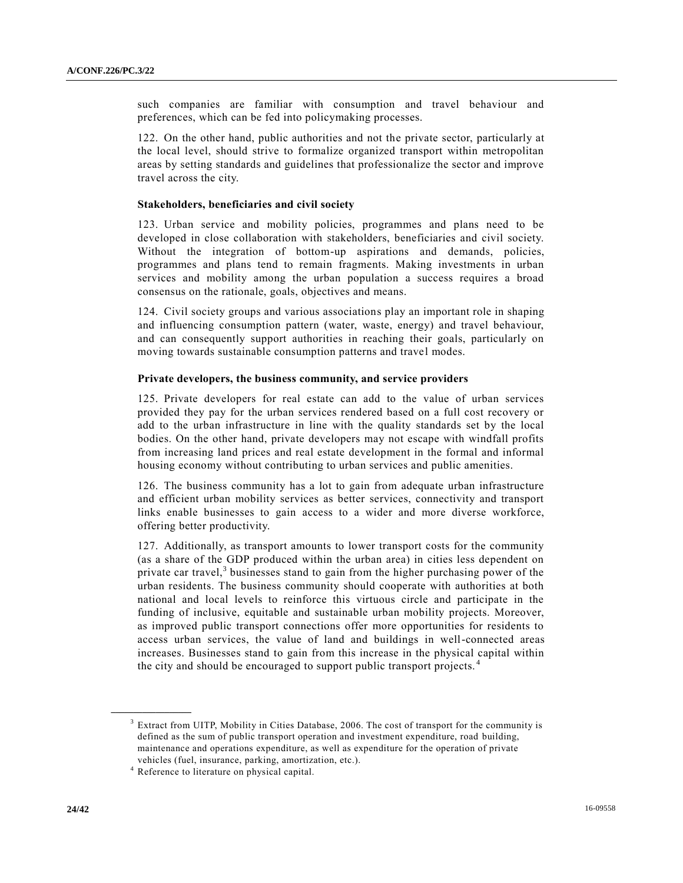such companies are familiar with consumption and travel behaviour and preferences, which can be fed into policymaking processes.

122. On the other hand, public authorities and not the private sector, particularly at the local level, should strive to formalize organized transport within metropolitan areas by setting standards and guidelines that professionalize the sector and improve travel across the city.

### Stakeholders, beneficiaries and civil society

123. Urban service and mobility policies, programmes and plans need to be developed in close collaboration with stakeholders, beneficiaries and civil society. Without the integration of bottom-up aspirations and demands, policies, programmes and plans tend to remain fragments. Making investments in urban services and mobility among the urban population a success requires a broad consensus on the rationale, goals, objectives and means.

124. Civil society groups and various associations play an important role in shaping and influencing consumption pattern (water, waste, energy) and travel behaviour, and can consequently support authorities in reaching their goals, particularly on moving towards sustainable consumption patterns and travel modes.

### Private developers, the business community, and service providers

125. Private developers for real estate can add to the value of urban services provided they pay for the urban services rendered based on a full cost recovery or add to the urban infrastructure in line with the quality standards set by the local bodies. On the other hand, private developers may not escape with windfall profits from increasing land prices and real estate development in the formal and informal housing economy without contributing to urban services and public amenities.

126. The business community has a lot to gain from adequate urban infrastructure and efficient urban mobility services as better services, connectivity and transport links enable businesses to gain access to a wider and more diverse workforce, offering better productivity.

127. Additionally, as transport amounts to lower transport costs for the community (as a share of the GDP produced within the urban area) in cities less dependent on private car travel,[3] businesses stand to gain from the higher purchasing power of the urban residents. The business community should cooperate with authorities at both national and local levels to reinforce this virtuous circle and participate in the funding of inclusive, equitable and sustainable urban mobility projects. Moreover, as improved public transport connections offer more opportunities for residents to access urban services, the value of land and buildings in well-connected areas increases. Businesses stand to gain from this increase in the physical capital within the city and should be encouraged to support public transport projects.[4]

---

[3] Extract from UITP, Mobility in Cities Database, 2006. The cost of transport for the community is defined as the sum of public transport operation and investment expenditure, road building, maintenance and operations expenditure, as well as expenditure for the operation of private vehicles (fuel, insurance, parking, amortization, etc.).

[4] Reference to literature on physical capital.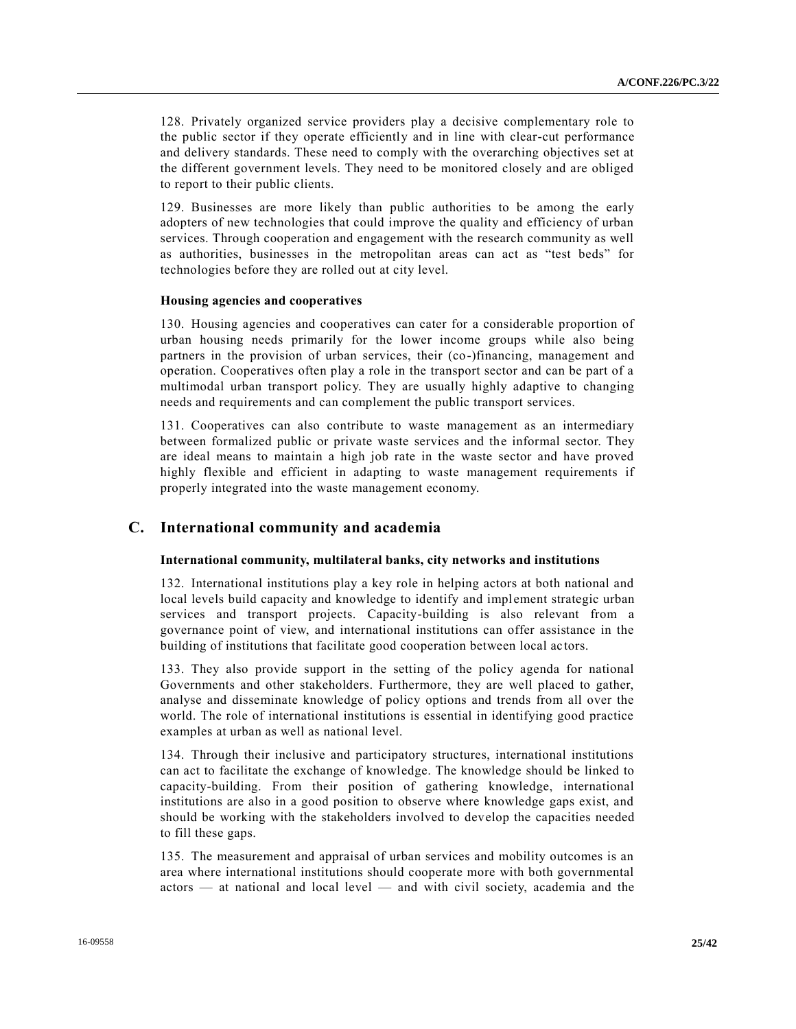128. Privately organized service providers play a decisive complementary role to the public sector if they operate efficiently and in line with clear-cut performance and delivery standards. These need to comply with the overarching objectives set at the different government levels. They need to be monitored closely and are obliged to report to their public clients.

129. Businesses are more likely than public authorities to be among the early adopters of new technologies that could improve the quality and efficiency of urban services. Through cooperation and engagement with the research community as well as authorities, businesses in the metropolitan areas can act as "test beds" for technologies before they are rolled out at city level.

**Housing agencies and cooperatives**

130. Housing agencies and cooperatives can cater for a considerable proportion of urban housing needs primarily for the lower income groups while also being partners in the provision of urban services, their (co-)financing, management and operation. Cooperatives often play a role in the transport sector and can be part of a multimodal urban transport policy. They are usually highly adaptive to changing needs and requirements and can complement the public transport services.

131. Cooperatives can also contribute to waste management as an intermediary between formalized public or private waste services and the informal sector. They are ideal means to maintain a high job rate in the waste sector and have proved highly flexible and efficient in adapting to waste management requirements if properly integrated into the waste management economy.

## C. International community and academia

**International community, multilateral banks, city networks and institutions**

132. International institutions play a key role in helping actors at both national and local levels build capacity and knowledge to identify and implement strategic urban services and transport projects. Capacity-building is also relevant from a governance point of view, and international institutions can offer assistance in the building of institutions that facilitate good cooperation between local actors.

133. They also provide support in the setting of the policy agenda for national Governments and other stakeholders. Furthermore, they are well placed to gather, analyse and disseminate knowledge of policy options and trends from all over the world. The role of international institutions is essential in identifying good practice examples at urban as well as national level.

134. Through their inclusive and participatory structures, international institutions can act to facilitate the exchange of knowledge. The knowledge should be linked to capacity-building. From their position of gathering knowledge, international institutions are also in a good position to observe where knowledge gaps exist, and should be working with the stakeholders involved to develop the capacities needed to fill these gaps.

135. The measurement and appraisal of urban services and mobility outcomes is an area where international institutions should cooperate more with both governmental actors — at national and local level — and with civil society, academia and the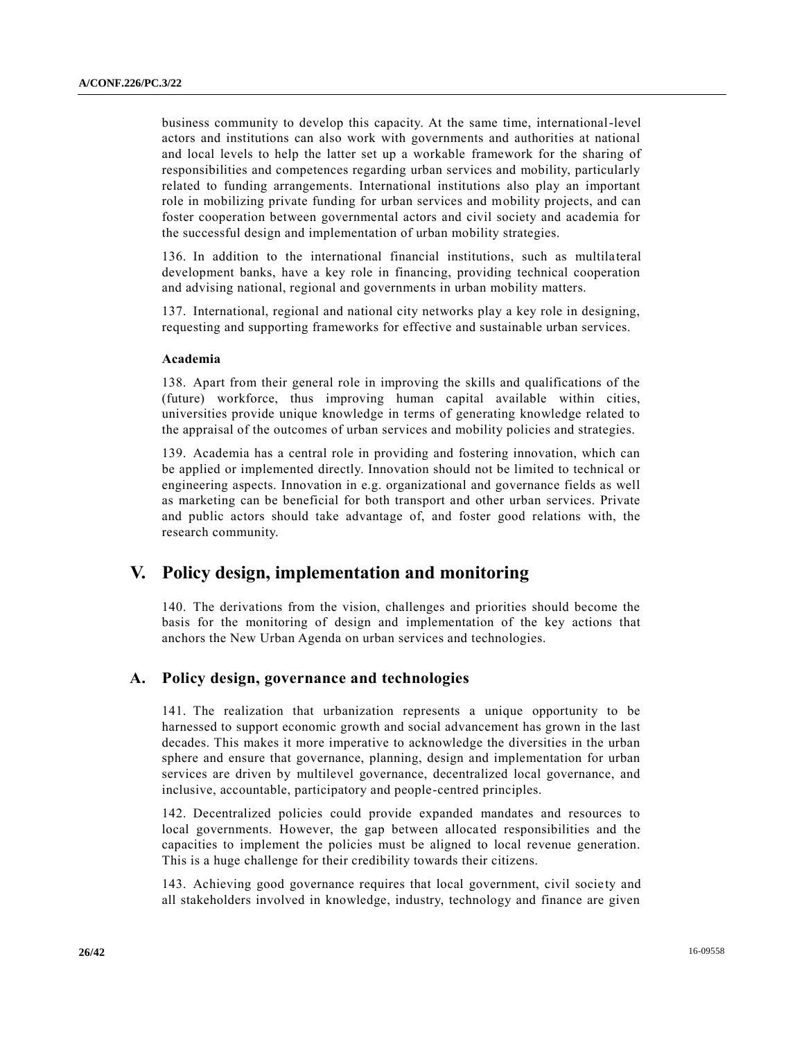business community to develop this capacity. At the same time, international-level actors and institutions can also work with governments and authorities at national and local levels to help the latter set up a workable framework for the sharing of responsibilities and competences regarding urban services and mobility, particularly related to funding arrangements. International institutions also play an important role in mobilizing private funding for urban services and mobility projects, and can foster cooperation between governmental actors and civil society and academia for the successful design and implementation of urban mobility strategies.

136. In addition to the international financial institutions, such as multilateral development banks, have a key role in financing, providing technical cooperation and advising national, regional and governments in urban mobility matters.

137. International, regional and national city networks play a key role in designing, requesting and supporting frameworks for effective and sustainable urban services.

**Academia**

138. Apart from their general role in improving the skills and qualifications of the (future) workforce, thus improving human capital available within cities, universities provide unique knowledge in terms of generating knowledge related to the appraisal of the outcomes of urban services and mobility policies and strategies.

139. Academia has a central role in providing and fostering innovation, which can be applied or implemented directly. Innovation should not be limited to technical or engineering aspects. Innovation in e.g. organizational and governance fields as well as marketing can be beneficial for both transport and other urban services. Private and public actors should take advantage of, and foster good relations with, the research community.

# V. Policy design, implementation and monitoring

140. The derivations from the vision, challenges and priorities should become the basis for the monitoring of design and implementation of the key actions that anchors the New Urban Agenda on urban services and technologies.

## A. Policy design, governance and technologies

141. The realization that urbanization represents a unique opportunity to be harnessed to support economic growth and social advancement has grown in the last decades. This makes it more imperative to acknowledge the diversities in the urban sphere and ensure that governance, planning, design and implementation for urban services are driven by multilevel governance, decentralized local governance, and inclusive, accountable, participatory and people-centred principles.

142. Decentralized policies could provide expanded mandates and resources to local governments. However, the gap between allocated responsibilities and the capacities to implement the policies must be aligned to local revenue generation. This is a huge challenge for their credibility towards their citizens.

143. Achieving good governance requires that local government, civil society and all stakeholders involved in knowledge, industry, technology and finance are given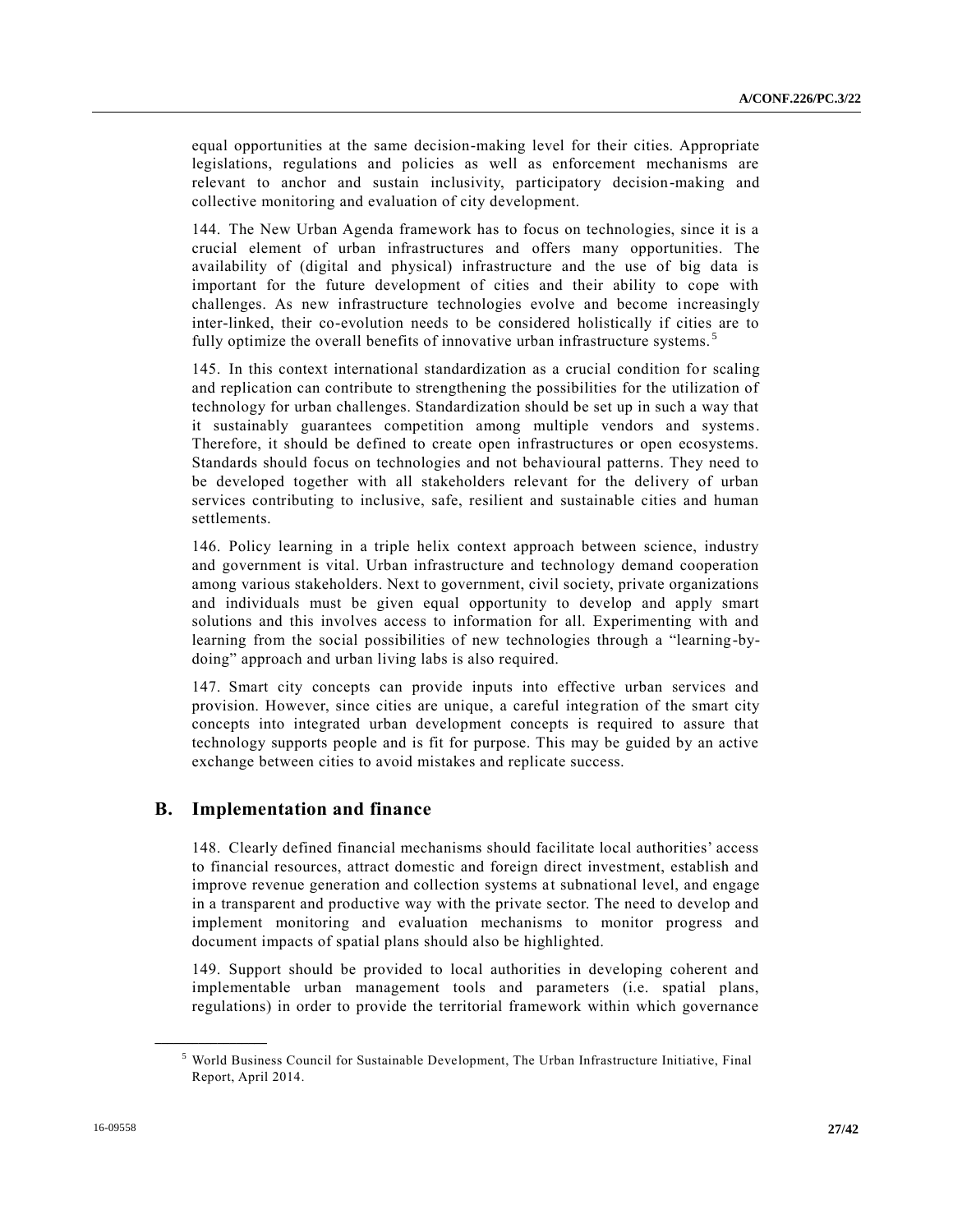equal opportunities at the same decision-making level for their cities. Appropriate legislations, regulations and policies as well as enforcement mechanisms are relevant to anchor and sustain inclusivity, participatory decision-making and collective monitoring and evaluation of city development.

144. The New Urban Agenda framework has to focus on technologies, since it is a crucial element of urban infrastructures and offers many opportunities. The availability of (digital and physical) infrastructure and the use of big data is important for the future development of cities and their ability to cope with challenges. As new infrastructure technologies evolve and become increasingly inter-linked, their co-evolution needs to be considered holistically if cities are to fully optimize the overall benefits of innovative urban infrastructure systems.[5]

145. In this context international standardization as a crucial condition for scaling and replication can contribute to strengthening the possibilities for the utilization of technology for urban challenges. Standardization should be set up in such a way that it sustainably guarantees competition among multiple vendors and systems. Therefore, it should be defined to create open infrastructures or open ecosystems. Standards should focus on technologies and not behavioural patterns. They need to be developed together with all stakeholders relevant for the delivery of urban services contributing to inclusive, safe, resilient and sustainable cities and human settlements.

146. Policy learning in a triple helix context approach between science, industry and government is vital. Urban infrastructure and technology demand cooperation among various stakeholders. Next to government, civil society, private organizations and individuals must be given equal opportunity to develop and apply smart solutions and this involves access to information for all. Experimenting with and learning from the social possibilities of new technologies through a "learning-by-doing" approach and urban living labs is also required.

147. Smart city concepts can provide inputs into effective urban services and provision. However, since cities are unique, a careful integration of the smart city concepts into integrated urban development concepts is required to assure that technology supports people and is fit for purpose. This may be guided by an active exchange between cities to avoid mistakes and replicate success.

## B. Implementation and finance

148. Clearly defined financial mechanisms should facilitate local authorities' access to financial resources, attract domestic and foreign direct investment, establish and improve revenue generation and collection systems at subnational level, and engage in a transparent and productive way with the private sector. The need to develop and implement monitoring and evaluation mechanisms to monitor progress and document impacts of spatial plans should also be highlighted.

149. Support should be provided to local authorities in developing coherent and implementable urban management tools and parameters (i.e. spatial plans, regulations) in order to provide the territorial framework within which governance

[5] World Business Council for Sustainable Development, The Urban Infrastructure Initiative, Final Report, April 2014.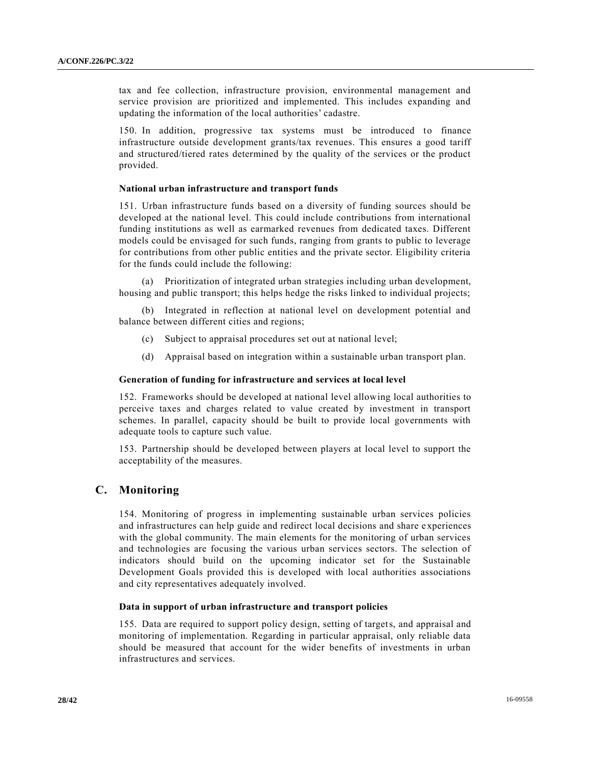tax and fee collection, infrastructure provision, environmental management and service provision are prioritized and implemented. This includes expanding and updating the information of the local authorities' cadastre.

150. In addition, progressive tax systems must be introduced to finance infrastructure outside development grants/tax revenues. This ensures a good tariff and structured/tiered rates determined by the quality of the services or the product provided.

**National urban infrastructure and transport funds**

151. Urban infrastructure funds based on a diversity of funding sources should be developed at the national level. This could include contributions from international funding institutions as well as earmarked revenues from dedicated taxes. Different models could be envisaged for such funds, ranging from grants to public to leverage for contributions from other public entities and the private sector. Eligibility criteria for the funds could include the following:

(a) Prioritization of integrated urban strategies including urban development, housing and public transport; this helps hedge the risks linked to individual projects;

(b) Integrated in reflection at national level on development potential and balance between different cities and regions;

(c) Subject to appraisal procedures set out at national level;

(d) Appraisal based on integration within a sustainable urban transport plan.

**Generation of funding for infrastructure and services at local level**

152. Frameworks should be developed at national level allowing local authorities to perceive taxes and charges related to value created by investment in transport schemes. In parallel, capacity should be built to provide local governments with adequate tools to capture such value.

153. Partnership should be developed between players at local level to support the acceptability of the measures.

## C. Monitoring

154. Monitoring of progress in implementing sustainable urban services policies and infrastructures can help guide and redirect local decisions and share experiences with the global community. The main elements for the monitoring of urban services and technologies are focusing the various urban services sectors. The selection of indicators should build on the upcoming indicator set for the Sustainable Development Goals provided this is developed with local authorities associations and city representatives adequately involved.

**Data in support of urban infrastructure and transport policies**

155. Data are required to support policy design, setting of targets, and appraisal and monitoring of implementation. Regarding in particular appraisal, only reliable data should be measured that account for the wider benefits of investments in urban infrastructures and services.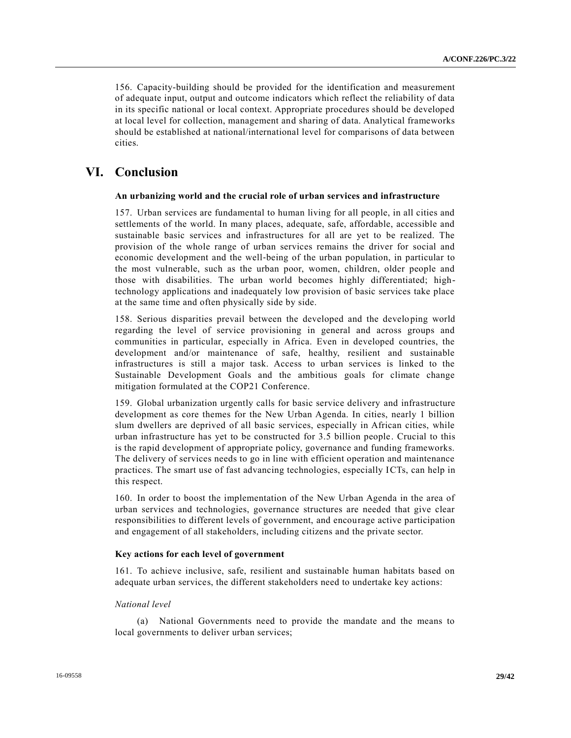156. Capacity-building should be provided for the identification and measurement of adequate input, output and outcome indicators which reflect the reliability of data in its specific national or local context. Appropriate procedures should be developed at local level for collection, management and sharing of data. Analytical frameworks should be established at national/international level for comparisons of data between cities.

# VI. Conclusion

**An urbanizing world and the crucial role of urban services and infrastructure**

157. Urban services are fundamental to human living for all people, in all cities and settlements of the world. In many places, adequate, safe, affordable, accessible and sustainable basic services and infrastructures for all are yet to be realized. The provision of the whole range of urban services remains the driver for social and economic development and the well-being of the urban population, in particular to the most vulnerable, such as the urban poor, women, children, older people and those with disabilities. The urban world becomes highly differentiated; high-technology applications and inadequately low provision of basic services take place at the same time and often physically side by side.

158. Serious disparities prevail between the developed and the developing world regarding the level of service provisioning in general and across groups and communities in particular, especially in Africa. Even in developed countries, the development and/or maintenance of safe, healthy, resilient and sustainable infrastructures is still a major task. Access to urban services is linked to the Sustainable Development Goals and the ambitious goals for climate change mitigation formulated at the COP21 Conference.

159. Global urbanization urgently calls for basic service delivery and infrastructure development as core themes for the New Urban Agenda. In cities, nearly 1 billion slum dwellers are deprived of all basic services, especially in African cities, while urban infrastructure has yet to be constructed for 3.5 billion people. Crucial to this is the rapid development of appropriate policy, governance and funding frameworks. The delivery of services needs to go in line with efficient operation and maintenance practices. The smart use of fast advancing technologies, especially ICTs, can help in this respect.

160. In order to boost the implementation of the New Urban Agenda in the area of urban services and technologies, governance structures are needed that give clear responsibilities to different levels of government, and encourage active participation and engagement of all stakeholders, including citizens and the private sector.

**Key actions for each level of government**

161. To achieve inclusive, safe, resilient and sustainable human habitats based on adequate urban services, the different stakeholders need to undertake key actions:

*National level*

(a) National Governments need to provide the mandate and the means to local governments to deliver urban services;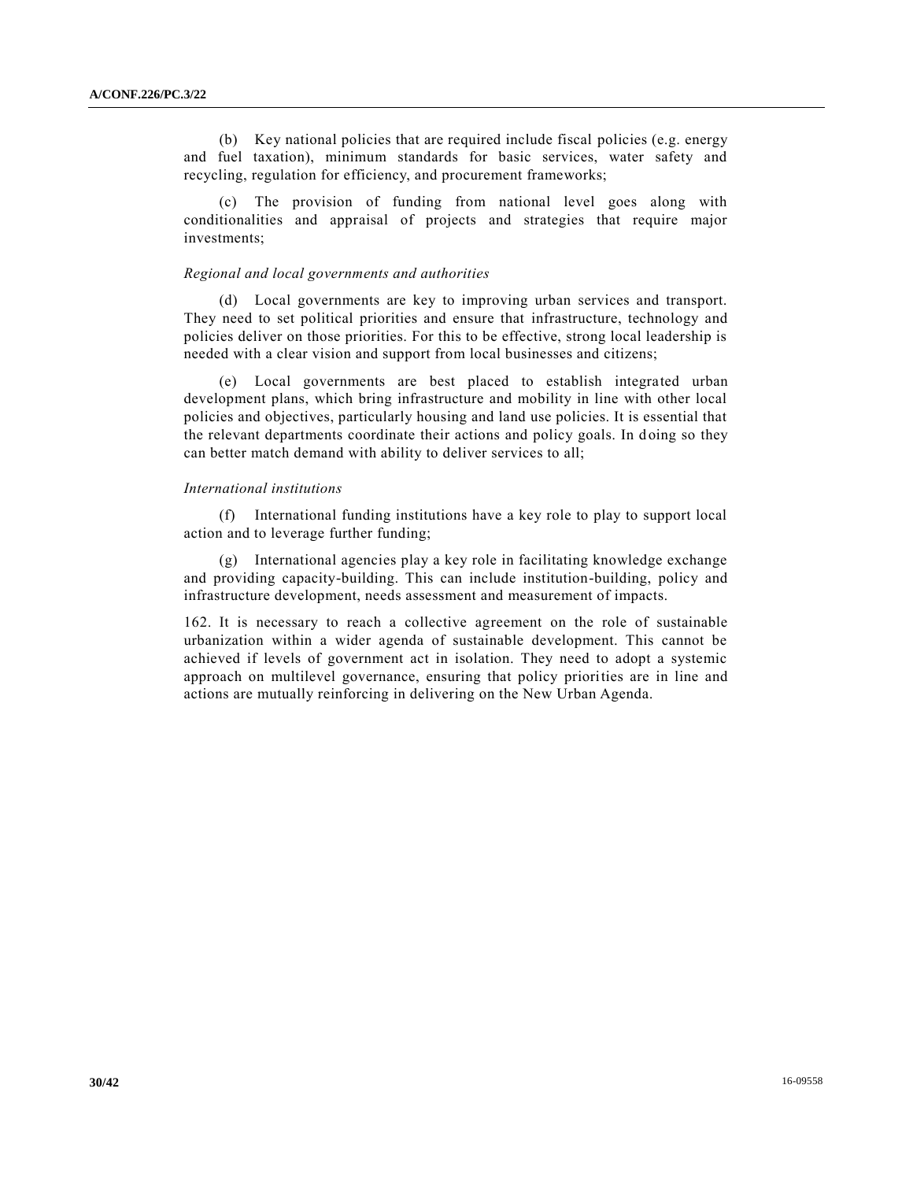(b) Key national policies that are required include fiscal policies (e.g. energy and fuel taxation), minimum standards for basic services, water safety and recycling, regulation for efficiency, and procurement frameworks;

(c) The provision of funding from national level goes along with conditionalities and appraisal of projects and strategies that require major investments;

*Regional and local governments and authorities*

(d) Local governments are key to improving urban services and transport. They need to set political priorities and ensure that infrastructure, technology and policies deliver on those priorities. For this to be effective, strong local leadership is needed with a clear vision and support from local businesses and citizens;

(e) Local governments are best placed to establish integrated urban development plans, which bring infrastructure and mobility in line with other local policies and objectives, particularly housing and land use policies. It is essential that the relevant departments coordinate their actions and policy goals. In doing so they can better match demand with ability to deliver services to all;

*International institutions*

(f) International funding institutions have a key role to play to support local action and to leverage further funding;

(g) International agencies play a key role in facilitating knowledge exchange and providing capacity-building. This can include institution-building, policy and infrastructure development, needs assessment and measurement of impacts.

162. It is necessary to reach a collective agreement on the role of sustainable urbanization within a wider agenda of sustainable development. This cannot be achieved if levels of government act in isolation. They need to adopt a systemic approach on multilevel governance, ensuring that policy priorities are in line and actions are mutually reinforcing in delivering on the New Urban Agenda.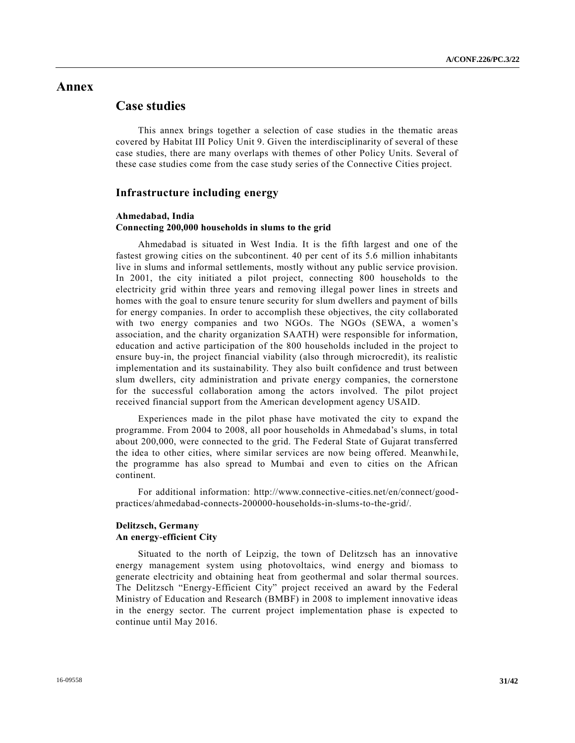# Annex

## Case studies

This annex brings together a selection of case studies in the thematic areas covered by Habitat III Policy Unit 9. Given the interdisciplinarity of several of these case studies, there are many overlaps with themes of other Policy Units. Several of these case studies come from the case study series of the Connective Cities project.

### Infrastructure including energy

#### Ahmedabad, India
#### Connecting 200,000 households in slums to the grid

Ahmedabad is situated in West India. It is the fifth largest and one of the fastest growing cities on the subcontinent. 40 per cent of its 5.6 million inhabitants live in slums and informal settlements, mostly without any public service provision. In 2001, the city initiated a pilot project, connecting 800 households to the electricity grid within three years and removing illegal power lines in streets and homes with the goal to ensure tenure security for slum dwellers and payment of bills for energy companies. In order to accomplish these objectives, the city collaborated with two energy companies and two NGOs. The NGOs (SEWA, a women's association, and the charity organization SAATH) were responsible for information, education and active participation of the 800 households included in the project to ensure buy-in, the project financial viability (also through microcredit), its realistic implementation and its sustainability. They also built confidence and trust between slum dwellers, city administration and private energy companies, the cornerstone for the successful collaboration among the actors involved. The pilot project received financial support from the American development agency USAID.

Experiences made in the pilot phase have motivated the city to expand the programme. From 2004 to 2008, all poor households in Ahmedabad's slums, in total about 200,000, were connected to the grid. The Federal State of Gujarat transferred the idea to other cities, where similar services are now being offered. Meanwhile, the programme has also spread to Mumbai and even to cities on the African continent.

For additional information: http://www.connective-cities.net/en/connect/good-practices/ahmedabad-connects-200000-households-in-slums-to-the-grid/.

#### Delitzsch, Germany
#### An energy-efficient City

Situated to the north of Leipzig, the town of Delitzsch has an innovative energy management system using photovoltaics, wind energy and biomass to generate electricity and obtaining heat from geothermal and solar thermal sources. The Delitzsch "Energy-Efficient City" project received an award by the Federal Ministry of Education and Research (BMBF) in 2008 to implement innovative ideas in the energy sector. The current project implementation phase is expected to continue until May 2016.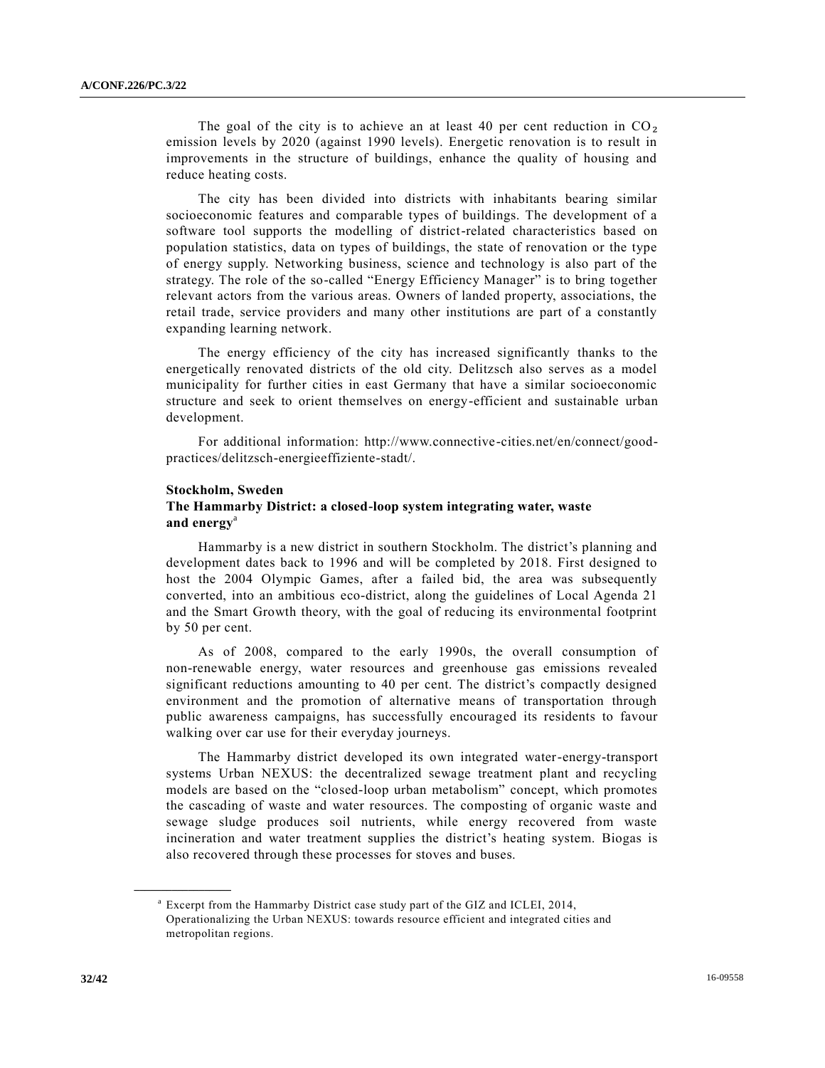The goal of the city is to achieve an at least 40 per cent reduction in $CO_2$ emission levels by 2020 (against 1990 levels). Energetic renovation is to result in improvements in the structure of buildings, enhance the quality of housing and reduce heating costs.

The city has been divided into districts with inhabitants bearing similar socioeconomic features and comparable types of buildings. The development of a software tool supports the modelling of district-related characteristics based on population statistics, data on types of buildings, the state of renovation or the type of energy supply. Networking business, science and technology is also part of the strategy. The role of the so-called "Energy Efficiency Manager" is to bring together relevant actors from the various areas. Owners of landed property, associations, the retail trade, service providers and many other institutions are part of a constantly expanding learning network.

The energy efficiency of the city has increased significantly thanks to the energetically renovated districts of the old city. Delitzsch also serves as a model municipality for further cities in east Germany that have a similar socioeconomic structure and seek to orient themselves on energy-efficient and sustainable urban development.

For additional information: http://www.connective-cities.net/en/connect/good-practices/delitzsch-energieeffiziente-stadt/.

**Stockholm, Sweden**
**The Hammarby District: a closed-loop system integrating water, waste and energy**[a]

Hammarby is a new district in southern Stockholm. The district's planning and development dates back to 1996 and will be completed by 2018. First designed to host the 2004 Olympic Games, after a failed bid, the area was subsequently converted, into an ambitious eco-district, along the guidelines of Local Agenda 21 and the Smart Growth theory, with the goal of reducing its environmental footprint by 50 per cent.

As of 2008, compared to the early 1990s, the overall consumption of non-renewable energy, water resources and greenhouse gas emissions revealed significant reductions amounting to 40 per cent. The district's compactly designed environment and the promotion of alternative means of transportation through public awareness campaigns, has successfully encouraged its residents to favour walking over car use for their everyday journeys.

The Hammarby district developed its own integrated water-energy-transport systems Urban NEXUS: the decentralized sewage treatment plant and recycling models are based on the "closed-loop urban metabolism" concept, which promotes the cascading of waste and water resources. The composting of organic waste and sewage sludge produces soil nutrients, while energy recovered from waste incineration and water treatment supplies the district's heating system. Biogas is also recovered through these processes for stoves and buses.

[a] Excerpt from the Hammarby District case study part of the GIZ and ICLEI, 2014, Operationalizing the Urban NEXUS: towards resource efficient and integrated cities and metropolitan regions.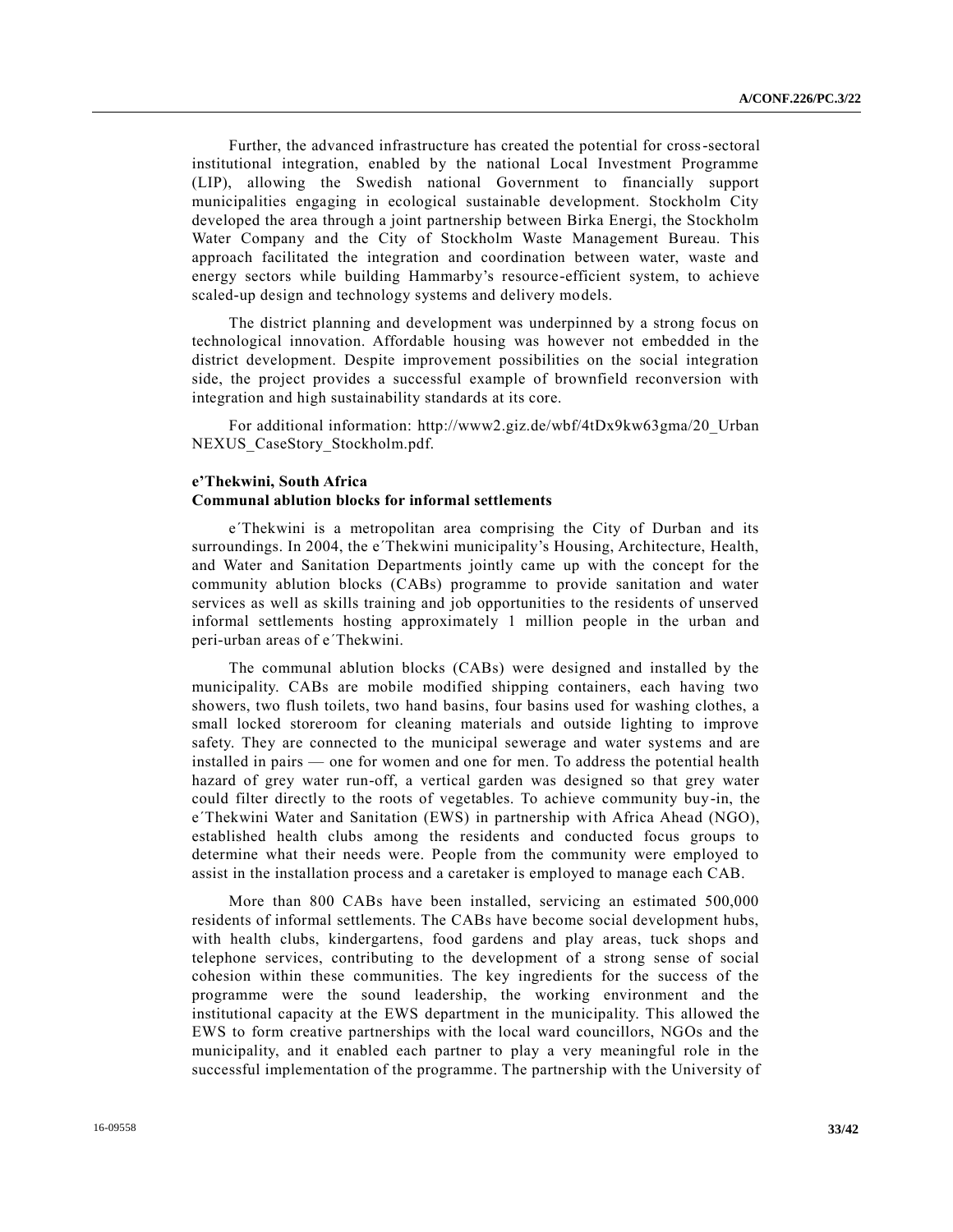Further, the advanced infrastructure has created the potential for cross-sectoral institutional integration, enabled by the national Local Investment Programme (LIP), allowing the Swedish national Government to financially support municipalities engaging in ecological sustainable development. Stockholm City developed the area through a joint partnership between Birka Energi, the Stockholm Water Company and the City of Stockholm Waste Management Bureau. This approach facilitated the integration and coordination between water, waste and energy sectors while building Hammarby's resource-efficient system, to achieve scaled-up design and technology systems and delivery models.

The district planning and development was underpinned by a strong focus on technological innovation. Affordable housing was however not embedded in the district development. Despite improvement possibilities on the social integration side, the project provides a successful example of brownfield reconversion with integration and high sustainability standards at its core.

For additional information: http://www2.giz.de/wbf/4tDx9kw63gma/20_UrbanNEXUS_CaseStory_Stockholm.pdf.

**e'Thekwini, South Africa**
**Communal ablution blocks for informal settlements**

e´Thekwini is a metropolitan area comprising the City of Durban and its surroundings. In 2004, the e´Thekwini municipality's Housing, Architecture, Health, and Water and Sanitation Departments jointly came up with the concept for the community ablution blocks (CABs) programme to provide sanitation and water services as well as skills training and job opportunities to the residents of unserved informal settlements hosting approximately 1 million people in the urban and peri-urban areas of e´Thekwini.

The communal ablution blocks (CABs) were designed and installed by the municipality. CABs are mobile modified shipping containers, each having two showers, two flush toilets, two hand basins, four basins used for washing clothes, a small locked storeroom for cleaning materials and outside lighting to improve safety. They are connected to the municipal sewerage and water systems and are installed in pairs — one for women and one for men. To address the potential health hazard of grey water run-off, a vertical garden was designed so that grey water could filter directly to the roots of vegetables. To achieve community buy-in, the e´Thekwini Water and Sanitation (EWS) in partnership with Africa Ahead (NGO), established health clubs among the residents and conducted focus groups to determine what their needs were. People from the community were employed to assist in the installation process and a caretaker is employed to manage each CAB.

More than 800 CABs have been installed, servicing an estimated 500,000 residents of informal settlements. The CABs have become social development hubs, with health clubs, kindergartens, food gardens and play areas, tuck shops and telephone services, contributing to the development of a strong sense of social cohesion within these communities. The key ingredients for the success of the programme were the sound leadership, the working environment and the institutional capacity at the EWS department in the municipality. This allowed the EWS to form creative partnerships with the local ward councillors, NGOs and the municipality, and it enabled each partner to play a very meaningful role in the successful implementation of the programme. The partnership with the University of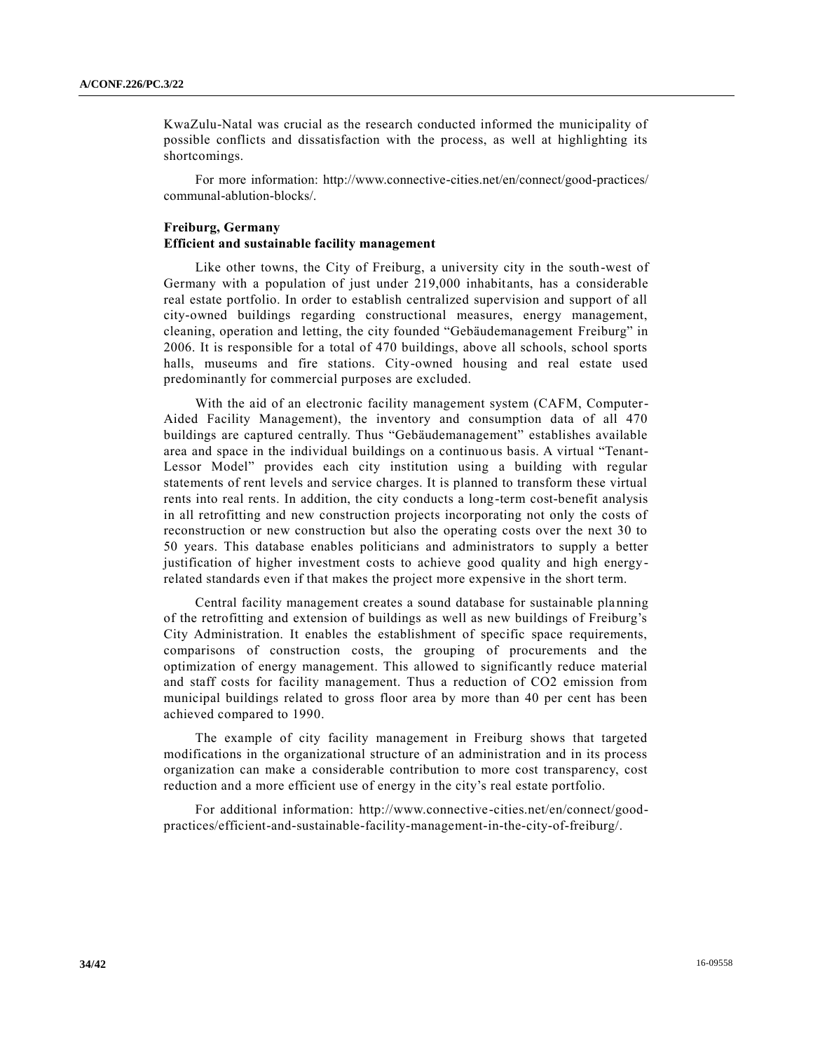KwaZulu-Natal was crucial as the research conducted informed the municipality of possible conflicts and dissatisfaction with the process, as well at highlighting its shortcomings.

For more information: http://www.connective-cities.net/en/connect/good-practices/communal-ablution-blocks/.

**Freiburg, Germany**
**Efficient and sustainable facility management**

Like other towns, the City of Freiburg, a university city in the south-west of Germany with a population of just under 219,000 inhabitants, has a considerable real estate portfolio. In order to establish centralized supervision and support of all city-owned buildings regarding constructional measures, energy management, cleaning, operation and letting, the city founded "Gebäudemanagement Freiburg" in 2006. It is responsible for a total of 470 buildings, above all schools, school sports halls, museums and fire stations. City-owned housing and real estate used predominantly for commercial purposes are excluded.

With the aid of an electronic facility management system (CAFM, Computer-Aided Facility Management), the inventory and consumption data of all 470 buildings are captured centrally. Thus "Gebäudemanagement" establishes available area and space in the individual buildings on a continuous basis. A virtual "Tenant-Lessor Model" provides each city institution using a building with regular statements of rent levels and service charges. It is planned to transform these virtual rents into real rents. In addition, the city conducts a long-term cost-benefit analysis in all retrofitting and new construction projects incorporating not only the costs of reconstruction or new construction but also the operating costs over the next 30 to 50 years. This database enables politicians and administrators to supply a better justification of higher investment costs to achieve good quality and high energy-related standards even if that makes the project more expensive in the short term.

Central facility management creates a sound database for sustainable planning of the retrofitting and extension of buildings as well as new buildings of Freiburg's City Administration. It enables the establishment of specific space requirements, comparisons of construction costs, the grouping of procurements and the optimization of energy management. This allowed to significantly reduce material and staff costs for facility management. Thus a reduction of $CO_2$ emission from municipal buildings related to gross floor area by more than 40 per cent has been achieved compared to 1990.

The example of city facility management in Freiburg shows that targeted modifications in the organizational structure of an administration and in its process organization can make a considerable contribution to more cost transparency, cost reduction and a more efficient use of energy in the city's real estate portfolio.

For additional information: http://www.connective-cities.net/en/connect/good-practices/efficient-and-sustainable-facility-management-in-the-city-of-freiburg/.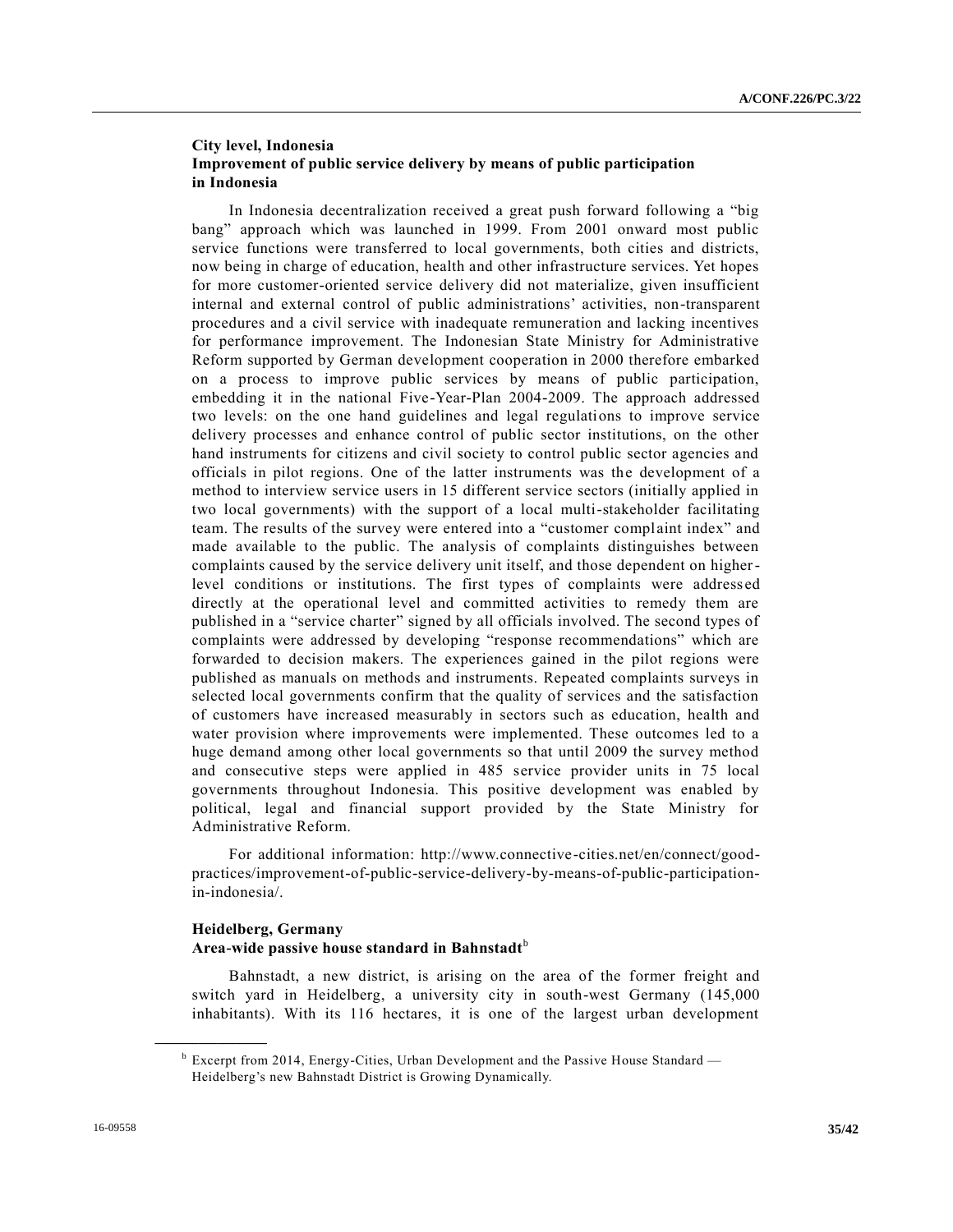**City level, Indonesia**
**Improvement of public service delivery by means of public participation in Indonesia**

In Indonesia decentralization received a great push forward following a "big bang" approach which was launched in 1999. From 2001 onward most public service functions were transferred to local governments, both cities and districts, now being in charge of education, health and other infrastructure services. Yet hopes for more customer-oriented service delivery did not materialize, given insufficient internal and external control of public administrations' activities, non-transparent procedures and a civil service with inadequate remuneration and lacking incentives for performance improvement. The Indonesian State Ministry for Administrative Reform supported by German development cooperation in 2000 therefore embarked on a process to improve public services by means of public participation, embedding it in the national Five-Year-Plan 2004-2009. The approach addressed two levels: on the one hand guidelines and legal regulations to improve service delivery processes and enhance control of public sector institutions, on the other hand instruments for citizens and civil society to control public sector agencies and officials in pilot regions. One of the latter instruments was the development of a method to interview service users in 15 different service sectors (initially applied in two local governments) with the support of a local multi-stakeholder facilitating team. The results of the survey were entered into a "customer complaint index" and made available to the public. The analysis of complaints distinguishes between complaints caused by the service delivery unit itself, and those dependent on higher-level conditions or institutions. The first types of complaints were addressed directly at the operational level and committed activities to remedy them are published in a "service charter" signed by all officials involved. The second types of complaints were addressed by developing "response recommendations" which are forwarded to decision makers. The experiences gained in the pilot regions were published as manuals on methods and instruments. Repeated complaints surveys in selected local governments confirm that the quality of services and the satisfaction of customers have increased measurably in sectors such as education, health and water provision where improvements were implemented. These outcomes led to a huge demand among other local governments so that until 2009 the survey method and consecutive steps were applied in 485 service provider units in 75 local governments throughout Indonesia. This positive development was enabled by political, legal and financial support provided by the State Ministry for Administrative Reform.

For additional information: http://www.connective-cities.net/en/connect/good-practices/improvement-of-public-service-delivery-by-means-of-public-participation-in-indonesia/.

**Heidelberg, Germany**
**Area-wide passive house standard in Bahnstadt**[b]

Bahnstadt, a new district, is arising on the area of the former freight and switch yard in Heidelberg, a university city in south-west Germany (145,000 inhabitants). With its 116 hectares, it is one of the largest urban development

[b] Excerpt from 2014, Energy-Cities, Urban Development and the Passive House Standard — Heidelberg's new Bahnstadt District is Growing Dynamically.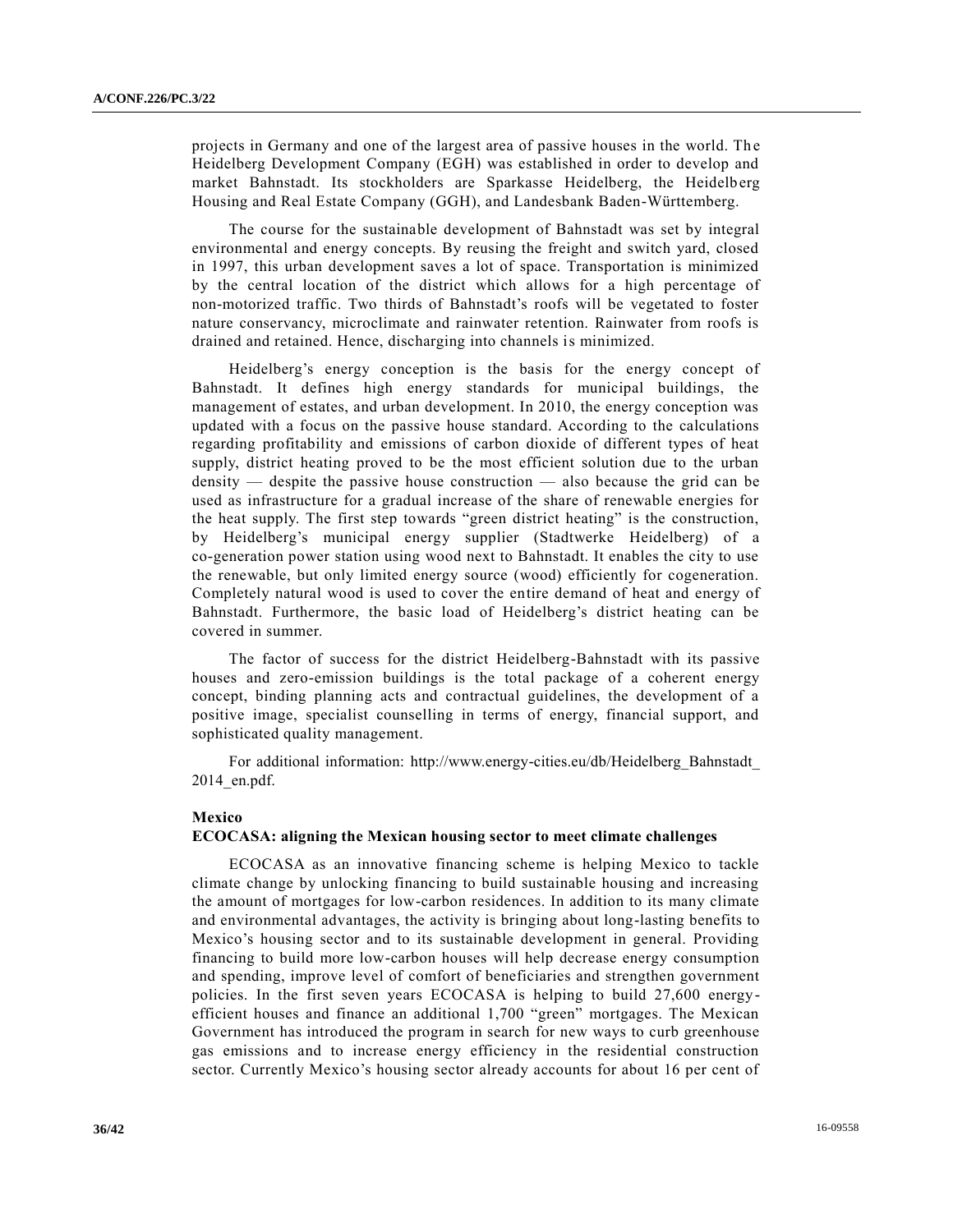projects in Germany and one of the largest area of passive houses in the world. The Heidelberg Development Company (EGH) was established in order to develop and market Bahnstadt. Its stockholders are Sparkasse Heidelberg, the Heidelberg Housing and Real Estate Company (GGH), and Landesbank Baden-Württemberg.

The course for the sustainable development of Bahnstadt was set by integral environmental and energy concepts. By reusing the freight and switch yard, closed in 1997, this urban development saves a lot of space. Transportation is minimized by the central location of the district which allows for a high percentage of non-motorized traffic. Two thirds of Bahnstadt's roofs will be vegetated to foster nature conservancy, microclimate and rainwater retention. Rainwater from roofs is drained and retained. Hence, discharging into channels is minimized.

Heidelberg's energy conception is the basis for the energy concept of Bahnstadt. It defines high energy standards for municipal buildings, the management of estates, and urban development. In 2010, the energy conception was updated with a focus on the passive house standard. According to the calculations regarding profitability and emissions of carbon dioxide of different types of heat supply, district heating proved to be the most efficient solution due to the urban density — despite the passive house construction — also because the grid can be used as infrastructure for a gradual increase of the share of renewable energies for the heat supply. The first step towards "green district heating" is the construction, by Heidelberg's municipal energy supplier (Stadtwerke Heidelberg) of a co-generation power station using wood next to Bahnstadt. It enables the city to use the renewable, but only limited energy source (wood) efficiently for cogeneration. Completely natural wood is used to cover the entire demand of heat and energy of Bahnstadt. Furthermore, the basic load of Heidelberg's district heating can be covered in summer.

The factor of success for the district Heidelberg-Bahnstadt with its passive houses and zero-emission buildings is the total package of a coherent energy concept, binding planning acts and contractual guidelines, the development of a positive image, specialist counselling in terms of energy, financial support, and sophisticated quality management.

For additional information: http://www.energy-cities.eu/db/Heidelberg_Bahnstadt_2014_en.pdf.

**Mexico**

**ECOCASA: aligning the Mexican housing sector to meet climate challenges**

ECOCASA as an innovative financing scheme is helping Mexico to tackle climate change by unlocking financing to build sustainable housing and increasing the amount of mortgages for low-carbon residences. In addition to its many climate and environmental advantages, the activity is bringing about long-lasting benefits to Mexico's housing sector and to its sustainable development in general. Providing financing to build more low-carbon houses will help decrease energy consumption and spending, improve level of comfort of beneficiaries and strengthen government policies. In the first seven years ECOCASA is helping to build 27,600 energy-efficient houses and finance an additional 1,700 "green" mortgages. The Mexican Government has introduced the program in search for new ways to curb greenhouse gas emissions and to increase energy efficiency in the residential construction sector. Currently Mexico's housing sector already accounts for about 16 per cent of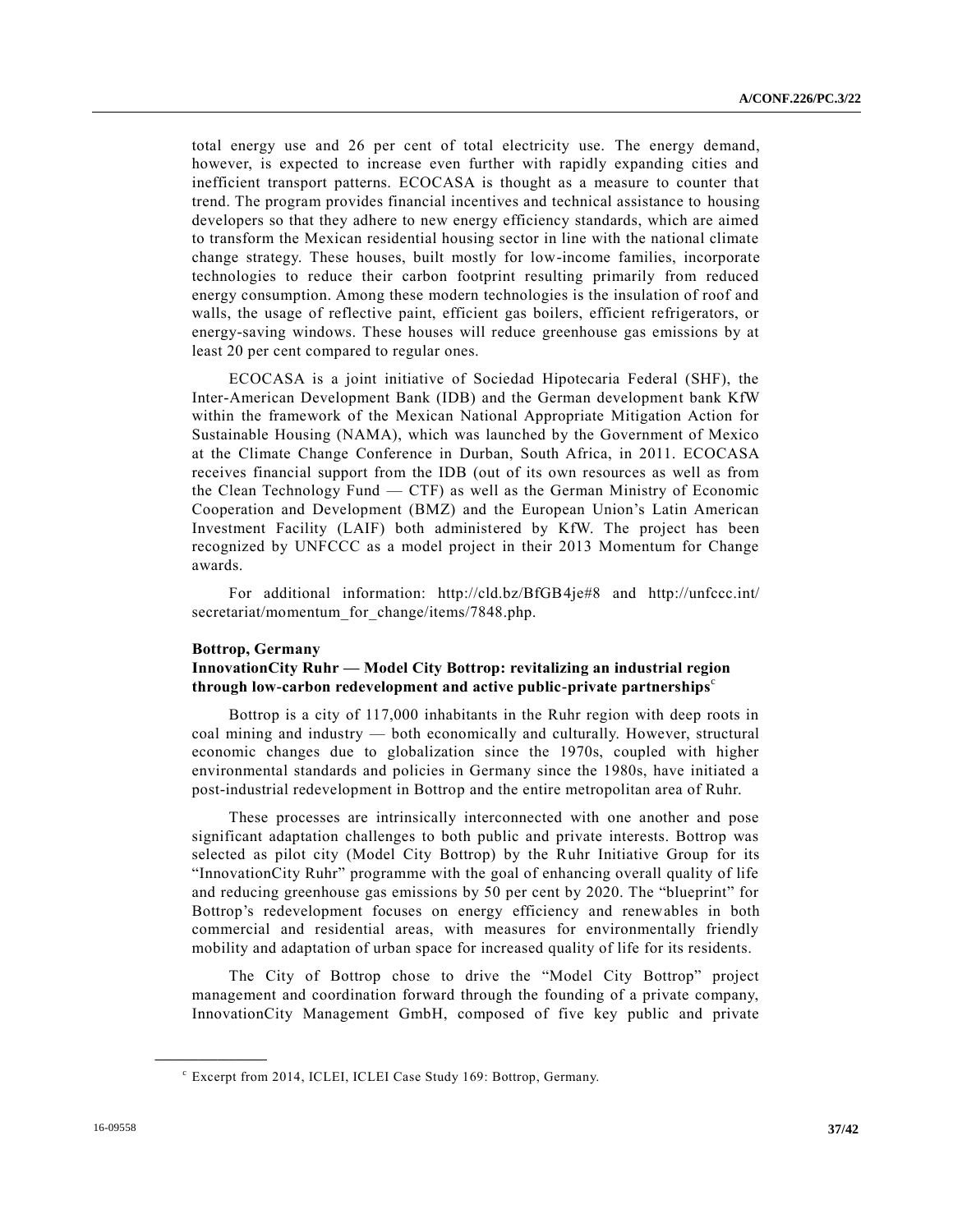total energy use and 26 per cent of total electricity use. The energy demand, however, is expected to increase even further with rapidly expanding cities and inefficient transport patterns. ECOCASA is thought as a measure to counter that trend. The program provides financial incentives and technical assistance to housing developers so that they adhere to new energy efficiency standards, which are aimed to transform the Mexican residential housing sector in line with the national climate change strategy. These houses, built mostly for low-income families, incorporate technologies to reduce their carbon footprint resulting primarily from reduced energy consumption. Among these modern technologies is the insulation of roof and walls, the usage of reflective paint, efficient gas boilers, efficient refrigerators, or energy-saving windows. These houses will reduce greenhouse gas emissions by at least 20 per cent compared to regular ones.

ECOCASA is a joint initiative of Sociedad Hipotecaria Federal (SHF), the Inter-American Development Bank (IDB) and the German development bank KfW within the framework of the Mexican National Appropriate Mitigation Action for Sustainable Housing (NAMA), which was launched by the Government of Mexico at the Climate Change Conference in Durban, South Africa, in 2011. ECOCASA receives financial support from the IDB (out of its own resources as well as from the Clean Technology Fund — CTF) as well as the German Ministry of Economic Cooperation and Development (BMZ) and the European Union's Latin American Investment Facility (LAIF) both administered by KfW. The project has been recognized by UNFCCC as a model project in their 2013 Momentum for Change awards.

For additional information: http://cld.bz/BfGB4je#8 and http://unfccc.int/secretariat/momentum_for_change/items/7848.php.

**Bottrop, Germany**

**InnovationCity Ruhr — Model City Bottrop: revitalizing an industrial region through low-carbon redevelopment and active public-private partnerships**[c]

Bottrop is a city of 117,000 inhabitants in the Ruhr region with deep roots in coal mining and industry — both economically and culturally. However, structural economic changes due to globalization since the 1970s, coupled with higher environmental standards and policies in Germany since the 1980s, have initiated a post-industrial redevelopment in Bottrop and the entire metropolitan area of Ruhr.

These processes are intrinsically interconnected with one another and pose significant adaptation challenges to both public and private interests. Bottrop was selected as pilot city (Model City Bottrop) by the Ruhr Initiative Group for its "InnovationCity Ruhr" programme with the goal of enhancing overall quality of life and reducing greenhouse gas emissions by 50 per cent by 2020. The "blueprint" for Bottrop's redevelopment focuses on energy efficiency and renewables in both commercial and residential areas, with measures for environmentally friendly mobility and adaptation of urban space for increased quality of life for its residents.

The City of Bottrop chose to drive the "Model City Bottrop" project management and coordination forward through the founding of a private company, InnovationCity Management GmbH, composed of five key public and private

[c] Excerpt from 2014, ICLEI, ICLEI Case Study 169: Bottrop, Germany.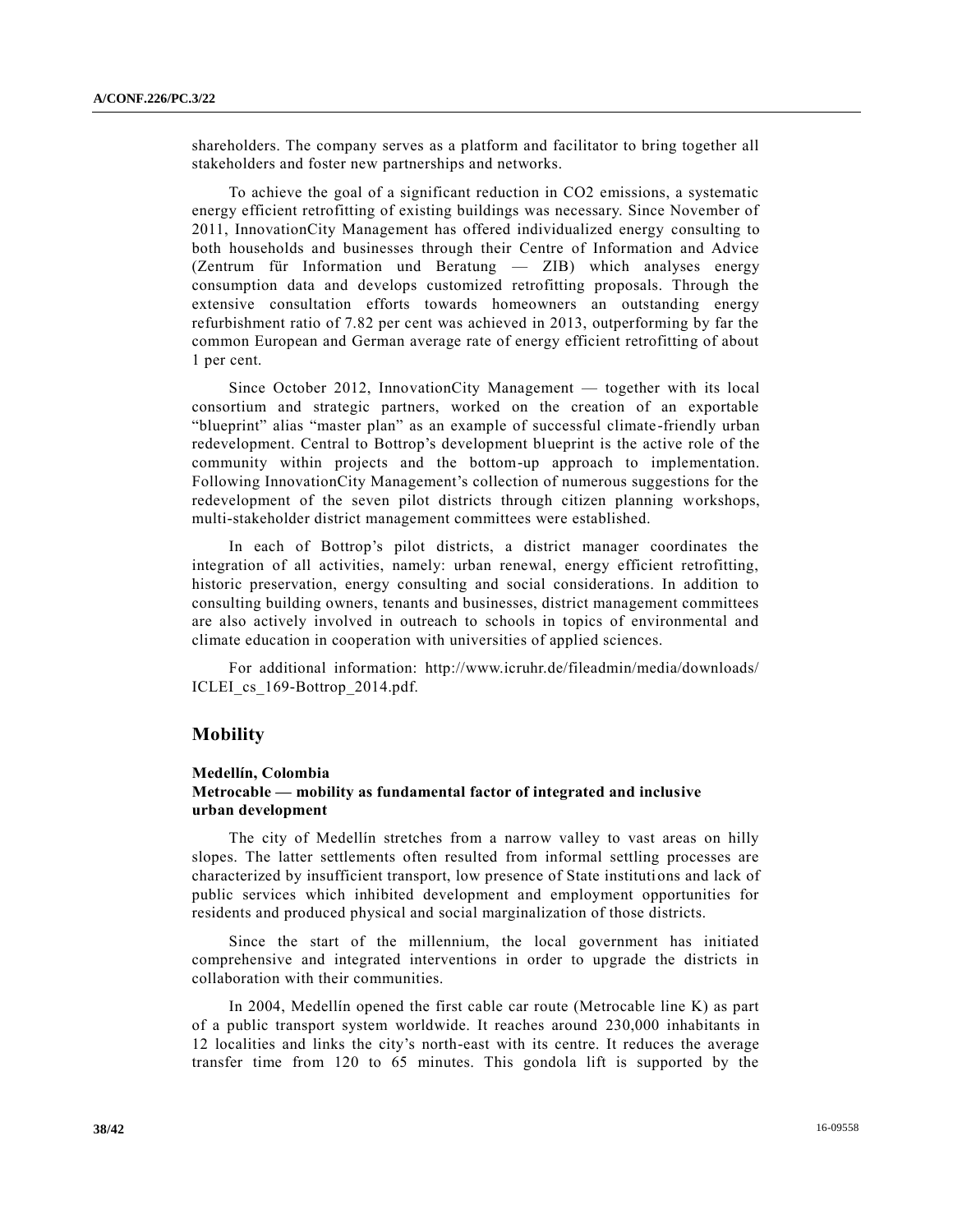shareholders. The company serves as a platform and facilitator to bring together all stakeholders and foster new partnerships and networks.

To achieve the goal of a significant reduction in $CO_2$ emissions, a systematic energy efficient retrofitting of existing buildings was necessary. Since November of 2011, InnovationCity Management has offered individualized energy consulting to both households and businesses through their Centre of Information and Advice (Zentrum für Information und Beratung — ZIB) which analyses energy consumption data and develops customized retrofitting proposals. Through the extensive consultation efforts towards homeowners an outstanding energy refurbishment ratio of 7.82 per cent was achieved in 2013, outperforming by far the common European and German average rate of energy efficient retrofitting of about 1 per cent.

Since October 2012, InnovationCity Management — together with its local consortium and strategic partners, worked on the creation of an exportable "blueprint" alias "master plan" as an example of successful climate-friendly urban redevelopment. Central to Bottrop's development blueprint is the active role of the community within projects and the bottom-up approach to implementation. Following InnovationCity Management's collection of numerous suggestions for the redevelopment of the seven pilot districts through citizen planning workshops, multi-stakeholder district management committees were established.

In each of Bottrop's pilot districts, a district manager coordinates the integration of all activities, namely: urban renewal, energy efficient retrofitting, historic preservation, energy consulting and social considerations. In addition to consulting building owners, tenants and businesses, district management committees are also actively involved in outreach to schools in topics of environmental and climate education in cooperation with universities of applied sciences.

For additional information: http://www.icruhr.de/fileadmin/media/downloads/ICLEI_cs_169-Bottrop_2014.pdf.

## Mobility

### Medellín, Colombia
### Metrocable — mobility as fundamental factor of integrated and inclusive urban development

The city of Medellín stretches from a narrow valley to vast areas on hilly slopes. The latter settlements often resulted from informal settling processes are characterized by insufficient transport, low presence of State institutions and lack of public services which inhibited development and employment opportunities for residents and produced physical and social marginalization of those districts.

Since the start of the millennium, the local government has initiated comprehensive and integrated interventions in order to upgrade the districts in collaboration with their communities.

In 2004, Medellín opened the first cable car route (Metrocable line K) as part of a public transport system worldwide. It reaches around 230,000 inhabitants in 12 localities and links the city's north-east with its centre. It reduces the average transfer time from 120 to 65 minutes. This gondola lift is supported by the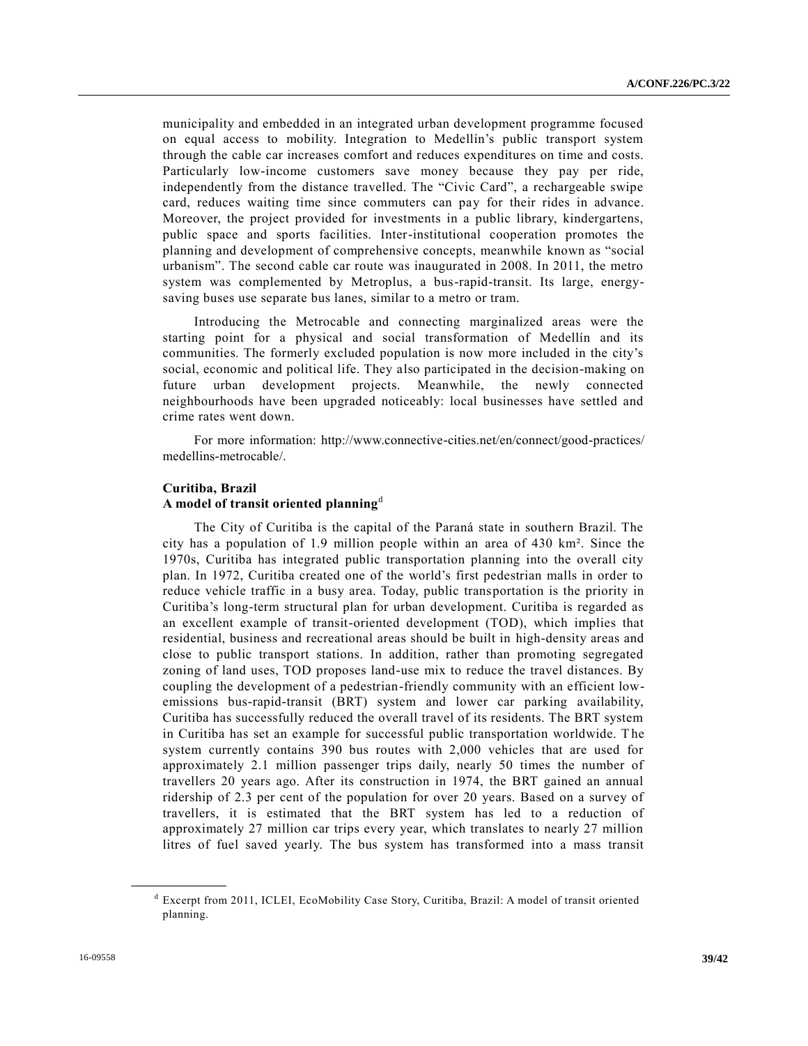municipality and embedded in an integrated urban development programme focused on equal access to mobility. Integration to Medellín's public transport system through the cable car increases comfort and reduces expenditures on time and costs. Particularly low-income customers save money because they pay per ride, independently from the distance travelled. The "Civic Card", a rechargeable swipe card, reduces waiting time since commuters can pay for their rides in advance. Moreover, the project provided for investments in a public library, kindergartens, public space and sports facilities. Inter-institutional cooperation promotes the planning and development of comprehensive concepts, meanwhile known as "social urbanism". The second cable car route was inaugurated in 2008. In 2011, the metro system was complemented by Metroplus, a bus-rapid-transit. Its large, energy-saving buses use separate bus lanes, similar to a metro or tram.

Introducing the Metrocable and connecting marginalized areas were the starting point for a physical and social transformation of Medellín and its communities. The formerly excluded population is now more included in the city's social, economic and political life. They also participated in the decision-making on future urban development projects. Meanwhile, the newly connected neighbourhoods have been upgraded noticeably: local businesses have settled and crime rates went down.

For more information: http://www.connective-cities.net/en/connect/good-practices/medellins-metrocable/.

**Curitiba, Brazil**
**A model of transit oriented planning**[d]

The City of Curitiba is the capital of the Paraná state in southern Brazil. The city has a population of 1.9 million people within an area of 430 km². Since the 1970s, Curitiba has integrated public transportation planning into the overall city plan. In 1972, Curitiba created one of the world's first pedestrian malls in order to reduce vehicle traffic in a busy area. Today, public transportation is the priority in Curitiba's long-term structural plan for urban development. Curitiba is regarded as an excellent example of transit-oriented development (TOD), which implies that residential, business and recreational areas should be built in high-density areas and close to public transport stations. In addition, rather than promoting segregated zoning of land uses, TOD proposes land-use mix to reduce the travel distances. By coupling the development of a pedestrian-friendly community with an efficient low-emissions bus-rapid-transit (BRT) system and lower car parking availability, Curitiba has successfully reduced the overall travel of its residents. The BRT system in Curitiba has set an example for successful public transportation worldwide. The system currently contains 390 bus routes with 2,000 vehicles that are used for approximately 2.1 million passenger trips daily, nearly 50 times the number of travellers 20 years ago. After its construction in 1974, the BRT gained an annual ridership of 2.3 per cent of the population for over 20 years. Based on a survey of travellers, it is estimated that the BRT system has led to a reduction of approximately 27 million car trips every year, which translates to nearly 27 million litres of fuel saved yearly. The bus system has transformed into a mass transit

[d] Excerpt from 2011, ICLEI, EcoMobility Case Story, Curitiba, Brazil: A model of transit oriented planning.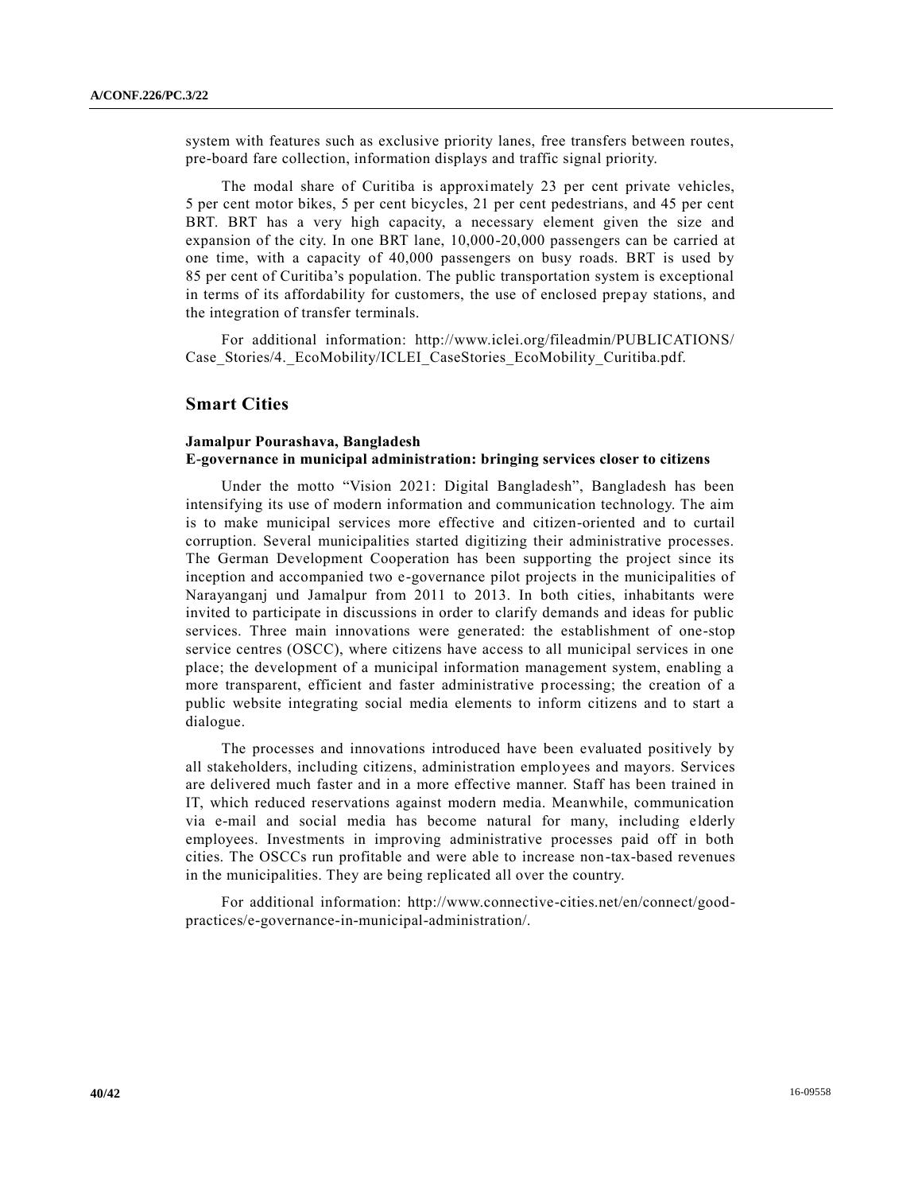system with features such as exclusive priority lanes, free transfers between routes, pre-board fare collection, information displays and traffic signal priority.

The modal share of Curitiba is approximately 23 per cent private vehicles, 5 per cent motor bikes, 5 per cent bicycles, 21 per cent pedestrians, and 45 per cent BRT. BRT has a very high capacity, a necessary element given the size and expansion of the city. In one BRT lane, 10,000-20,000 passengers can be carried at one time, with a capacity of 40,000 passengers on busy roads. BRT is used by 85 per cent of Curitiba's population. The public transportation system is exceptional in terms of its affordability for customers, the use of enclosed prepay stations, and the integration of transfer terminals.

For additional information: http://www.iclei.org/fileadmin/PUBLICATIONS/Case_Stories/4._EcoMobility/ICLEI_CaseStories_EcoMobility_Curitiba.pdf.

## Smart Cities

### Jamalpur Pourashava, Bangladesh
### E-governance in municipal administration: bringing services closer to citizens

Under the motto "Vision 2021: Digital Bangladesh", Bangladesh has been intensifying its use of modern information and communication technology. The aim is to make municipal services more effective and citizen-oriented and to curtail corruption. Several municipalities started digitizing their administrative processes. The German Development Cooperation has been supporting the project since its inception and accompanied two e-governance pilot projects in the municipalities of Narayanganj und Jamalpur from 2011 to 2013. In both cities, inhabitants were invited to participate in discussions in order to clarify demands and ideas for public services. Three main innovations were generated: the establishment of one-stop service centres (OSCC), where citizens have access to all municipal services in one place; the development of a municipal information management system, enabling a more transparent, efficient and faster administrative processing; the creation of a public website integrating social media elements to inform citizens and to start a dialogue.

The processes and innovations introduced have been evaluated positively by all stakeholders, including citizens, administration employees and mayors. Services are delivered much faster and in a more effective manner. Staff has been trained in IT, which reduced reservations against modern media. Meanwhile, communication via e-mail and social media has become natural for many, including elderly employees. Investments in improving administrative processes paid off in both cities. The OSCCs run profitable and were able to increase non-tax-based revenues in the municipalities. They are being replicated all over the country.

For additional information: http://www.connective-cities.net/en/connect/good-practices/e-governance-in-municipal-administration/.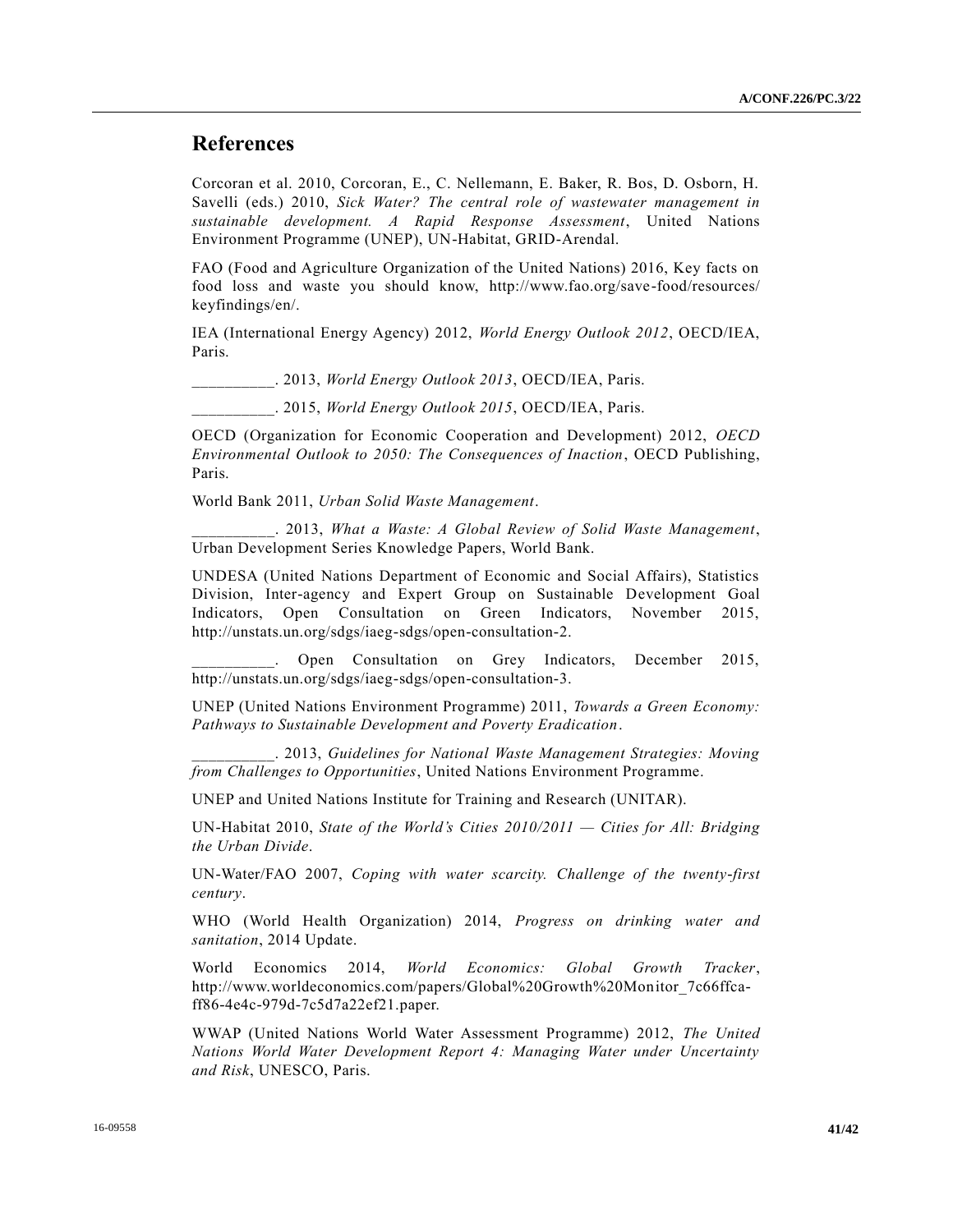## References

Corcoran et al. 2010, Corcoran, E., C. Nellemann, E. Baker, R. Bos, D. Osborn, H. Savelli (eds.) 2010, *Sick Water? The central role of wastewater management in sustainable development. A Rapid Response Assessment*, United Nations Environment Programme (UNEP), UN-Habitat, GRID-Arendal.

FAO (Food and Agriculture Organization of the United Nations) 2016, Key facts on food loss and waste you should know, http://www.fao.org/save-food/resources/keyfindings/en/.

IEA (International Energy Agency) 2012, *World Energy Outlook 2012*, OECD/IEA, Paris.

__________. 2013, *World Energy Outlook 2013*, OECD/IEA, Paris.

__________. 2015, *World Energy Outlook 2015*, OECD/IEA, Paris.

OECD (Organization for Economic Cooperation and Development) 2012, *OECD Environmental Outlook to 2050: The Consequences of Inaction*, OECD Publishing, Paris.

World Bank 2011, *Urban Solid Waste Management*.

__________. 2013, *What a Waste: A Global Review of Solid Waste Management*, Urban Development Series Knowledge Papers, World Bank.

UNDESA (United Nations Department of Economic and Social Affairs), Statistics Division, Inter-agency and Expert Group on Sustainable Development Goal Indicators, Open Consultation on Green Indicators, November 2015, http://unstats.un.org/sdgs/iaeg-sdgs/open-consultation-2.

__________. Open Consultation on Grey Indicators, December 2015, http://unstats.un.org/sdgs/iaeg-sdgs/open-consultation-3.

UNEP (United Nations Environment Programme) 2011, *Towards a Green Economy: Pathways to Sustainable Development and Poverty Eradication*.

__________. 2013, *Guidelines for National Waste Management Strategies: Moving from Challenges to Opportunities*, United Nations Environment Programme.

UNEP and United Nations Institute for Training and Research (UNITAR).

UN-Habitat 2010, *State of the World's Cities 2010/2011 — Cities for All: Bridging the Urban Divide*.

UN-Water/FAO 2007, *Coping with water scarcity. Challenge of the twenty-first century*.

WHO (World Health Organization) 2014, *Progress on drinking water and sanitation*, 2014 Update.

World Economics 2014, *World Economics: Global Growth Tracker*, http://www.worldeconomics.com/papers/Global%20Growth%20Monitor_7c66ffca-ff86-4e4c-979d-7c5d7a22ef21.paper.

WWAP (United Nations World Water Assessment Programme) 2012, *The United Nations World Water Development Report 4: Managing Water under Uncertainty and Risk*, UNESCO, Paris.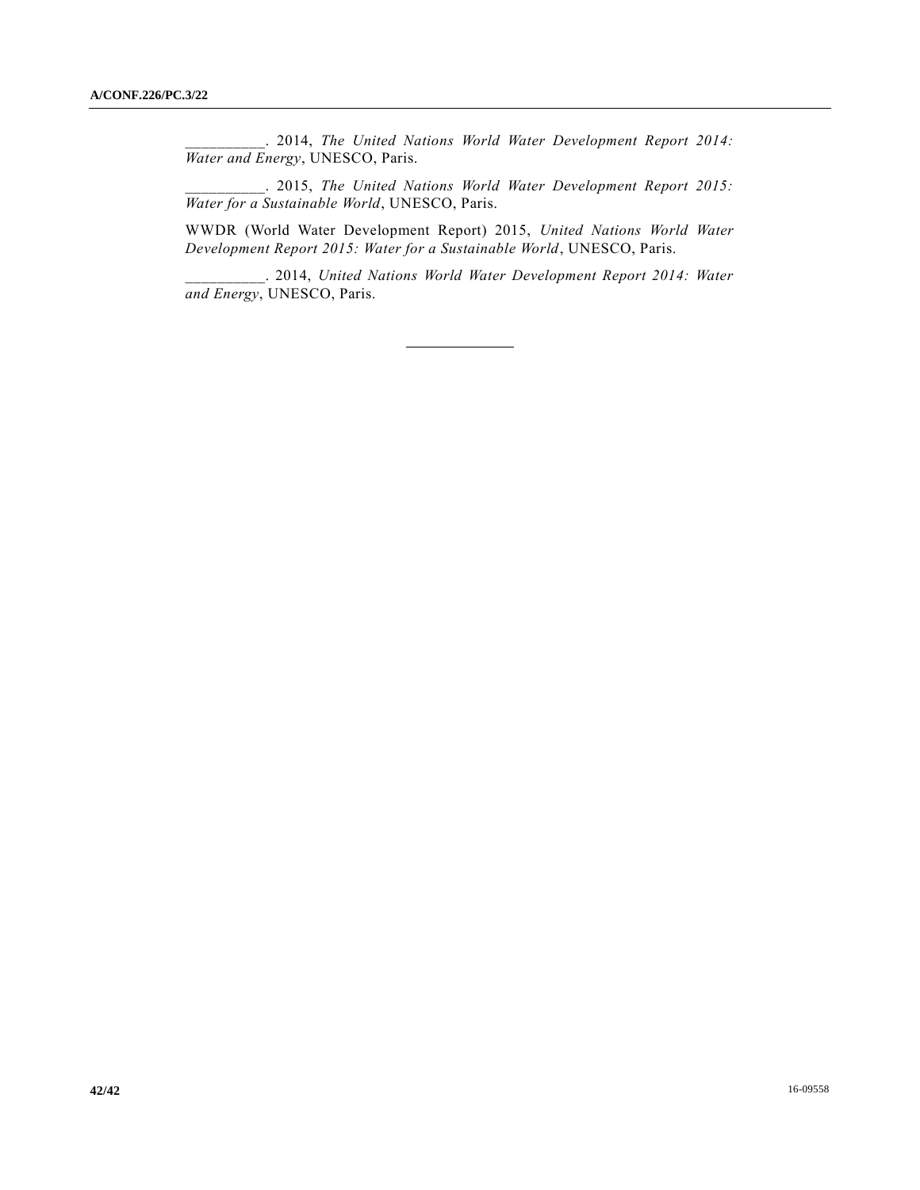__________. 2014, *The United Nations World Water Development Report 2014: Water and Energy*, UNESCO, Paris.

__________. 2015, *The United Nations World Water Development Report 2015: Water for a Sustainable World*, UNESCO, Paris.

WWDR (World Water Development Report) 2015, *United Nations World Water Development Report 2015: Water for a Sustainable World*, UNESCO, Paris.

__________. 2014, *United Nations World Water Development Report 2014: Water and Energy*, UNESCO, Paris.